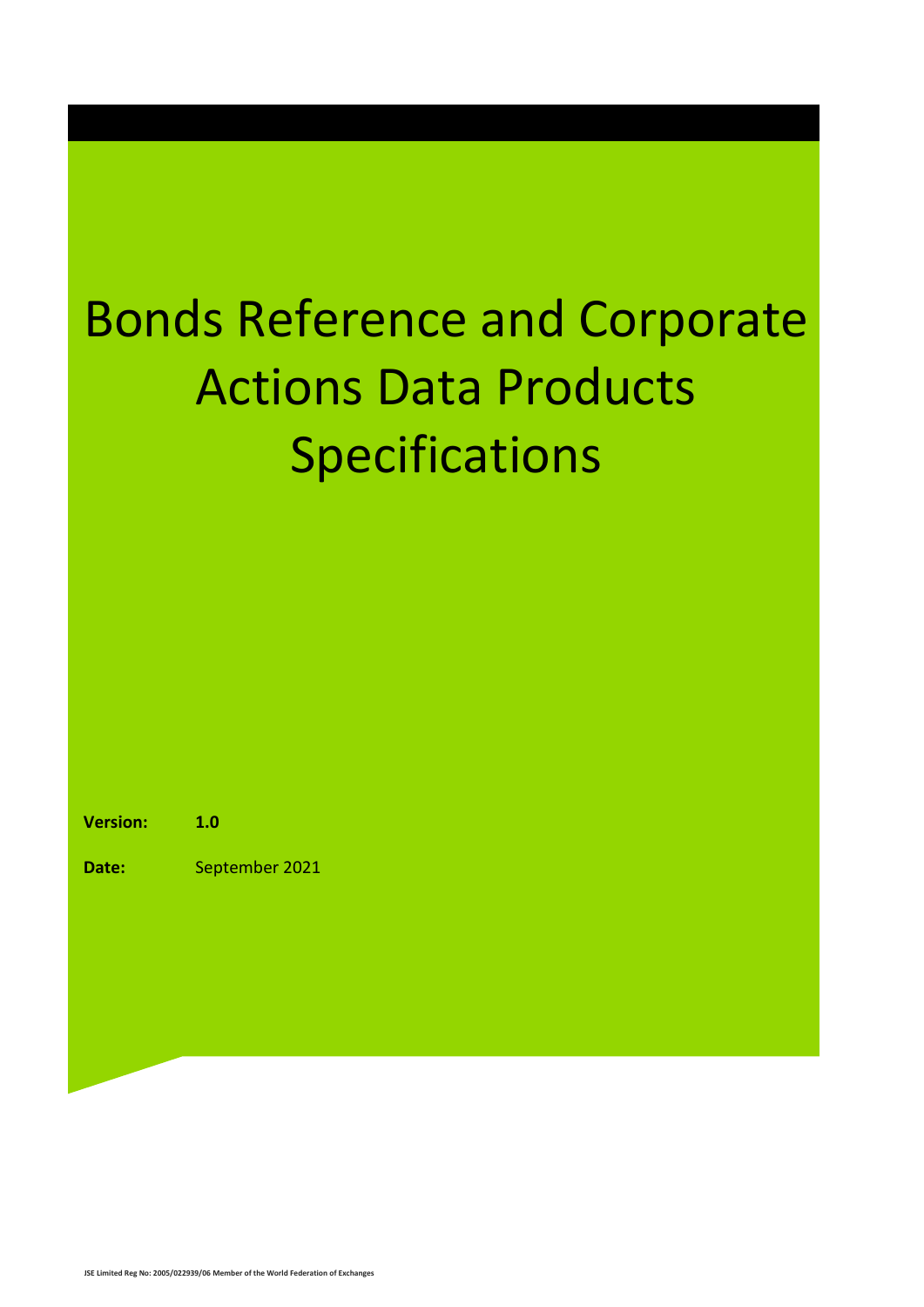# Bonds Reference and Corporate Actions Data Products Specifications

**Version:** **1.0**

**Date:** September 2021

JSE Limited Reg No: 2005/022939/06 Member of the World Federation of Exchanges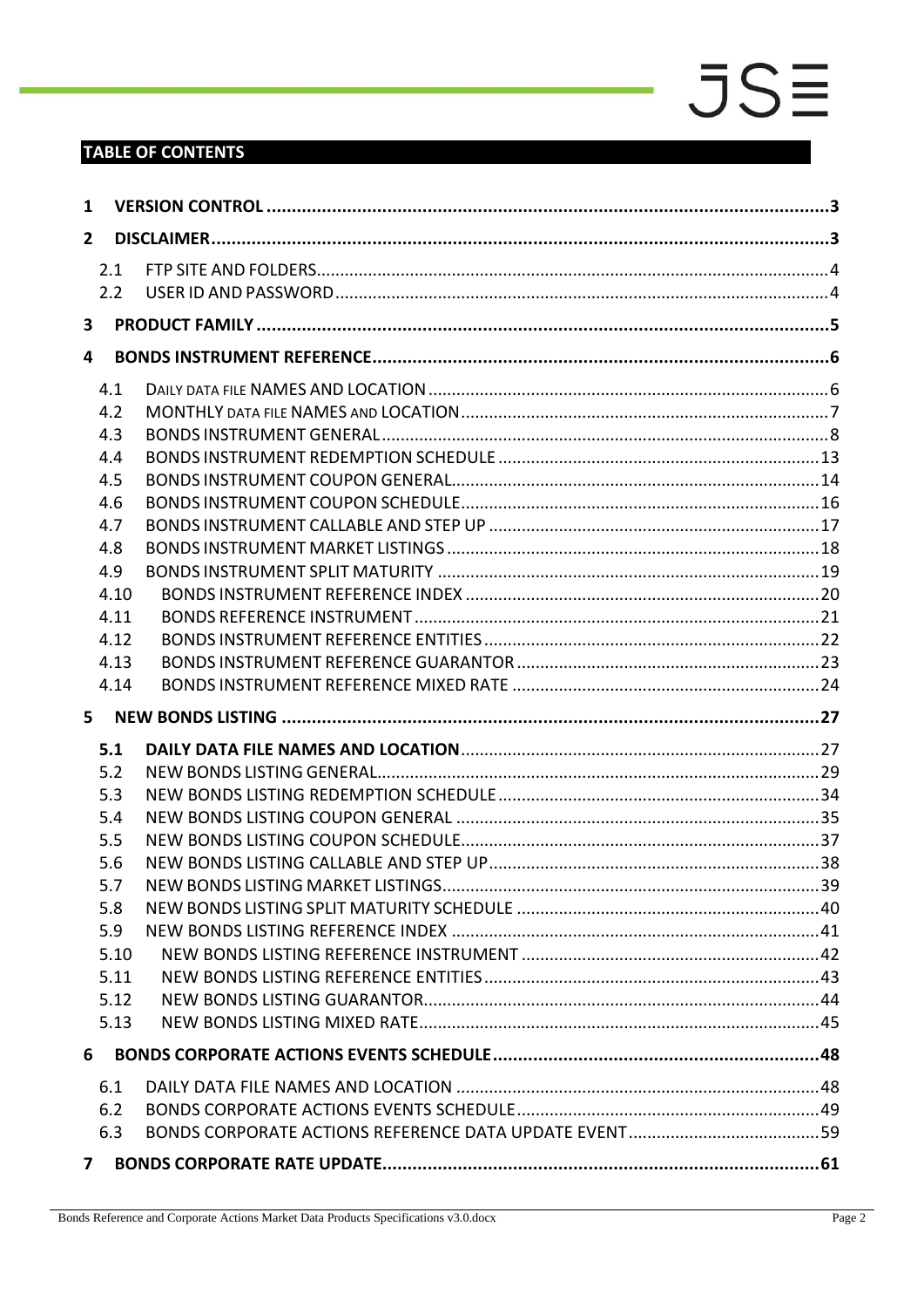## TABLE OF CONTENTS

1 VERSION CONTROL ........................................................................................................3
2 DISCLAIMER....................................................................................................................3
 2.1 FTP SITE AND FOLDERS...........................................................................................4
 2.2 USER ID AND PASSWORD........................................................................................4
3 PRODUCT FAMILY ..........................................................................................................5
4 BONDS INSTRUMENT REFERENCE.................................................................................6
 4.1 DAILY DATA FILE NAMES AND LOCATION .............................................................6
 4.2 MONTHLY DATA FILE NAMES AND LOCATION........................................................7
 4.3 BONDS INSTRUMENT GENERAL..............................................................................8
 4.4 BONDS INSTRUMENT REDEMPTION SCHEDULE ...................................................13
 4.5 BONDS INSTRUMENT COUPON GENERAL.............................................................14
 4.6 BONDS INSTRUMENT COUPON SCHEDULE...........................................................16
 4.7 BONDS INSTRUMENT CALLABLE AND STEP UP .....................................................17
 4.8 BONDS INSTRUMENT MARKET LISTINGS ..............................................................18
 4.9 BONDS INSTRUMENT SPLIT MATURITY ................................................................19
 4.10 BONDS INSTRUMENT REFERENCE INDEX ...........................................................20
 4.11 BONDS REFERENCE INSTRUMENT ......................................................................21
 4.12 BONDS INSTRUMENT REFERENCE ENTITIES .......................................................22
 4.13 BONDS INSTRUMENT REFERENCE GUARANTOR ................................................23
 4.14 BONDS INSTRUMENT REFERENCE MIXED RATE .................................................24
5 NEW BONDS LISTING ...................................................................................................27
 **5.1 DAILY DATA FILE NAMES AND LOCATION**..........................................................27
 5.2 NEW BONDS LISTING GENERAL.............................................................................29
 5.3 NEW BONDS LISTING REDEMPTION SCHEDULE ....................................................34
 5.4 NEW BONDS LISTING COUPON GENERAL .............................................................35
 5.5 NEW BONDS LISTING COUPON SCHEDULE............................................................37
 5.6 NEW BONDS LISTING CALLABLE AND STEP UP.......................................................38
 5.7 NEW BONDS LISTING MARKET LISTINGS................................................................39
 5.8 NEW BONDS LISTING SPLIT MATURITY SCHEDULE ................................................40
 5.9 NEW BONDS LISTING REFERENCE INDEX ..............................................................41
 5.10 NEW BONDS LISTING REFERENCE INSTRUMENT ...............................................42
 5.11 NEW BONDS LISTING REFERENCE ENTITIES.......................................................43
 5.12 NEW BONDS LISTING GUARANTOR....................................................................44
 5.13 NEW BONDS LISTING MIXED RATE.....................................................................45
6 BONDS CORPORATE ACTIONS EVENTS SCHEDULE.....................................................48
 6.1 DAILY DATA FILE NAMES AND LOCATION ............................................................48
 6.2 BONDS CORPORATE ACTIONS EVENTS SCHEDULE...............................................49
 6.3 BONDS CORPORATE ACTIONS REFERENCE DATA UPDATE EVENT........................59
7 BONDS CORPORATE RATE UPDATE............................................................................61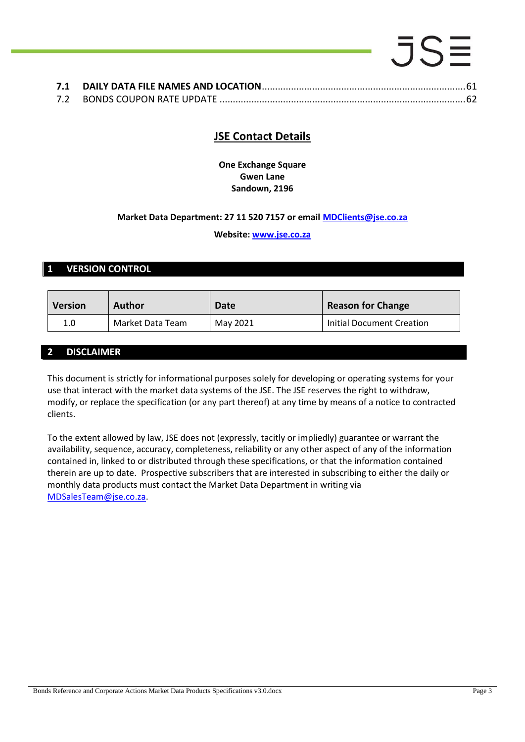**7.1 DAILY DATA FILE NAMES AND LOCATION** ............................................................................ 61
7.2 BONDS COUPON RATE UPDATE ............................................................................................ 62

## JSE Contact Details

**One Exchange Square**
**Gwen Lane**
**Sandown, 2196**

**Market Data Department: 27 11 520 7157 or email MDClients@jse.co.za**

**Website: www.jse.co.za**

# 1 VERSION CONTROL

| Version | Author | Date | Reason for Change |
| --- | --- | --- | --- |
| 1.0 | Market Data Team | May 2021 | Initial Document Creation |

# 2 DISCLAIMER

This document is strictly for informational purposes solely for developing or operating systems for your use that interact with the market data systems of the JSE. The JSE reserves the right to withdraw, modify, or replace the specification (or any part thereof) at any time by means of a notice to contracted clients.

To the extent allowed by law, JSE does not (expressly, tacitly or impliedly) guarantee or warrant the availability, sequence, accuracy, completeness, reliability or any other aspect of any of the information contained in, linked to or distributed through these specifications, or that the information contained therein are up to date. Prospective subscribers that are interested in subscribing to either the daily or monthly data products must contact the Market Data Department in writing via MDSalesTeam@jse.co.za.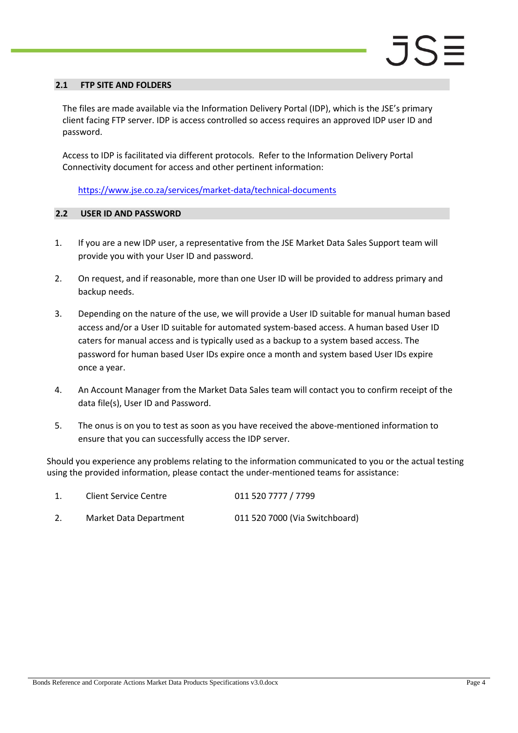## 2.1 FTP SITE AND FOLDERS

The files are made available via the Information Delivery Portal (IDP), which is the JSE's primary client facing FTP server. IDP is access controlled so access requires an approved IDP user ID and password.

Access to IDP is facilitated via different protocols. Refer to the Information Delivery Portal Connectivity document for access and other pertinent information:

https://www.jse.co.za/services/market-data/technical-documents

## 2.2 USER ID AND PASSWORD

1. If you are a new IDP user, a representative from the JSE Market Data Sales Support team will provide you with your User ID and password.
2. On request, and if reasonable, more than one User ID will be provided to address primary and backup needs.
3. Depending on the nature of the use, we will provide a User ID suitable for manual human based access and/or a User ID suitable for automated system-based access. A human based User ID caters for manual access and is typically used as a backup to a system based access. The password for human based User IDs expire once a month and system based User IDs expire once a year.
4. An Account Manager from the Market Data Sales team will contact you to confirm receipt of the data file(s), User ID and Password.
5. The onus is on you to test as soon as you have received the above-mentioned information to ensure that you can successfully access the IDP server.

Should you experience any problems relating to the information communicated to you or the actual testing using the provided information, please contact the under-mentioned teams for assistance:

1. Client Service Centre — 011 520 7777 / 7799
2. Market Data Department — 011 520 7000 (Via Switchboard)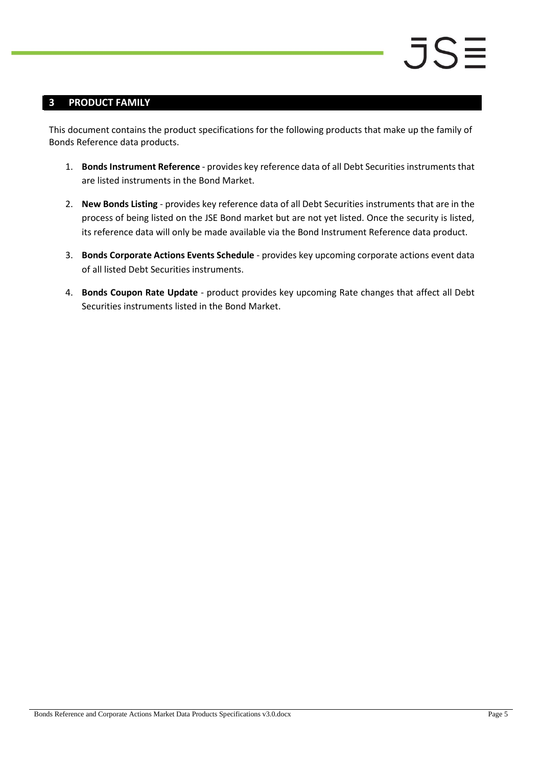## 3 PRODUCT FAMILY

This document contains the product specifications for the following products that make up the family of Bonds Reference data products.

1. **Bonds Instrument Reference** - provides key reference data of all Debt Securities instruments that are listed instruments in the Bond Market.
2. **New Bonds Listing** - provides key reference data of all Debt Securities instruments that are in the process of being listed on the JSE Bond market but are not yet listed. Once the security is listed, its reference data will only be made available via the Bond Instrument Reference data product.
3. **Bonds Corporate Actions Events Schedule** - provides key upcoming corporate actions event data of all listed Debt Securities instruments.
4. **Bonds Coupon Rate Update** - product provides key upcoming Rate changes that affect all Debt Securities instruments listed in the Bond Market.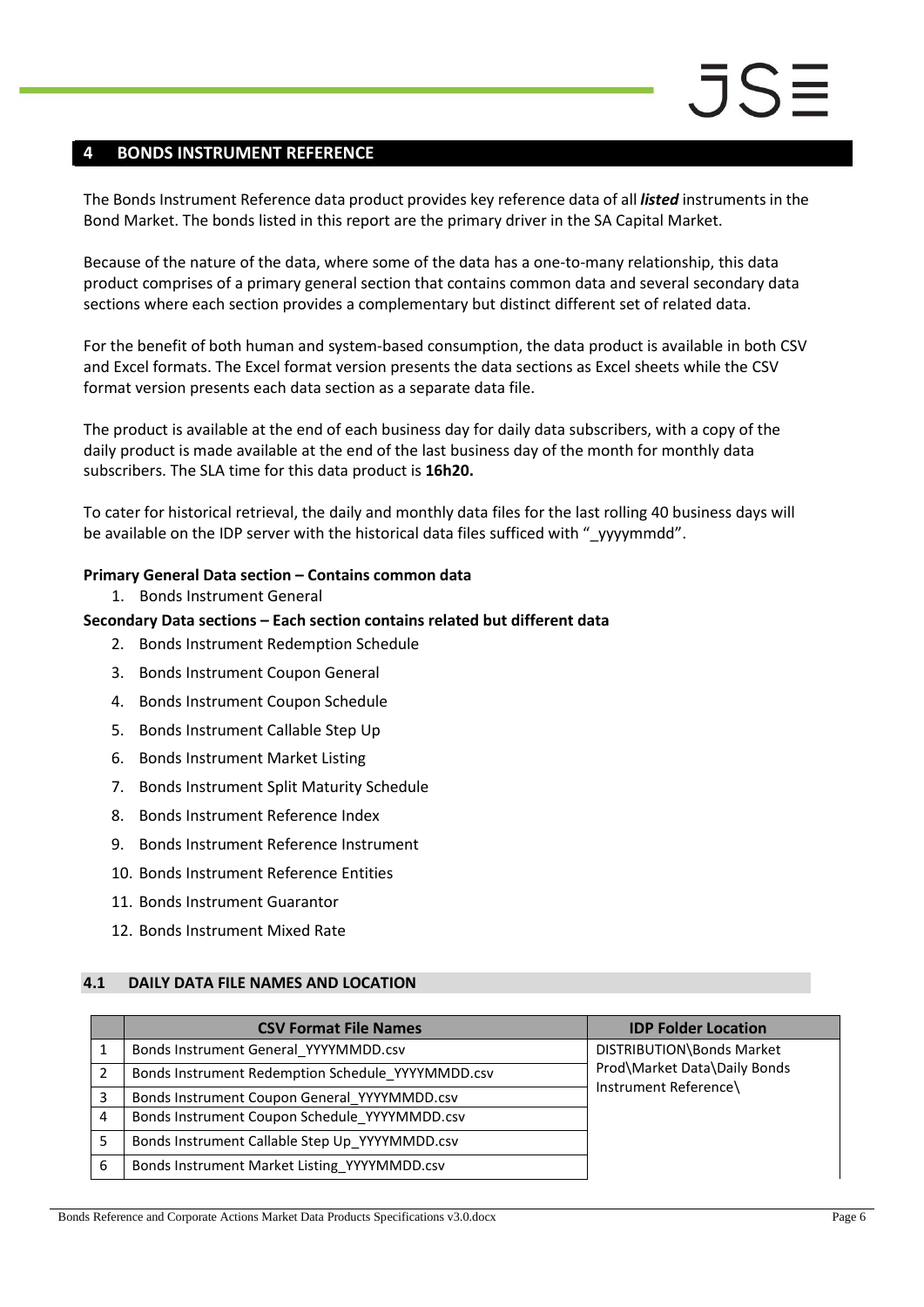# 4 BONDS INSTRUMENT REFERENCE

The Bonds Instrument Reference data product provides key reference data of all ***listed*** instruments in the Bond Market. The bonds listed in this report are the primary driver in the SA Capital Market.

Because of the nature of the data, where some of the data has a one-to-many relationship, this data product comprises of a primary general section that contains common data and several secondary data sections where each section provides a complementary but distinct different set of related data.

For the benefit of both human and system-based consumption, the data product is available in both CSV and Excel formats. The Excel format version presents the data sections as Excel sheets while the CSV format version presents each data section as a separate data file.

The product is available at the end of each business day for daily data subscribers, with a copy of the daily product is made available at the end of the last business day of the month for monthly data subscribers. The SLA time for this data product is **16h20.**

To cater for historical retrieval, the daily and monthly data files for the last rolling 40 business days will be available on the IDP server with the historical data files sufficed with "_yyyymmdd".

**Primary General Data section – Contains common data**

1. Bonds Instrument General

**Secondary Data sections – Each section contains related but different data**

2. Bonds Instrument Redemption Schedule
3. Bonds Instrument Coupon General
4. Bonds Instrument Coupon Schedule
5. Bonds Instrument Callable Step Up
6. Bonds Instrument Market Listing
7. Bonds Instrument Split Maturity Schedule
8. Bonds Instrument Reference Index
9. Bonds Instrument Reference Instrument
10. Bonds Instrument Reference Entities
11. Bonds Instrument Guarantor
12. Bonds Instrument Mixed Rate

## 4.1 DAILY DATA FILE NAMES AND LOCATION

| | CSV Format File Names | IDP Folder Location |
|---|---|---|
| 1 | Bonds Instrument General_YYYYMMDD.csv | DISTRIBUTION\Bonds Market Prod\Market Data\Daily Bonds Instrument Reference\ |
| 2 | Bonds Instrument Redemption Schedule_YYYYMMDD.csv | |
| 3 | Bonds Instrument Coupon General_YYYYMMDD.csv | |
| 4 | Bonds Instrument Coupon Schedule_YYYYMMDD.csv | |
| 5 | Bonds Instrument Callable Step Up_YYYYMMDD.csv | |
| 6 | Bonds Instrument Market Listing_YYYYMMDD.csv | |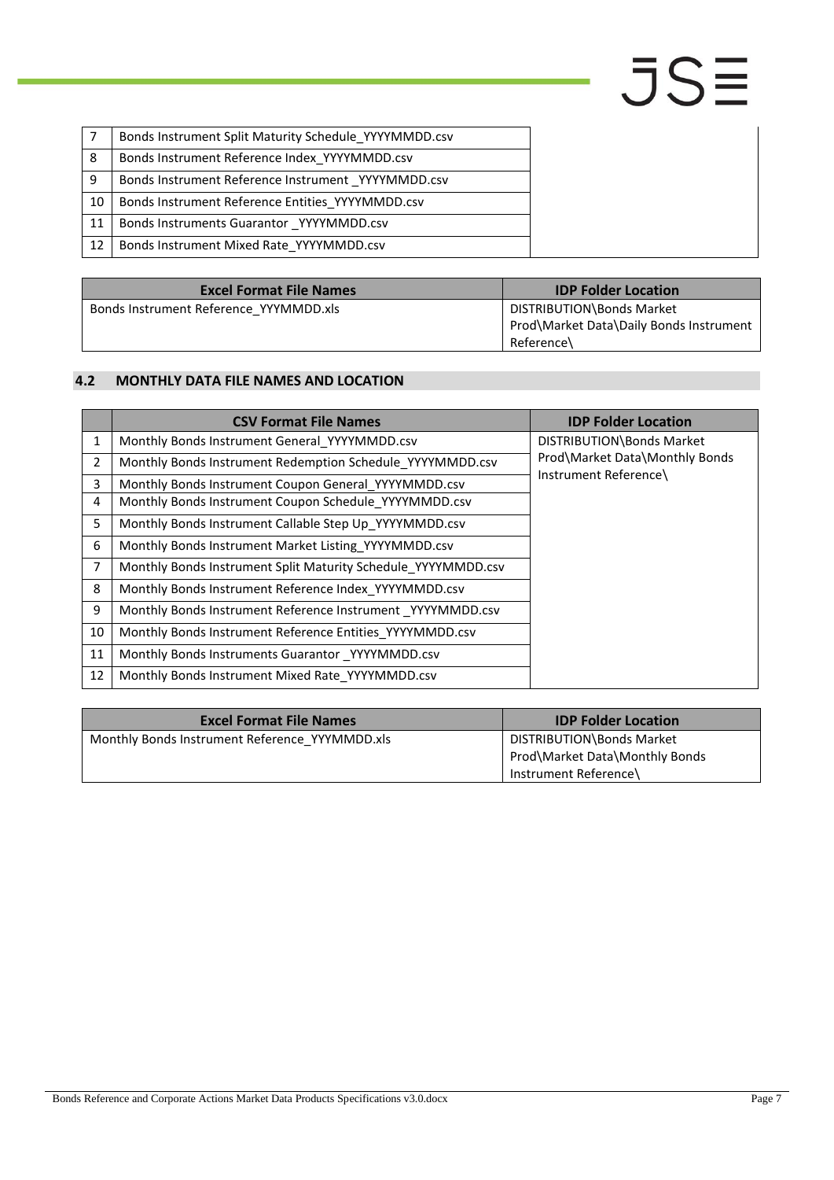| | | |
|---|---|---|
| 7 | Bonds Instrument Split Maturity Schedule_YYYYMMDD.csv | |
| 8 | Bonds Instrument Reference Index_YYYYMMDD.csv | |
| 9 | Bonds Instrument Reference Instrument _YYYYMMDD.csv | |
| 10 | Bonds Instrument Reference Entities_YYYYMMDD.csv | |
| 11 | Bonds Instruments Guarantor _YYYYMMDD.csv | |
| 12 | Bonds Instrument Mixed Rate_YYYYMMDD.csv | |

| Excel Format File Names | IDP Folder Location |
|---|---|
| Bonds Instrument Reference_YYYMMDD.xls | DISTRIBUTION\Bonds Market Prod\Market Data\Daily Bonds Instrument Reference\ |

## 4.2 MONTHLY DATA FILE NAMES AND LOCATION

| | CSV Format File Names | IDP Folder Location |
|---|---|---|
| 1 | Monthly Bonds Instrument General_YYYYMMDD.csv | DISTRIBUTION\Bonds Market Prod\Market Data\Monthly Bonds Instrument Reference\ |
| 2 | Monthly Bonds Instrument Redemption Schedule_YYYYMMDD.csv | |
| 3 | Monthly Bonds Instrument Coupon General_YYYYMMDD.csv | |
| 4 | Monthly Bonds Instrument Coupon Schedule_YYYYMMDD.csv | |
| 5 | Monthly Bonds Instrument Callable Step Up_YYYYMMDD.csv | |
| 6 | Monthly Bonds Instrument Market Listing_YYYYMMDD.csv | |
| 7 | Monthly Bonds Instrument Split Maturity Schedule_YYYYMMDD.csv | |
| 8 | Monthly Bonds Instrument Reference Index_YYYYMMDD.csv | |
| 9 | Monthly Bonds Instrument Reference Instrument _YYYYMMDD.csv | |
| 10 | Monthly Bonds Instrument Reference Entities_YYYYMMDD.csv | |
| 11 | Monthly Bonds Instruments Guarantor _YYYYMMDD.csv | |
| 12 | Monthly Bonds Instrument Mixed Rate_YYYYMMDD.csv | |

| Excel Format File Names | IDP Folder Location |
|---|---|
| Monthly Bonds Instrument Reference_YYYMMDD.xls | DISTRIBUTION\Bonds Market Prod\Market Data\Monthly Bonds Instrument Reference\ |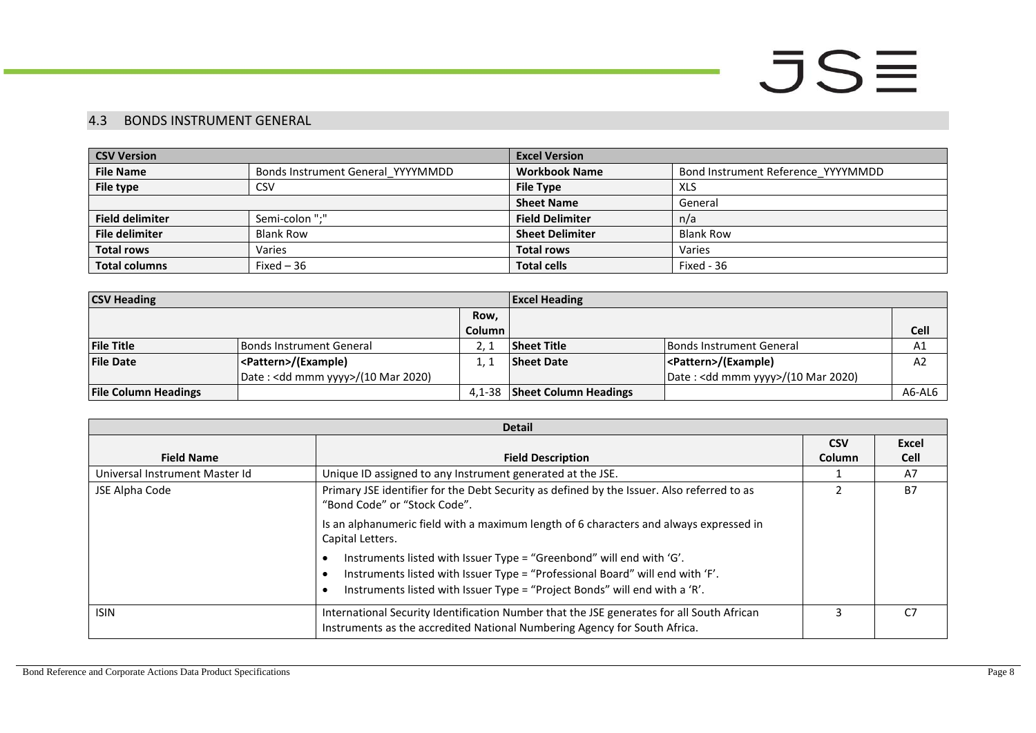## 4.3 BONDS INSTRUMENT GENERAL

| CSV Version | | Excel Version | |
|---|---|---|---|
| **File Name** | Bonds Instrument General_YYYYMMDD | **Workbook Name** | Bond Instrument Reference_YYYYMMDD |
| **File type** | CSV | **File Type** | XLS |
| | | **Sheet Name** | General |
| **Field delimiter** | Semi-colon ";" | **Field Delimiter** | n/a |
| **File delimiter** | Blank Row | **Sheet Delimiter** | Blank Row |
| **Total rows** | Varies | **Total rows** | Varies |
| **Total columns** | Fixed – 36 | **Total cells** | Fixed - 36 |

| CSV Heading | | | Excel Heading | | |
|---|---|---|---|---|---|
| | | Row, Column | | | Cell |
| **File Title** | Bonds Instrument General | 2, 1 | **Sheet Title** | Bonds Instrument General | A1 |
| **File Date** | <Pattern>/(Example)<br>Date : <dd mmm yyyy>/(10 Mar 2020) | 1, 1 | **Sheet Date** | <Pattern>/(Example)<br>Date : <dd mmm yyyy>/(10 Mar 2020) | A2 |
| **File Column Headings** | | 4,1-38 | **Sheet Column Headings** | | A6-AL6 |

| Detail | | | |
|---|---|---|---|
| **Field Name** | **Field Description** | **CSV Column** | **Excel Cell** |
| Universal Instrument Master Id | Unique ID assigned to any Instrument generated at the JSE. | 1 | A7 |
| JSE Alpha Code | Primary JSE identifier for the Debt Security as defined by the Issuer. Also referred to as "Bond Code" or "Stock Code".<br><br>Is an alphanumeric field with a maximum length of 6 characters and always expressed in Capital Letters.<br><br>• Instruments listed with Issuer Type = "Greenbond" will end with 'G'.<br>• Instruments listed with Issuer Type = "Professional Board" will end with 'F'.<br>• Instruments listed with Issuer Type = "Project Bonds" will end with a 'R'. | 2 | B7 |
| ISIN | International Security Identification Number that the JSE generates for all South African Instruments as the accredited National Numbering Agency for South Africa. | 3 | C7 |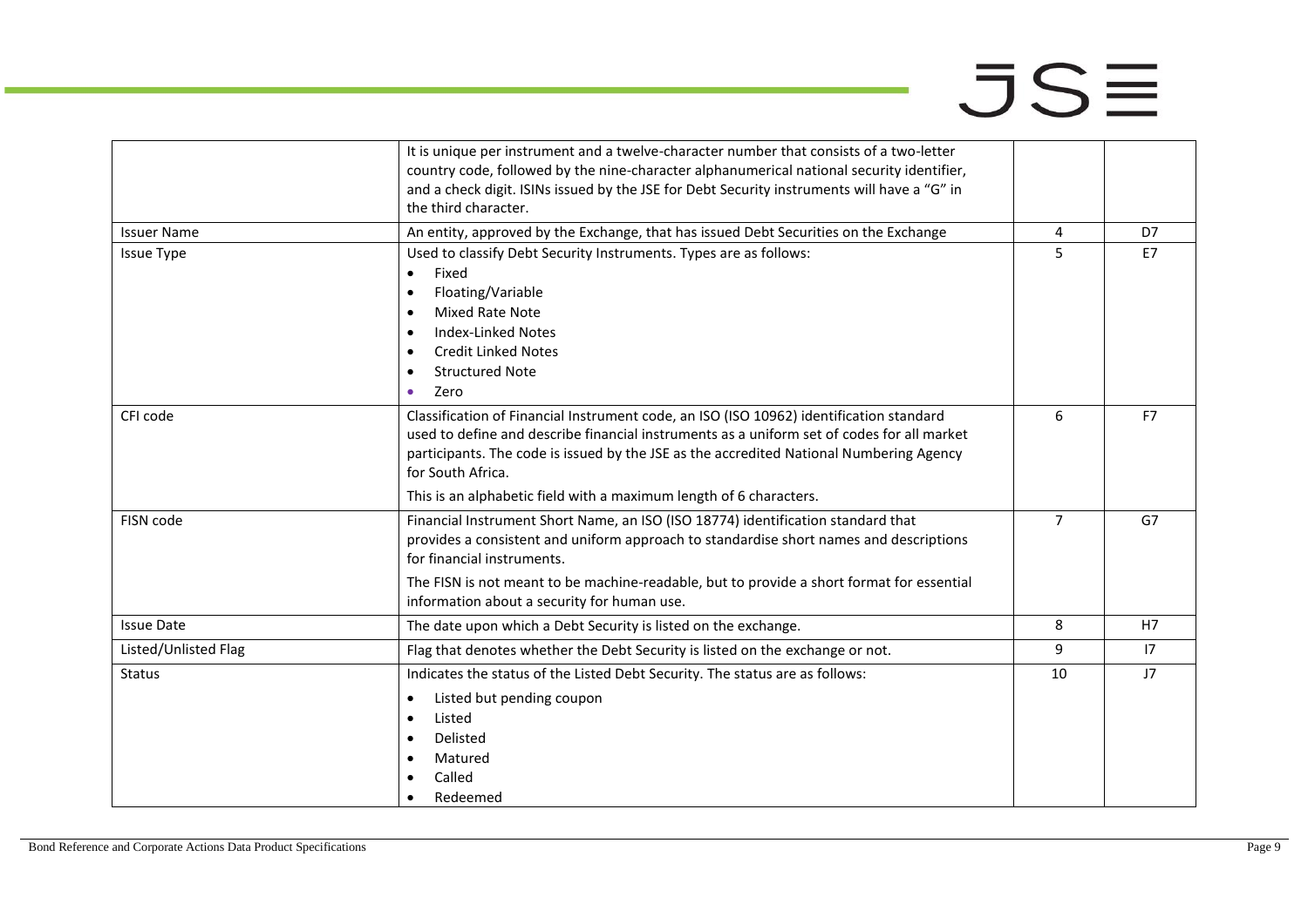|  |  |  |  |
|---|---|---|---|
|  | It is unique per instrument and a twelve-character number that consists of a two-letter country code, followed by the nine-character alphanumerical national security identifier, and a check digit. ISINs issued by the JSE for Debt Security instruments will have a "G" in the third character. |  |  |
| Issuer Name | An entity, approved by the Exchange, that has issued Debt Securities on the Exchange | 4 | D7 |
| Issue Type | Used to classify Debt Security Instruments. Types are as follows:<br>• Fixed<br>• Floating/Variable<br>• Mixed Rate Note<br>• Index-Linked Notes<br>• Credit Linked Notes<br>• Structured Note<br>• Zero | 5 | E7 |
| CFI code | Classification of Financial Instrument code, an ISO (ISO 10962) identification standard used to define and describe financial instruments as a uniform set of codes for all market participants. The code is issued by the JSE as the accredited National Numbering Agency for South Africa.<br>This is an alphabetic field with a maximum length of 6 characters. | 6 | F7 |
| FISN code | Financial Instrument Short Name, an ISO (ISO 18774) identification standard that provides a consistent and uniform approach to standardise short names and descriptions for financial instruments.<br>The FISN is not meant to be machine-readable, but to provide a short format for essential information about a security for human use. | 7 | G7 |
| Issue Date | The date upon which a Debt Security is listed on the exchange. | 8 | H7 |
| Listed/Unlisted Flag | Flag that denotes whether the Debt Security is listed on the exchange or not. | 9 | I7 |
| Status | Indicates the status of the Listed Debt Security. The status are as follows:<br>• Listed but pending coupon<br>• Listed<br>• Delisted<br>• Matured<br>• Called<br>• Redeemed | 10 | J7 |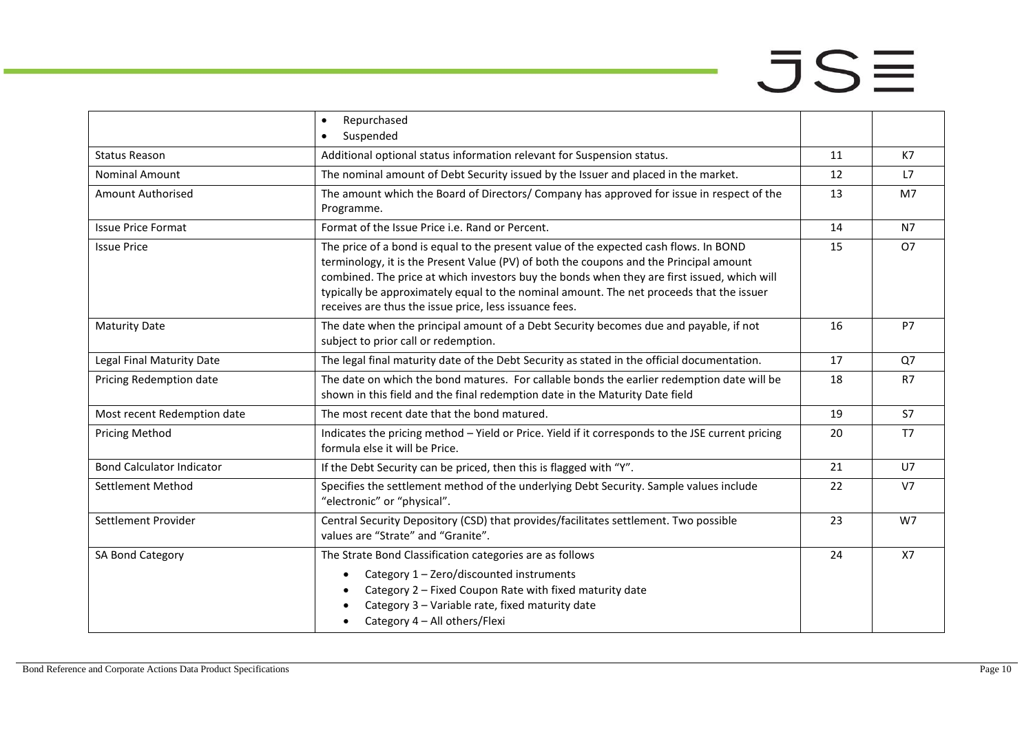| | | | |
|---|---|---|---|
| | • Repurchased<br>• Suspended | | |
| Status Reason | Additional optional status information relevant for Suspension status. | 11 | K7 |
| Nominal Amount | The nominal amount of Debt Security issued by the Issuer and placed in the market. | 12 | L7 |
| Amount Authorised | The amount which the Board of Directors/ Company has approved for issue in respect of the Programme. | 13 | M7 |
| Issue Price Format | Format of the Issue Price i.e. Rand or Percent. | 14 | N7 |
| Issue Price | The price of a bond is equal to the present value of the expected cash flows. In BOND terminology, it is the Present Value (PV) of both the coupons and the Principal amount combined. The price at which investors buy the bonds when they are first issued, which will typically be approximately equal to the nominal amount. The net proceeds that the issuer receives are thus the issue price, less issuance fees. | 15 | O7 |
| Maturity Date | The date when the principal amount of a Debt Security becomes due and payable, if not subject to prior call or redemption. | 16 | P7 |
| Legal Final Maturity Date | The legal final maturity date of the Debt Security as stated in the official documentation. | 17 | Q7 |
| Pricing Redemption date | The date on which the bond matures. For callable bonds the earlier redemption date will be shown in this field and the final redemption date in the Maturity Date field | 18 | R7 |
| Most recent Redemption date | The most recent date that the bond matured. | 19 | S7 |
| Pricing Method | Indicates the pricing method – Yield or Price. Yield if it corresponds to the JSE current pricing formula else it will be Price. | 20 | T7 |
| Bond Calculator Indicator | If the Debt Security can be priced, then this is flagged with "Y". | 21 | U7 |
| Settlement Method | Specifies the settlement method of the underlying Debt Security. Sample values include "electronic" or "physical". | 22 | V7 |
| Settlement Provider | Central Security Depository (CSD) that provides/facilitates settlement. Two possible values are "Strate" and "Granite". | 23 | W7 |
| SA Bond Category | The Strate Bond Classification categories are as follows<br>• Category 1 – Zero/discounted instruments<br>• Category 2 – Fixed Coupon Rate with fixed maturity date<br>• Category 3 – Variable rate, fixed maturity date<br>• Category 4 – All others/Flexi | 24 | X7 |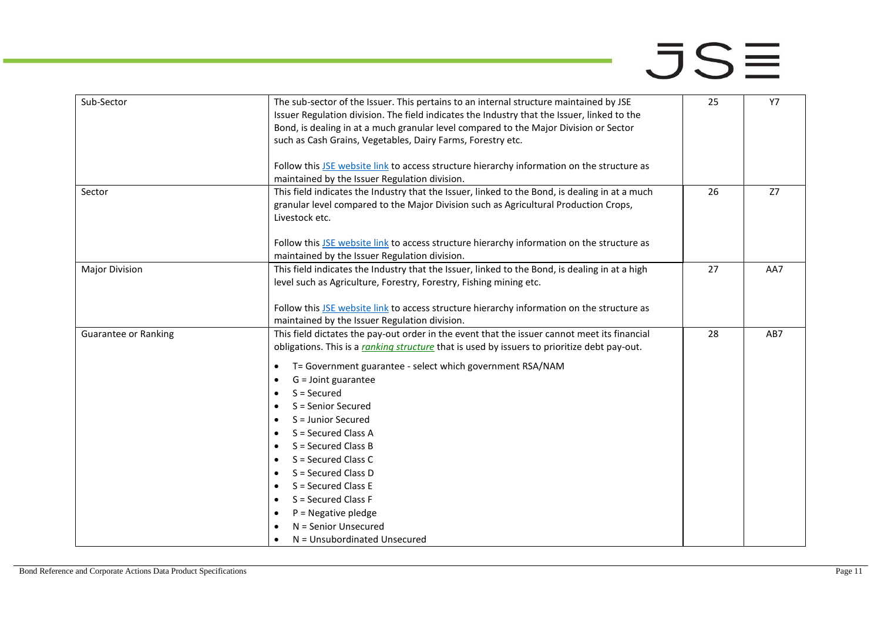| Sub-Sector | The sub-sector of the Issuer. This pertains to an internal structure maintained by JSE Issuer Regulation division. The field indicates the Industry that the Issuer, linked to the Bond, is dealing in at a much granular level compared to the Major Division or Sector such as Cash Grains, Vegetables, Dairy Farms, Forestry etc.<br><br>Follow this JSE website link to access structure hierarchy information on the structure as maintained by the Issuer Regulation division. | 25 | Y7 |
|---|---|---|---|
| Sector | This field indicates the Industry that the Issuer, linked to the Bond, is dealing in at a much granular level compared to the Major Division such as Agricultural Production Crops, Livestock etc.<br><br>Follow this JSE website link to access structure hierarchy information on the structure as maintained by the Issuer Regulation division. | 26 | Z7 |
| Major Division | This field indicates the Industry that the Issuer, linked to the Bond, is dealing in at a high level such as Agriculture, Forestry, Forestry, Fishing mining etc.<br><br>Follow this JSE website link to access structure hierarchy information on the structure as maintained by the Issuer Regulation division. | 27 | AA7 |
| Guarantee or Ranking | This field dictates the pay-out order in the event that the issuer cannot meet its financial obligations. This is a *ranking structure* that is used by issuers to prioritize debt pay-out.<br><br>• T= Government guarantee - select which government RSA/NAM<br>• G = Joint guarantee<br>• S = Secured<br>• S = Senior Secured<br>• S = Junior Secured<br>• S = Secured Class A<br>• S = Secured Class B<br>• S = Secured Class C<br>• S = Secured Class D<br>• S = Secured Class E<br>• S = Secured Class F<br>• P = Negative pledge<br>• N = Senior Unsecured<br>• N = Unsubordinated Unsecured | 28 | AB7 |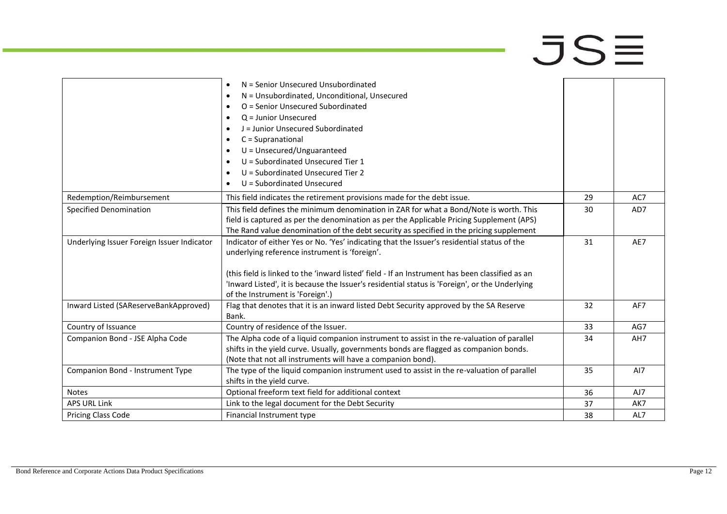| | | | |
|---|---|---|---|
| | • N = Senior Unsecured Unsubordinated<br>• N = Unsubordinated, Unconditional, Unsecured<br>• O = Senior Unsecured Subordinated<br>• Q = Junior Unsecured<br>• J = Junior Unsecured Subordinated<br>• C = Supranational<br>• U = Unsecured/Unguaranteed<br>• U = Subordinated Unsecured Tier 1<br>• U = Subordinated Unsecured Tier 2<br>• U = Subordinated Unsecured | | |
| Redemption/Reimbursement | This field indicates the retirement provisions made for the debt issue. | 29 | AC7 |
| Specified Denomination | This field defines the minimum denomination in ZAR for what a Bond/Note is worth. This field is captured as per the denomination as per the Applicable Pricing Supplement (APS) The Rand value denomination of the debt security as specified in the pricing supplement | 30 | AD7 |
| Underlying Issuer Foreign Issuer Indicator | Indicator of either Yes or No. 'Yes' indicating that the Issuer's residential status of the underlying reference instrument is 'foreign'.<br><br>(this field is linked to the 'inward listed' field - If an Instrument has been classified as an 'Inward Listed', it is because the Issuer's residential status is 'Foreign', or the Underlying of the Instrument is 'Foreign'.) | 31 | AE7 |
| Inward Listed (SAReserveBankApproved) | Flag that denotes that it is an inward listed Debt Security approved by the SA Reserve Bank. | 32 | AF7 |
| Country of Issuance | Country of residence of the Issuer. | 33 | AG7 |
| Companion Bond - JSE Alpha Code | The Alpha code of a liquid companion instrument to assist in the re-valuation of parallel shifts in the yield curve. Usually, governments bonds are flagged as companion bonds. (Note that not all instruments will have a companion bond). | 34 | AH7 |
| Companion Bond - Instrument Type | The type of the liquid companion instrument used to assist in the re-valuation of parallel shifts in the yield curve. | 35 | AI7 |
| Notes | Optional freeform text field for additional context | 36 | AJ7 |
| APS URL Link | Link to the legal document for the Debt Security | 37 | AK7 |
| Pricing Class Code | Financial Instrument type | 38 | AL7 |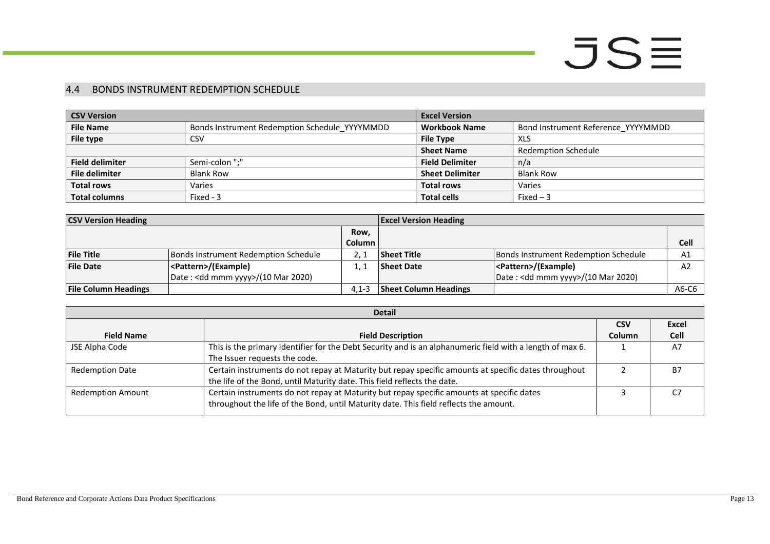## 4.4 BONDS INSTRUMENT REDEMPTION SCHEDULE

| CSV Version | | Excel Version | |
|---|---|---|---|
| **File Name** | Bonds Instrument Redemption Schedule_YYYYMMDD | **Workbook Name** | Bond Instrument Reference_YYYYMMDD |
| **File type** | CSV | **File Type** | XLS |
| | | **Sheet Name** | Redemption Schedule |
| **Field delimiter** | Semi-colon ";" | **Field Delimiter** | n/a |
| **File delimiter** | Blank Row | **Sheet Delimiter** | Blank Row |
| **Total rows** | Varies | **Total rows** | Varies |
| **Total columns** | Fixed - 3 | **Total cells** | Fixed – 3 |

| CSV Version Heading | | | Excel Version Heading | | |
|---|---|---|---|---|---|
| | | **Row, Column** | | | **Cell** |
| **File Title** | Bonds Instrument Redemption Schedule | 2, 1 | **Sheet Title** | Bonds Instrument Redemption Schedule | A1 |
| **File Date** | **<Pattern>/(Example)** Date : <dd mmm yyyy>/(10 Mar 2020) | 1, 1 | **Sheet Date** | **<Pattern>/(Example)** Date : <dd mmm yyyy>/(10 Mar 2020) | A2 |
| **File Column Headings** | | 4,1-3 | **Sheet Column Headings** | | A6-C6 |

| Detail | | | |
|---|---|---|---|
| **Field Name** | **Field Description** | **CSV Column** | **Excel Cell** |
| JSE Alpha Code | This is the primary identifier for the Debt Security and is an alphanumeric field with a length of max 6. The Issuer requests the code. | 1 | A7 |
| Redemption Date | Certain instruments do not repay at Maturity but repay specific amounts at specific dates throughout the life of the Bond, until Maturity date. This field reflects the date. | 2 | B7 |
| Redemption Amount | Certain instruments do not repay at Maturity but repay specific amounts at specific dates throughout the life of the Bond, until Maturity date. This field reflects the amount. | 3 | C7 |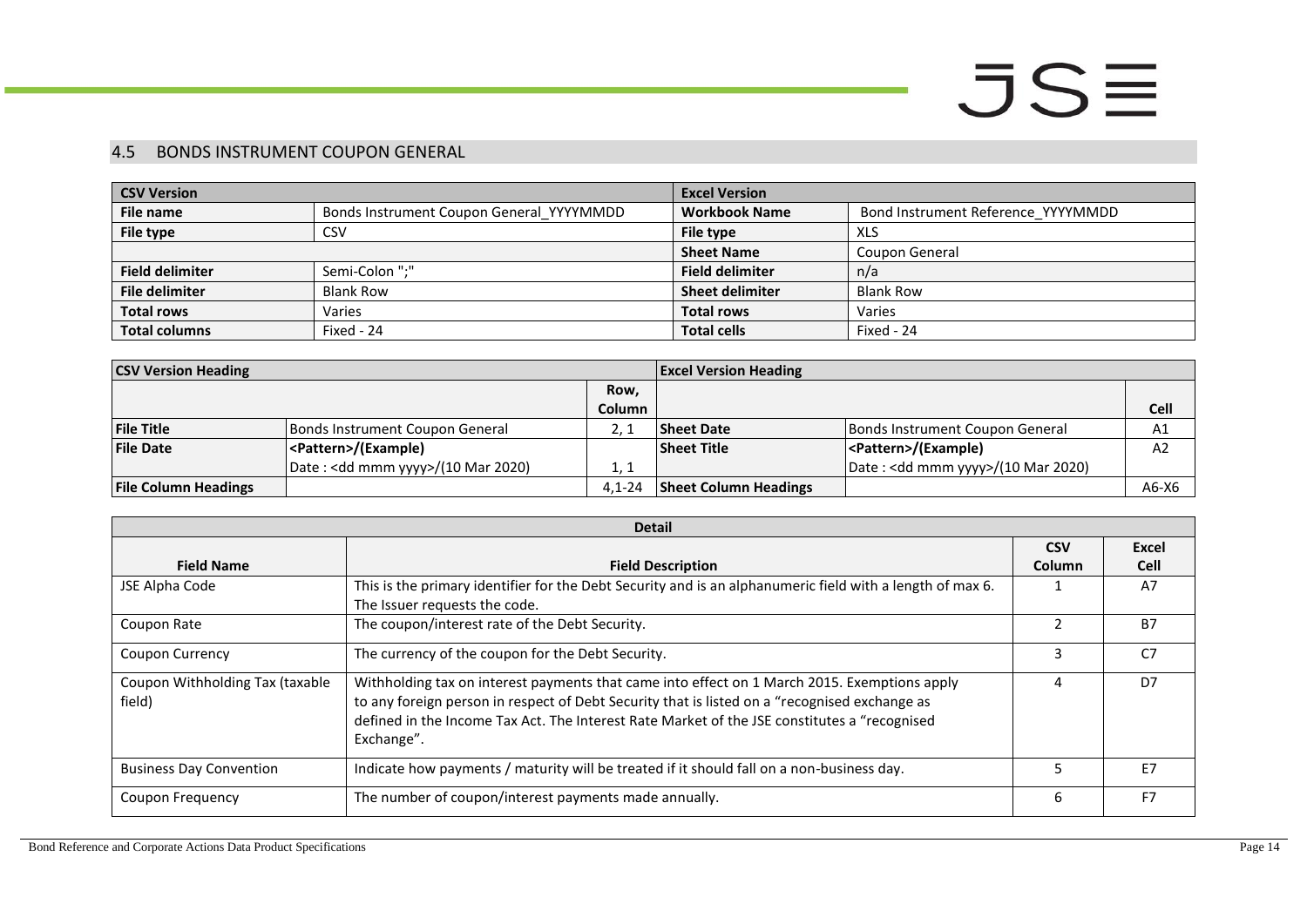## 4.5 BONDS INSTRUMENT COUPON GENERAL

| CSV Version | | Excel Version | |
|---|---|---|---|
| **File name** | Bonds Instrument Coupon General_YYYYMMDD | **Workbook Name** | Bond Instrument Reference_YYYYMMDD |
| **File type** | CSV | **File type** | XLS |
| | | **Sheet Name** | Coupon General |
| **Field delimiter** | Semi-Colon ";" | **Field delimiter** | n/a |
| **File delimiter** | Blank Row | **Sheet delimiter** | Blank Row |
| **Total rows** | Varies | **Total rows** | Varies |
| **Total columns** | Fixed - 24 | **Total cells** | Fixed - 24 |

| CSV Version Heading | | | Excel Version Heading | | |
|---|---|---|---|---|---|
| | | **Row, Column** | | | **Cell** |
| **File Title** | Bonds Instrument Coupon General | 2, 1 | **Sheet Date** | Bonds Instrument Coupon General | A1 |
| **File Date** | **<Pattern>/(Example)** Date : <dd mmm yyyy>/(10 Mar 2020) | 1, 1 | **Sheet Title** | **<Pattern>/(Example)** Date : <dd mmm yyyy>/(10 Mar 2020) | A2 |
| **File Column Headings** | | 4,1-24 | **Sheet Column Headings** | | A6-X6 |

| Detail | | | |
|---|---|---|---|
| **Field Name** | **Field Description** | **CSV Column** | **Excel Cell** |
| JSE Alpha Code | This is the primary identifier for the Debt Security and is an alphanumeric field with a length of max 6. The Issuer requests the code. | 1 | A7 |
| Coupon Rate | The coupon/interest rate of the Debt Security. | 2 | B7 |
| Coupon Currency | The currency of the coupon for the Debt Security. | 3 | C7 |
| Coupon Withholding Tax (taxable field) | Withholding tax on interest payments that came into effect on 1 March 2015. Exemptions apply to any foreign person in respect of Debt Security that is listed on a "recognised exchange as defined in the Income Tax Act. The Interest Rate Market of the JSE constitutes a "recognised Exchange". | 4 | D7 |
| Business Day Convention | Indicate how payments / maturity will be treated if it should fall on a non-business day. | 5 | E7 |
| Coupon Frequency | The number of coupon/interest payments made annually. | 6 | F7 |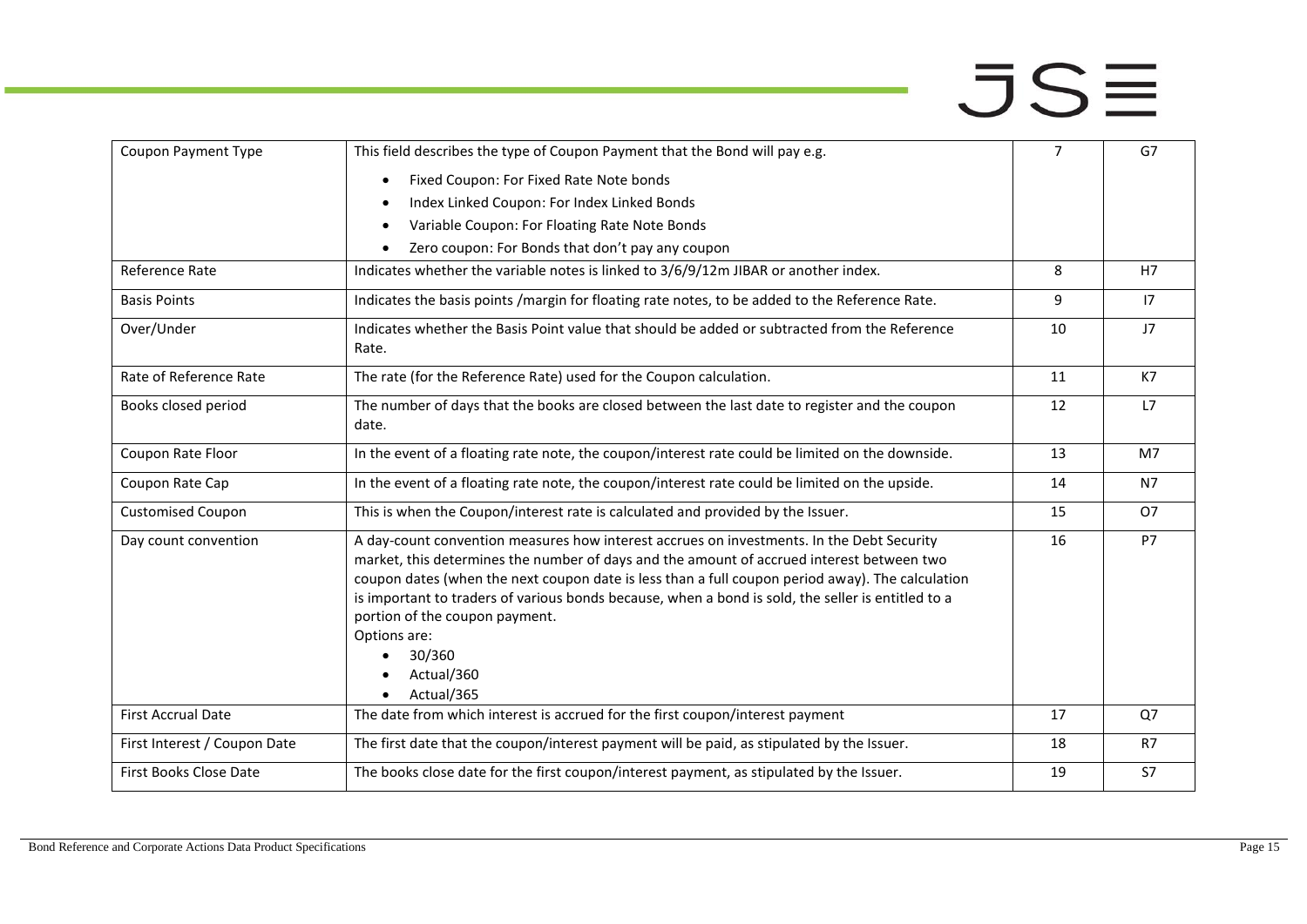| Coupon Payment Type | This field describes the type of Coupon Payment that the Bond will pay e.g.<br>• Fixed Coupon: For Fixed Rate Note bonds<br>• Index Linked Coupon: For Index Linked Bonds<br>• Variable Coupon: For Floating Rate Note Bonds<br>• Zero coupon: For Bonds that don't pay any coupon | 7 | G7 |
|---|---|---|---|
| Reference Rate | Indicates whether the variable notes is linked to 3/6/9/12m JIBAR or another index. | 8 | H7 |
| Basis Points | Indicates the basis points /margin for floating rate notes, to be added to the Reference Rate. | 9 | I7 |
| Over/Under | Indicates whether the Basis Point value that should be added or subtracted from the Reference Rate. | 10 | J7 |
| Rate of Reference Rate | The rate (for the Reference Rate) used for the Coupon calculation. | 11 | K7 |
| Books closed period | The number of days that the books are closed between the last date to register and the coupon date. | 12 | L7 |
| Coupon Rate Floor | In the event of a floating rate note, the coupon/interest rate could be limited on the downside. | 13 | M7 |
| Coupon Rate Cap | In the event of a floating rate note, the coupon/interest rate could be limited on the upside. | 14 | N7 |
| Customised Coupon | This is when the Coupon/interest rate is calculated and provided by the Issuer. | 15 | O7 |
| Day count convention | A day-count convention measures how interest accrues on investments. In the Debt Security market, this determines the number of days and the amount of accrued interest between two coupon dates (when the next coupon date is less than a full coupon period away). The calculation is important to traders of various bonds because, when a bond is sold, the seller is entitled to a portion of the coupon payment.<br>Options are:<br>• 30/360<br>• Actual/360<br>• Actual/365 | 16 | P7 |
| First Accrual Date | The date from which interest is accrued for the first coupon/interest payment | 17 | Q7 |
| First Interest / Coupon Date | The first date that the coupon/interest payment will be paid, as stipulated by the Issuer. | 18 | R7 |
| First Books Close Date | The books close date for the first coupon/interest payment, as stipulated by the Issuer. | 19 | S7 |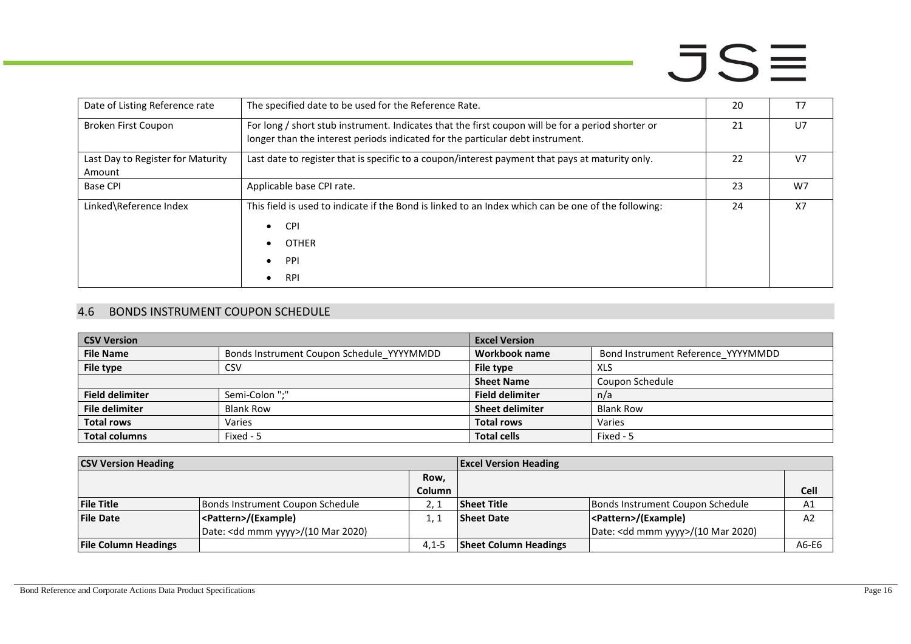| Date of Listing Reference rate | The specified date to be used for the Reference Rate. | 20 | T7 |
|---|---|---|---|
| Broken First Coupon | For long / short stub instrument. Indicates that the first coupon will be for a period shorter or longer than the interest periods indicated for the particular debt instrument. | 21 | U7 |
| Last Day to Register for Maturity Amount | Last date to register that is specific to a coupon/interest payment that pays at maturity only. | 22 | V7 |
| Base CPI | Applicable base CPI rate. | 23 | W7 |
| Linked\Reference Index | This field is used to indicate if the Bond is linked to an Index which can be one of the following:<br>• CPI<br>• OTHER<br>• PPI<br>• RPI | 24 | X7 |

## 4.6 BONDS INSTRUMENT COUPON SCHEDULE

| CSV Version | | Excel Version | |
|---|---|---|---|
| **File Name** | Bonds Instrument Coupon Schedule_YYYYMMDD | **Workbook name** | Bond Instrument Reference_YYYYMMDD |
| **File type** | CSV | **File type** | XLS |
| | | **Sheet Name** | Coupon Schedule |
| **Field delimiter** | Semi-Colon ";" | **Field delimiter** | n/a |
| **File delimiter** | Blank Row | **Sheet delimiter** | Blank Row |
| **Total rows** | Varies | **Total rows** | Varies |
| **Total columns** | Fixed - 5 | **Total cells** | Fixed - 5 |

| CSV Version Heading | | | Excel Version Heading | | |
|---|---|---|---|---|---|
| | | Row, Column | | | Cell |
| **File Title** | Bonds Instrument Coupon Schedule | 2, 1 | **Sheet Title** | Bonds Instrument Coupon Schedule | A1 |
| **File Date** | **<Pattern>/(Example)**<br>Date: <dd mmm yyyy>/(10 Mar 2020) | 1, 1 | **Sheet Date** | **<Pattern>/(Example)**<br>Date: <dd mmm yyyy>/(10 Mar 2020) | A2 |
| **File Column Headings** | | 4,1-5 | **Sheet Column Headings** | | A6-E6 |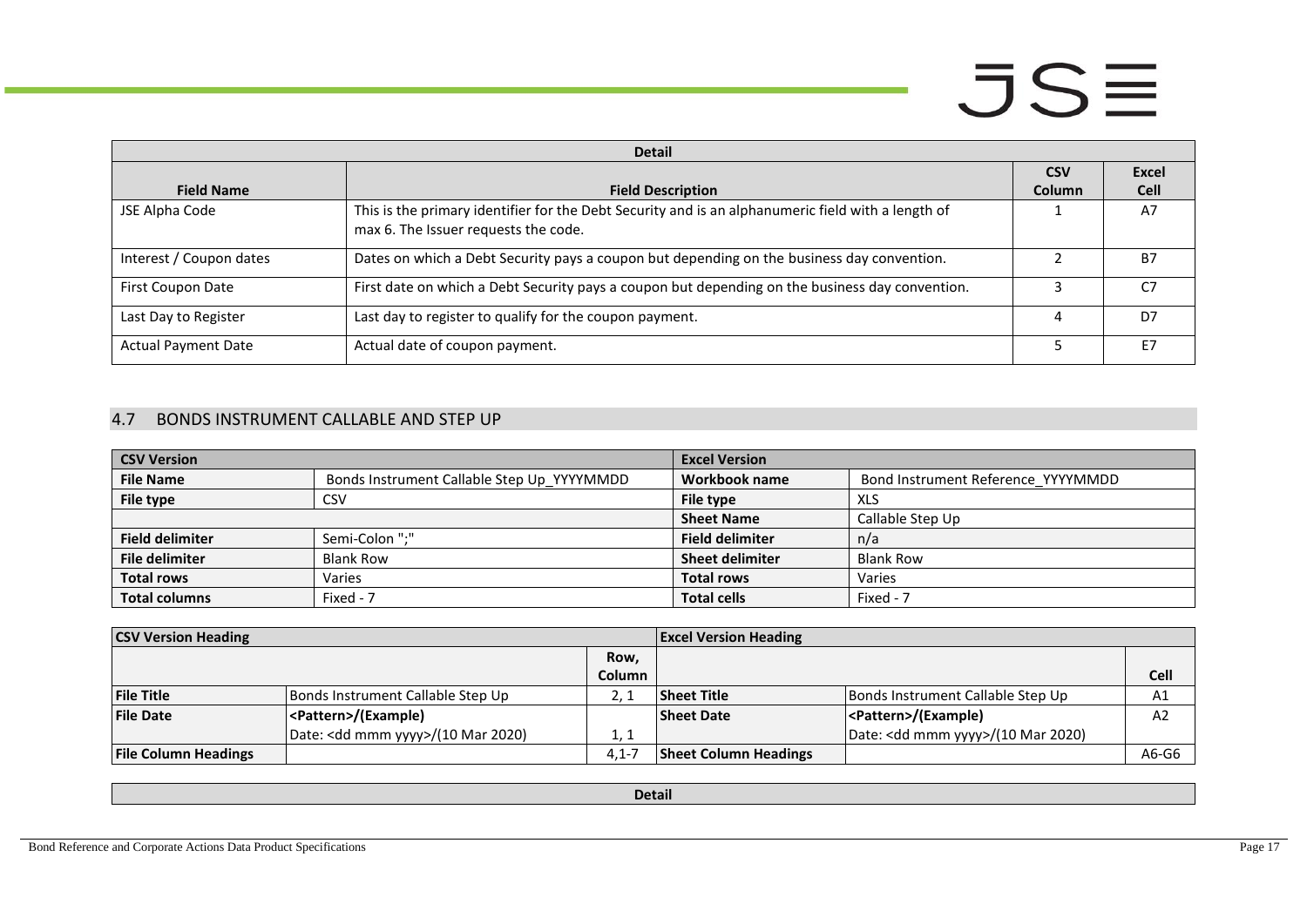| Detail | | | |
|---|---|---|---|
| **Field Name** | **Field Description** | **CSV Column** | **Excel Cell** |
| JSE Alpha Code | This is the primary identifier for the Debt Security and is an alphanumeric field with a length of max 6. The Issuer requests the code. | 1 | A7 |
| Interest / Coupon dates | Dates on which a Debt Security pays a coupon but depending on the business day convention. | 2 | B7 |
| First Coupon Date | First date on which a Debt Security pays a coupon but depending on the business day convention. | 3 | C7 |
| Last Day to Register | Last day to register to qualify for the coupon payment. | 4 | D7 |
| Actual Payment Date | Actual date of coupon payment. | 5 | E7 |

## 4.7 BONDS INSTRUMENT CALLABLE AND STEP UP

| **CSV Version** | | **Excel Version** | |
|---|---|---|---|
| **File Name** | Bonds Instrument Callable Step Up_YYYYMMDD | **Workbook name** | Bond Instrument Reference_YYYMMDD |
| **File type** | CSV | **File type** | XLS |
| | | **Sheet Name** | Callable Step Up |
| **Field delimiter** | Semi-Colon ";" | **Field delimiter** | n/a |
| **File delimiter** | Blank Row | **Sheet delimiter** | Blank Row |
| **Total rows** | Varies | **Total rows** | Varies |
| **Total columns** | Fixed - 7 | **Total cells** | Fixed - 7 |

| **CSV Version Heading** | | | **Excel Version Heading** | | |
|---|---|---|---|---|---|
| | | **Row, Column** | | | **Cell** |
| **File Title** | Bonds Instrument Callable Step Up | 2, 1 | **Sheet Title** | Bonds Instrument Callable Step Up | A1 |
| **File Date** | **<Pattern>/(Example)** Date: <dd mmm yyyy>/(10 Mar 2020) | 1, 1 | **Sheet Date** | **<Pattern>/(Example)** Date: <dd mmm yyyy>/(10 Mar 2020) | A2 |
| **File Column Headings** | | 4,1-7 | **Sheet Column Headings** | | A6-G6 |

| Detail |
|---|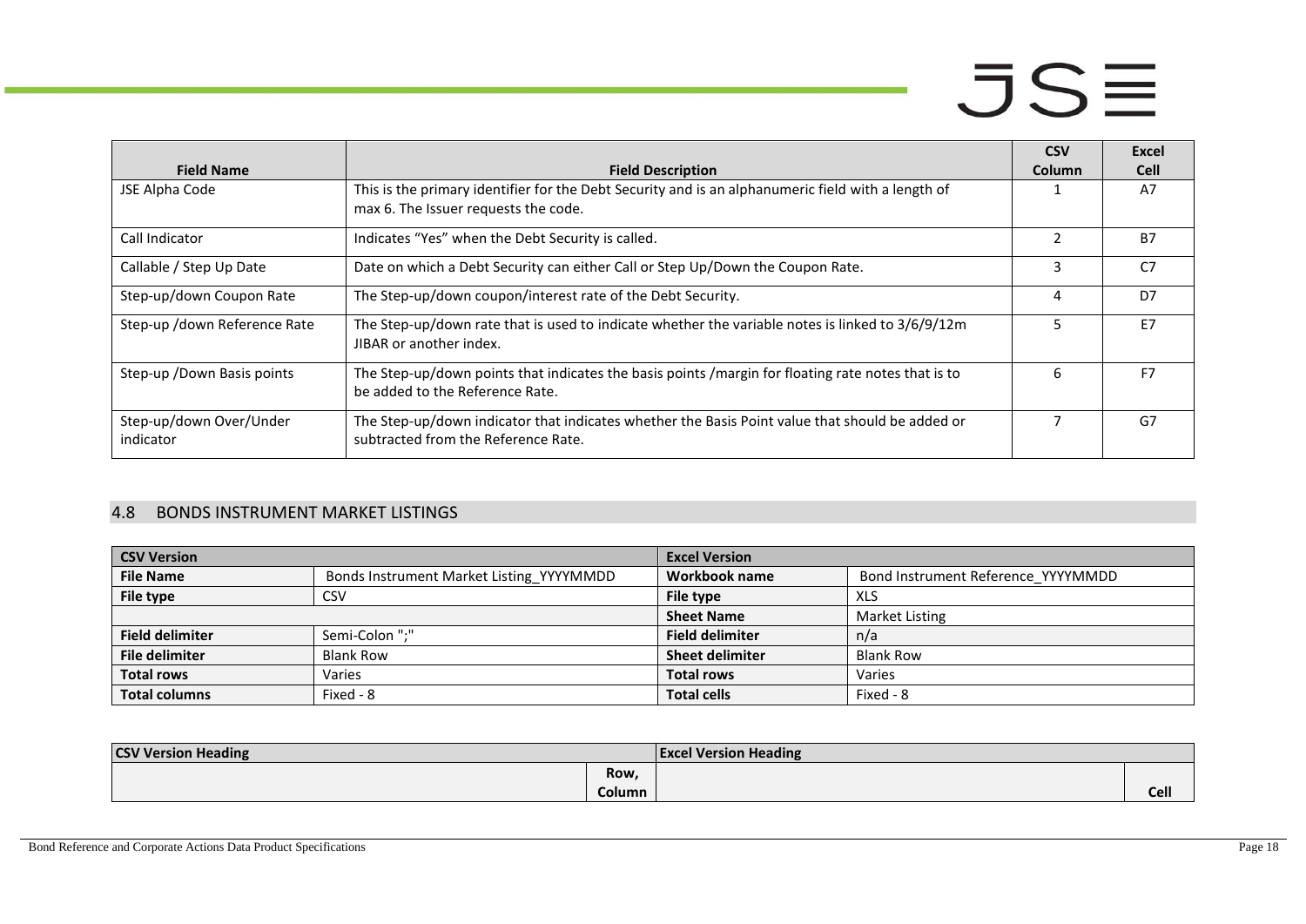| Field Name | Field Description | CSV Column | Excel Cell |
|---|---|---|---|
| JSE Alpha Code | This is the primary identifier for the Debt Security and is an alphanumeric field with a length of max 6. The Issuer requests the code. | 1 | A7 |
| Call Indicator | Indicates "Yes" when the Debt Security is called. | 2 | B7 |
| Callable / Step Up Date | Date on which a Debt Security can either Call or Step Up/Down the Coupon Rate. | 3 | C7 |
| Step-up/down Coupon Rate | The Step-up/down coupon/interest rate of the Debt Security. | 4 | D7 |
| Step-up /down Reference Rate | The Step-up/down rate that is used to indicate whether the variable notes is linked to 3/6/9/12m JIBAR or another index. | 5 | E7 |
| Step-up /Down Basis points | The Step-up/down points that indicates the basis points /margin for floating rate notes that is to be added to the Reference Rate. | 6 | F7 |
| Step-up/down Over/Under indicator | The Step-up/down indicator that indicates whether the Basis Point value that should be added or subtracted from the Reference Rate. | 7 | G7 |

## 4.8 BONDS INSTRUMENT MARKET LISTINGS

| CSV Version | | Excel Version | |
|---|---|---|---|
| **File Name** | Bonds Instrument Market Listing_YYYYMMDD | **Workbook name** | Bond Instrument Reference_YYYYMMDD |
| **File type** | CSV | **File type** | XLS |
| | | **Sheet Name** | Market Listing |
| **Field delimiter** | Semi-Colon ";" | **Field delimiter** | n/a |
| **File delimiter** | Blank Row | **Sheet delimiter** | Blank Row |
| **Total rows** | Varies | **Total rows** | Varies |
| **Total columns** | Fixed - 8 | **Total cells** | Fixed - 8 |

| CSV Version Heading | | Excel Version Heading | |
|---|---|---|---|
| | Row, Column | | Cell |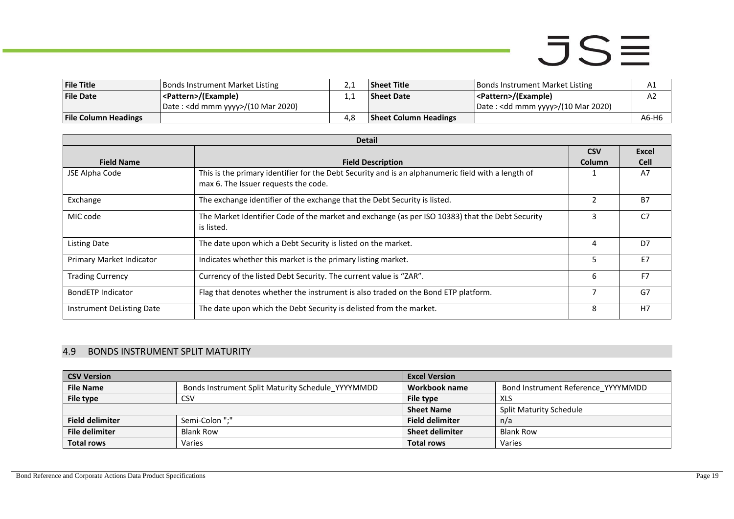| File Title | Bonds Instrument Market Listing | 2,1 | Sheet Title | Bonds Instrument Market Listing | A1 |
|---|---|---|---|---|---|
| File Date | <Pattern>/(Example)<br>Date : <dd mmm yyyy>/(10 Mar 2020) | 1,1 | Sheet Date | <Pattern>/(Example)<br>Date : <dd mmm yyyy>/(10 Mar 2020) | A2 |
| File Column Headings | | 4,8 | Sheet Column Headings | | A6-H6 |

| Detail | | | |
|---|---|---|---|
| **Field Name** | **Field Description** | **CSV Column** | **Excel Cell** |
| JSE Alpha Code | This is the primary identifier for the Debt Security and is an alphanumeric field with a length of max 6. The Issuer requests the code. | 1 | A7 |
| Exchange | The exchange identifier of the exchange that the Debt Security is listed. | 2 | B7 |
| MIC code | The Market Identifier Code of the market and exchange (as per ISO 10383) that the Debt Security is listed. | 3 | C7 |
| Listing Date | The date upon which a Debt Security is listed on the market. | 4 | D7 |
| Primary Market Indicator | Indicates whether this market is the primary listing market. | 5 | E7 |
| Trading Currency | Currency of the listed Debt Security. The current value is "ZAR". | 6 | F7 |
| BondETP Indicator | Flag that denotes whether the instrument is also traded on the Bond ETP platform. | 7 | G7 |
| Instrument DeListing Date | The date upon which the Debt Security is delisted from the market. | 8 | H7 |

## 4.9 BONDS INSTRUMENT SPLIT MATURITY

| CSV Version | | Excel Version | |
|---|---|---|---|
| **File Name** | Bonds Instrument Split Maturity Schedule_YYYYMMDD | **Workbook name** | Bond Instrument Reference_YYYYMMDD |
| **File type** | CSV | **File type** | XLS |
| | | **Sheet Name** | Split Maturity Schedule |
| **Field delimiter** | Semi-Colon ";" | **Field delimiter** | n/a |
| **File delimiter** | Blank Row | **Sheet delimiter** | Blank Row |
| **Total rows** | Varies | **Total rows** | Varies |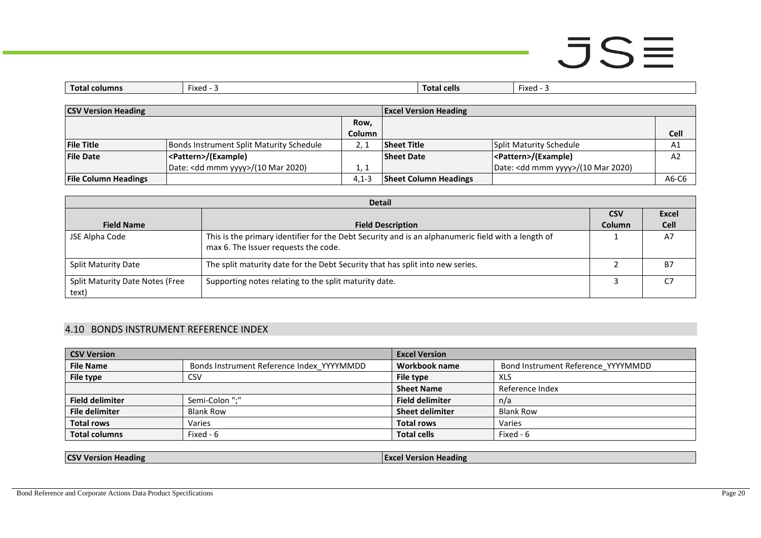| Total columns | Fixed - 3 | Total cells | Fixed - 3 |
|---|---|---|---|

| CSV Version Heading | | | Excel Version Heading | | |
|---|---|---|---|---|---|
| | | Row, Column | | | Cell |
| **File Title** | Bonds Instrument Split Maturity Schedule | 2, 1 | **Sheet Title** | Split Maturity Schedule | A1 |
| **File Date** | **<Pattern>/(Example)** Date: <dd mmm yyyy>/(10 Mar 2020) | 1, 1 | **Sheet Date** | **<Pattern>/(Example)** Date: <dd mmm yyyy>/(10 Mar 2020) | A2 |
| **File Column Headings** | | 4,1-3 | **Sheet Column Headings** | | A6-C6 |

| Detail | | | |
|---|---|---|---|
| **Field Name** | **Field Description** | **CSV Column** | **Excel Cell** |
| JSE Alpha Code | This is the primary identifier for the Debt Security and is an alphanumeric field with a length of max 6. The Issuer requests the code. | 1 | A7 |
| Split Maturity Date | The split maturity date for the Debt Security that has split into new series. | 2 | B7 |
| Split Maturity Date Notes (Free text) | Supporting notes relating to the split maturity date. | 3 | C7 |

## 4.10 BONDS INSTRUMENT REFERENCE INDEX

| CSV Version | | Excel Version | |
|---|---|---|---|
| **File Name** | Bonds Instrument Reference Index_YYYYMMDD | **Workbook name** | Bond Instrument Reference_YYYYMMDD |
| **File type** | CSV | **File type** | XLS |
| | | **Sheet Name** | Reference Index |
| **Field delimiter** | Semi-Colon ";" | **Field delimiter** | n/a |
| **File delimiter** | Blank Row | **Sheet delimiter** | Blank Row |
| **Total rows** | Varies | **Total rows** | Varies |
| **Total columns** | Fixed - 6 | **Total cells** | Fixed - 6 |

| CSV Version Heading | Excel Version Heading |
|---|---|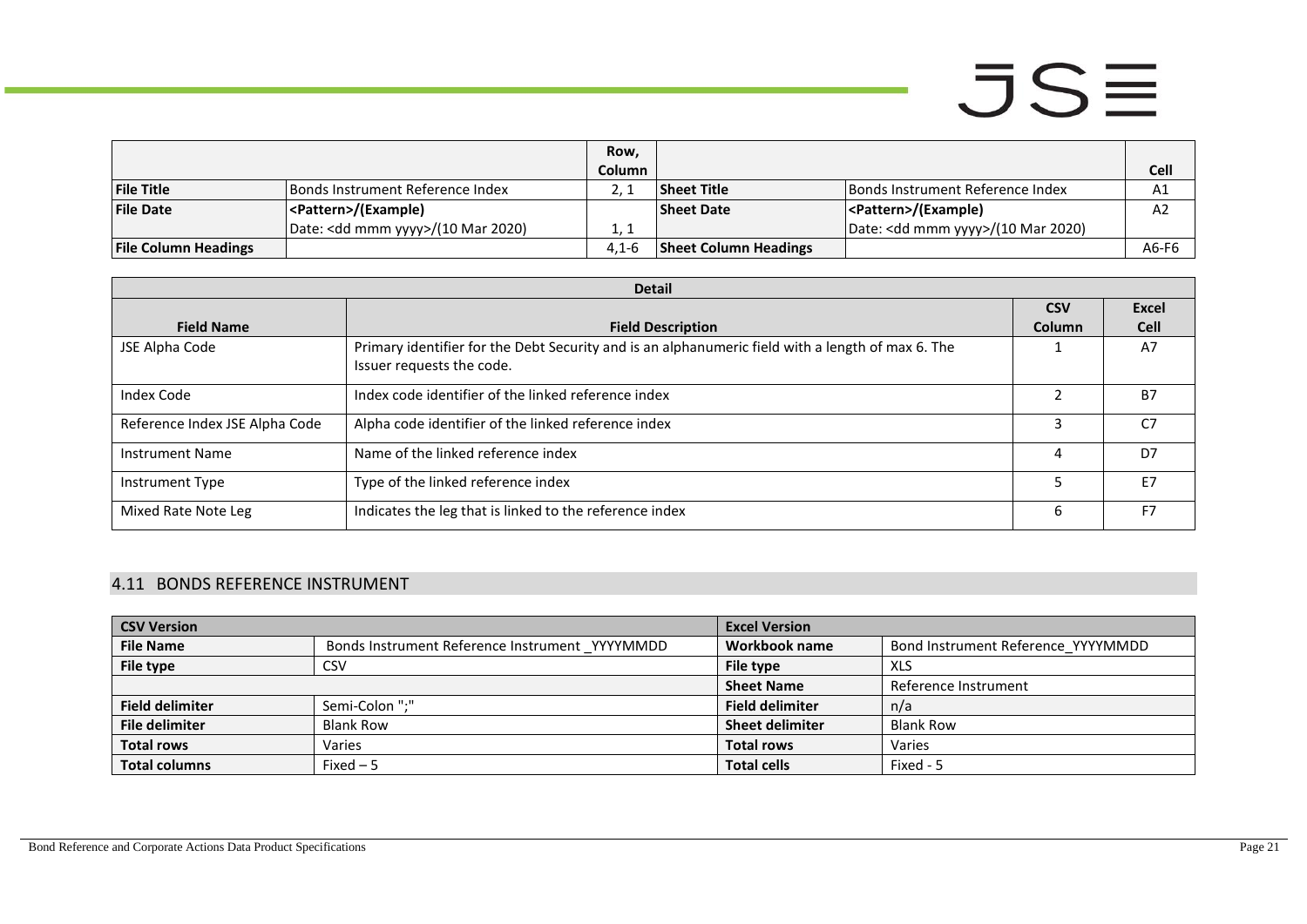| | | Row, Column | | | Cell |
|---|---|---|---|---|---|
| **File Title** | Bonds Instrument Reference Index | 2, 1 | **Sheet Title** | Bonds Instrument Reference Index | A1 |
| **File Date** | **<Pattern>/(Example)**<br>Date: <dd mmm yyyy>/(10 Mar 2020) | 1, 1 | **Sheet Date** | **<Pattern>/(Example)**<br>Date: <dd mmm yyyy>/(10 Mar 2020) | A2 |
| **File Column Headings** | | 4,1-6 | **Sheet Column Headings** | | A6-F6 |

| **Detail** | | | |
|---|---|---|---|
| **Field Name** | **Field Description** | **CSV Column** | **Excel Cell** |
| JSE Alpha Code | Primary identifier for the Debt Security and is an alphanumeric field with a length of max 6. The Issuer requests the code. | 1 | A7 |
| Index Code | Index code identifier of the linked reference index | 2 | B7 |
| Reference Index JSE Alpha Code | Alpha code identifier of the linked reference index | 3 | C7 |
| Instrument Name | Name of the linked reference index | 4 | D7 |
| Instrument Type | Type of the linked reference index | 5 | E7 |
| Mixed Rate Note Leg | Indicates the leg that is linked to the reference index | 6 | F7 |

## 4.11 BONDS REFERENCE INSTRUMENT

| **CSV Version** | | **Excel Version** | |
|---|---|---|---|
| **File Name** | Bonds Instrument Reference Instrument _YYYYMMDD | **Workbook name** | Bond Instrument Reference_YYYYMMDD |
| **File type** | CSV | **File type** | XLS |
| | | **Sheet Name** | Reference Instrument |
| **Field delimiter** | Semi-Colon ";" | **Field delimiter** | n/a |
| **File delimiter** | Blank Row | **Sheet delimiter** | Blank Row |
| **Total rows** | Varies | **Total rows** | Varies |
| **Total columns** | Fixed – 5 | **Total cells** | Fixed - 5 |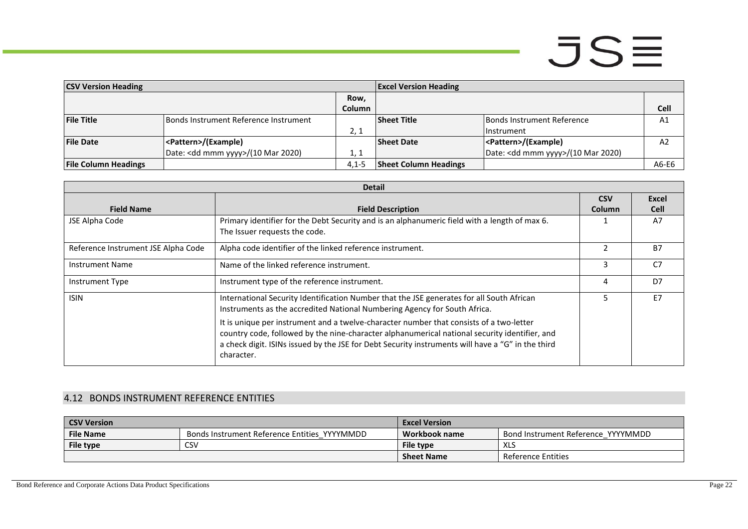| CSV Version Heading | | | Excel Version Heading | | |
|---|---|---|---|---|---|
| | | Row, Column | | | Cell |
| **File Title** | Bonds Instrument Reference Instrument | 2, 1 | **Sheet Title** | Bonds Instrument Reference Instrument | A1 |
| **File Date** | <Pattern>/(Example) Date: <dd mmm yyyy>/(10 Mar 2020) | 1, 1 | **Sheet Date** | <Pattern>/(Example) Date: <dd mmm yyyy>/(10 Mar 2020) | A2 |
| **File Column Headings** | | 4,1-5 | **Sheet Column Headings** | | A6-E6 |

| Detail | | | |
|---|---|---|---|
| **Field Name** | **Field Description** | **CSV Column** | **Excel Cell** |
| JSE Alpha Code | Primary identifier for the Debt Security and is an alphanumeric field with a length of max 6. The Issuer requests the code. | 1 | A7 |
| Reference Instrument JSE Alpha Code | Alpha code identifier of the linked reference instrument. | 2 | B7 |
| Instrument Name | Name of the linked reference instrument. | 3 | C7 |
| Instrument Type | Instrument type of the reference instrument. | 4 | D7 |
| ISIN | International Security Identification Number that the JSE generates for all South African Instruments as the accredited National Numbering Agency for South Africa. It is unique per instrument and a twelve-character number that consists of a two-letter country code, followed by the nine-character alphanumerical national security identifier, and a check digit. ISINs issued by the JSE for Debt Security instruments will have a "G" in the third character. | 5 | E7 |

## 4.12 BONDS INSTRUMENT REFERENCE ENTITIES

| CSV Version | | Excel Version | |
|---|---|---|---|
| **File Name** | Bonds Instrument Reference Entities_YYYYMMDD | **Workbook name** | Bond Instrument Reference_YYYYMMDD |
| **File type** | CSV | **File type** | XLS |
| | | **Sheet Name** | Reference Entities |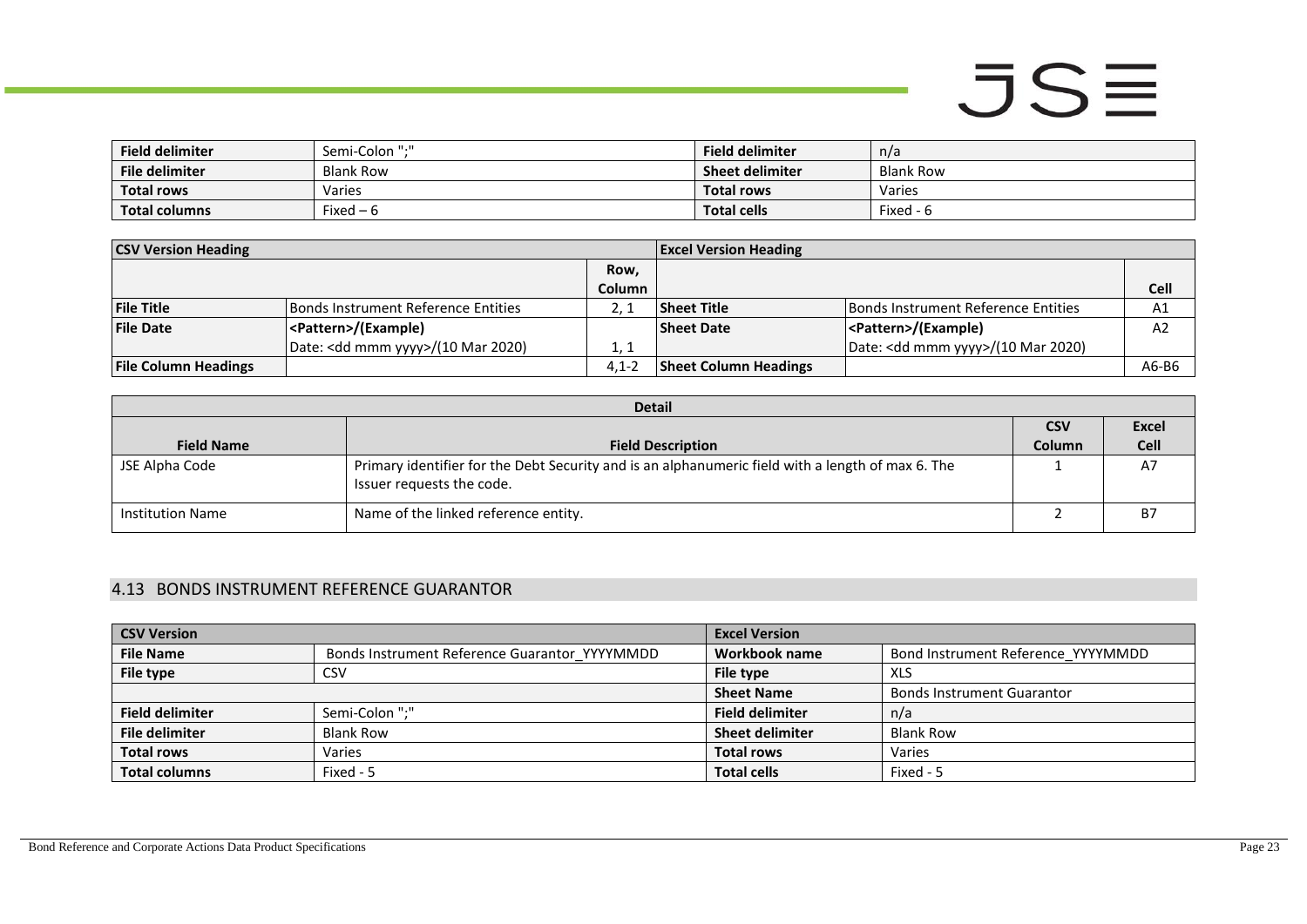| Field delimiter | Semi-Colon ";" | Field delimiter | n/a |
|---|---|---|---|
| File delimiter | Blank Row | Sheet delimiter | Blank Row |
| Total rows | Varies | Total rows | Varies |
| Total columns | Fixed – 6 | Total cells | Fixed - 6 |

| CSV Version Heading | | | Excel Version Heading | | |
|---|---|---|---|---|---|
| | | Row, Column | | | Cell |
| File Title | Bonds Instrument Reference Entities | 2, 1 | Sheet Title | Bonds Instrument Reference Entities | A1 |
| File Date | <Pattern>/(Example) Date: <dd mmm yyyy>/(10 Mar 2020) | 1, 1 | Sheet Date | <Pattern>/(Example) Date: <dd mmm yyyy>/(10 Mar 2020) | A2 |
| File Column Headings | | 4,1-2 | Sheet Column Headings | | A6-B6 |

| Detail | | | |
|---|---|---|---|
| Field Name | Field Description | CSV Column | Excel Cell |
| JSE Alpha Code | Primary identifier for the Debt Security and is an alphanumeric field with a length of max 6. The Issuer requests the code. | 1 | A7 |
| Institution Name | Name of the linked reference entity. | 2 | B7 |

## 4.13 BONDS INSTRUMENT REFERENCE GUARANTOR

| CSV Version | | Excel Version | |
|---|---|---|---|
| File Name | Bonds Instrument Reference Guarantor_YYYYMMDD | Workbook name | Bond Instrument Reference_YYYYMMDD |
| File type | CSV | File type | XLS |
| | | Sheet Name | Bonds Instrument Guarantor |
| Field delimiter | Semi-Colon ";" | Field delimiter | n/a |
| File delimiter | Blank Row | Sheet delimiter | Blank Row |
| Total rows | Varies | Total rows | Varies |
| Total columns | Fixed - 5 | Total cells | Fixed - 5 |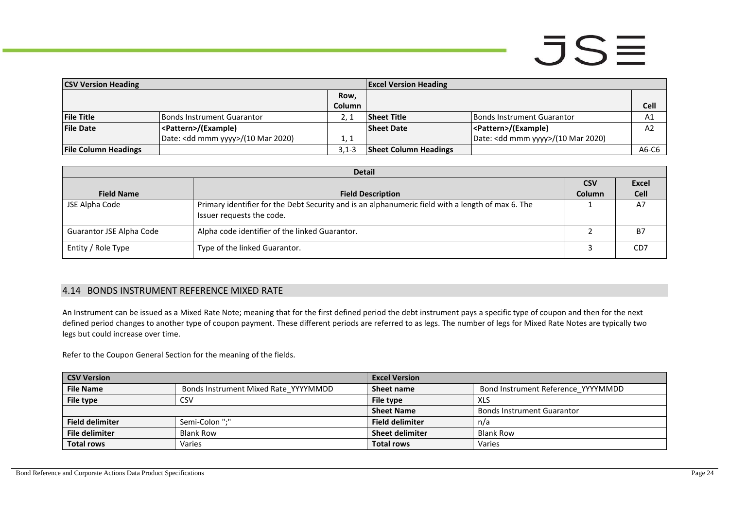| CSV Version Heading | | | Excel Version Heading | | |
|---|---|---|---|---|---|
| | | Row, Column | | | Cell |
| **File Title** | Bonds Instrument Guarantor | 2, 1 | **Sheet Title** | Bonds Instrument Guarantor | A1 |
| **File Date** | <Pattern>/(Example)<br>Date: <dd mmm yyyy>/(10 Mar 2020) | 1, 1 | **Sheet Date** | <Pattern>/(Example)<br>Date: <dd mmm yyyy>/(10 Mar 2020) | A2 |
| **File Column Headings** | | 3,1-3 | **Sheet Column Headings** | | A6-C6 |

| Detail | | | |
|---|---|---|---|
| **Field Name** | **Field Description** | **CSV Column** | **Excel Cell** |
| JSE Alpha Code | Primary identifier for the Debt Security and is an alphanumeric field with a length of max 6. The Issuer requests the code. | 1 | A7 |
| Guarantor JSE Alpha Code | Alpha code identifier of the linked Guarantor. | 2 | B7 |
| Entity / Role Type | Type of the linked Guarantor. | 3 | CD7 |

## 4.14 BONDS INSTRUMENT REFERENCE MIXED RATE

An Instrument can be issued as a Mixed Rate Note; meaning that for the first defined period the debt instrument pays a specific type of coupon and then for the next defined period changes to another type of coupon payment. These different periods are referred to as legs. The number of legs for Mixed Rate Notes are typically two legs but could increase over time.

Refer to the Coupon General Section for the meaning of the fields.

| CSV Version | | Excel Version | |
|---|---|---|---|
| **File Name** | Bonds Instrument Mixed Rate_YYYYMMDD | **Sheet name** | Bond Instrument Reference_YYYYMMDD |
| **File type** | CSV | **File type** | XLS |
| | | **Sheet Name** | Bonds Instrument Guarantor |
| **Field delimiter** | Semi-Colon ";" | **Field delimiter** | n/a |
| **File delimiter** | Blank Row | **Sheet delimiter** | Blank Row |
| **Total rows** | Varies | **Total rows** | Varies |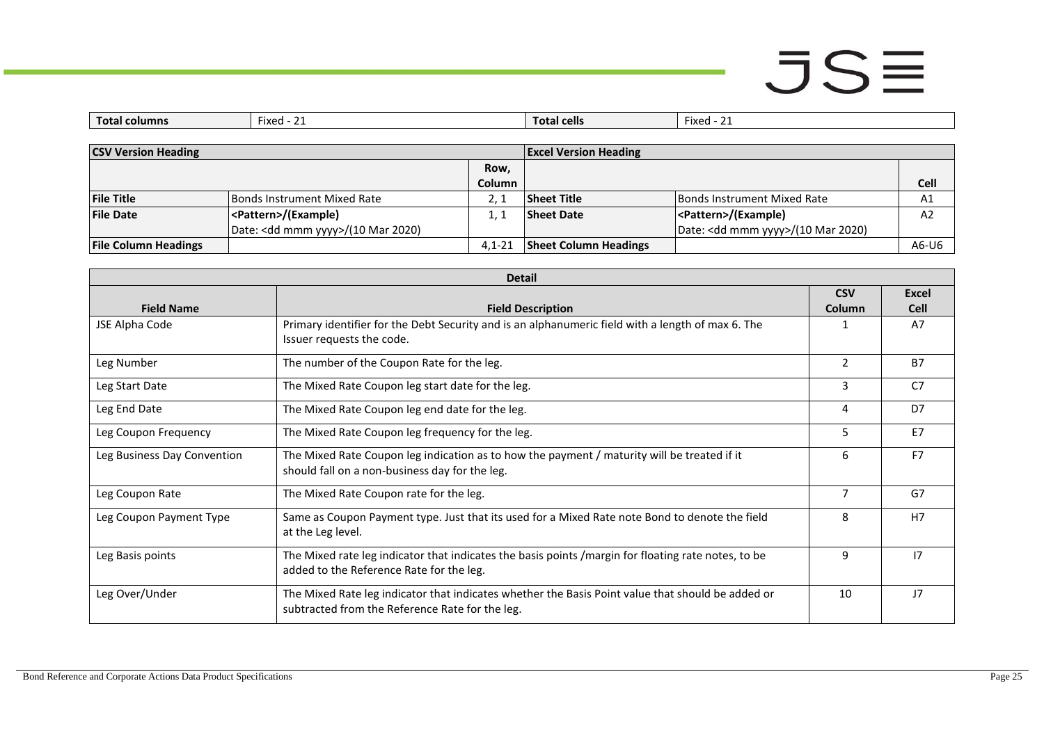| Total columns | Fixed - 21 | Total cells | Fixed - 21 |
|---|---|---|---|

| CSV Version Heading | | | Excel Version Heading | | |
|---|---|---|---|---|---|
| | | Row, Column | | | Cell |
| **File Title** | Bonds Instrument Mixed Rate | 2, 1 | **Sheet Title** | Bonds Instrument Mixed Rate | A1 |
| **File Date** | <Pattern>/(Example)<br>Date: <dd mmm yyyy>/(10 Mar 2020) | 1, 1 | **Sheet Date** | <Pattern>/(Example)<br>Date: <dd mmm yyyy>/(10 Mar 2020) | A2 |
| **File Column Headings** | | 4,1-21 | **Sheet Column Headings** | | A6-U6 |

| Detail | | | |
|---|---|---|---|
| **Field Name** | **Field Description** | **CSV Column** | **Excel Cell** |
| JSE Alpha Code | Primary identifier for the Debt Security and is an alphanumeric field with a length of max 6. The Issuer requests the code. | 1 | A7 |
| Leg Number | The number of the Coupon Rate for the leg. | 2 | B7 |
| Leg Start Date | The Mixed Rate Coupon leg start date for the leg. | 3 | C7 |
| Leg End Date | The Mixed Rate Coupon leg end date for the leg. | 4 | D7 |
| Leg Coupon Frequency | The Mixed Rate Coupon leg frequency for the leg. | 5 | E7 |
| Leg Business Day Convention | The Mixed Rate Coupon leg indication as to how the payment / maturity will be treated if it should fall on a non-business day for the leg. | 6 | F7 |
| Leg Coupon Rate | The Mixed Rate Coupon rate for the leg. | 7 | G7 |
| Leg Coupon Payment Type | Same as Coupon Payment type. Just that its used for a Mixed Rate note Bond to denote the field at the Leg level. | 8 | H7 |
| Leg Basis points | The Mixed rate leg indicator that indicates the basis points /margin for floating rate notes, to be added to the Reference Rate for the leg. | 9 | I7 |
| Leg Over/Under | The Mixed Rate leg indicator that indicates whether the Basis Point value that should be added or subtracted from the Reference Rate for the leg. | 10 | J7 |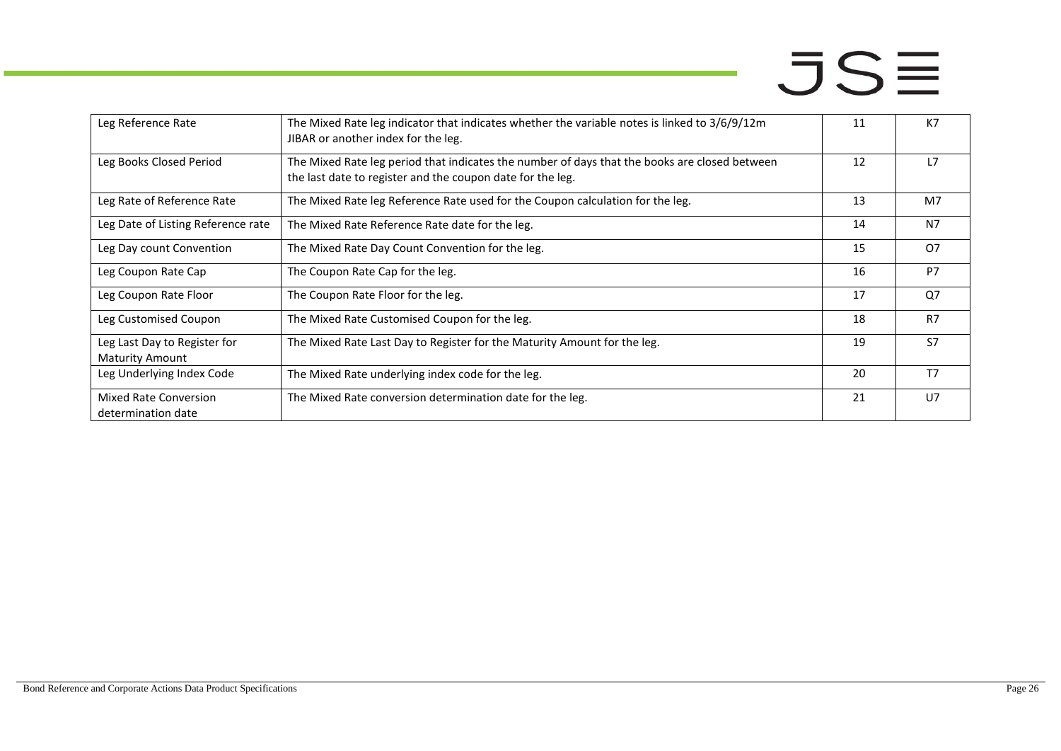| Leg Reference Rate | The Mixed Rate leg indicator that indicates whether the variable notes is linked to 3/6/9/12m JIBAR or another index for the leg. | 11 | K7 |
|---|---|---|---|
| Leg Books Closed Period | The Mixed Rate leg period that indicates the number of days that the books are closed between the last date to register and the coupon date for the leg. | 12 | L7 |
| Leg Rate of Reference Rate | The Mixed Rate leg Reference Rate used for the Coupon calculation for the leg. | 13 | M7 |
| Leg Date of Listing Reference rate | The Mixed Rate Reference Rate date for the leg. | 14 | N7 |
| Leg Day count Convention | The Mixed Rate Day Count Convention for the leg. | 15 | O7 |
| Leg Coupon Rate Cap | The Coupon Rate Cap for the leg. | 16 | P7 |
| Leg Coupon Rate Floor | The Coupon Rate Floor for the leg. | 17 | Q7 |
| Leg Customised Coupon | The Mixed Rate Customised Coupon for the leg. | 18 | R7 |
| Leg Last Day to Register for Maturity Amount | The Mixed Rate Last Day to Register for the Maturity Amount for the leg. | 19 | S7 |
| Leg Underlying Index Code | The Mixed Rate underlying index code for the leg. | 20 | T7 |
| Mixed Rate Conversion determination date | The Mixed Rate conversion determination date for the leg. | 21 | U7 |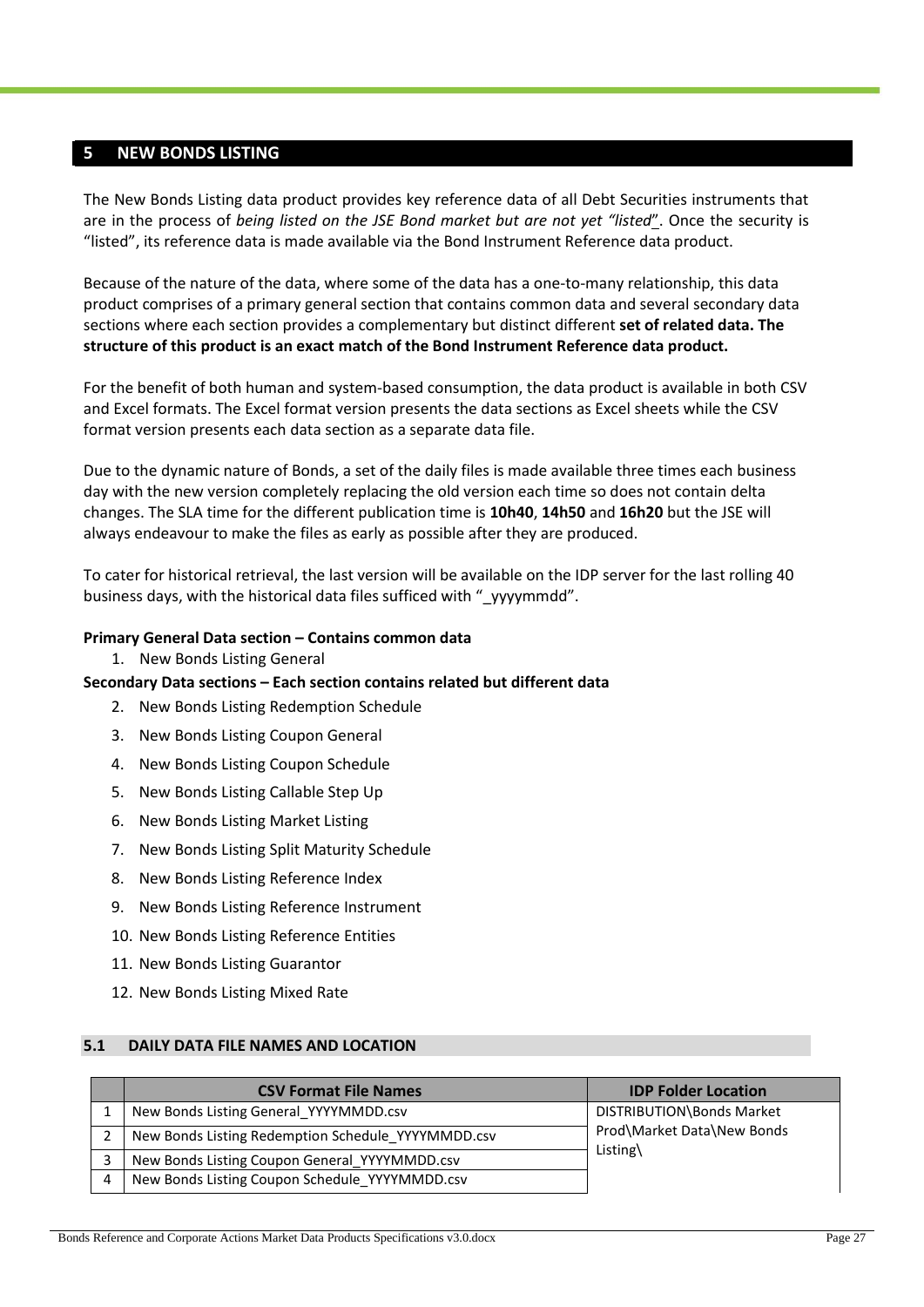# 5 NEW BONDS LISTING

The New Bonds Listing data product provides key reference data of all Debt Securities instruments that are in the process of *being listed on the JSE Bond market but are not yet "listed*". Once the security is "listed", its reference data is made available via the Bond Instrument Reference data product.

Because of the nature of the data, where some of the data has a one-to-many relationship, this data product comprises of a primary general section that contains common data and several secondary data sections where each section provides a complementary but distinct different **set of related data. The structure of this product is an exact match of the Bond Instrument Reference data product.**

For the benefit of both human and system-based consumption, the data product is available in both CSV and Excel formats. The Excel format version presents the data sections as Excel sheets while the CSV format version presents each data section as a separate data file.

Due to the dynamic nature of Bonds, a set of the daily files is made available three times each business day with the new version completely replacing the old version each time so does not contain delta changes. The SLA time for the different publication time is **10h40**, **14h50** and **16h20** but the JSE will always endeavour to make the files as early as possible after they are produced.

To cater for historical retrieval, the last version will be available on the IDP server for the last rolling 40 business days, with the historical data files sufficed with "_yyyymmdd".

**Primary General Data section – Contains common data**

1. New Bonds Listing General

**Secondary Data sections – Each section contains related but different data**

2. New Bonds Listing Redemption Schedule
3. New Bonds Listing Coupon General
4. New Bonds Listing Coupon Schedule
5. New Bonds Listing Callable Step Up
6. New Bonds Listing Market Listing
7. New Bonds Listing Split Maturity Schedule
8. New Bonds Listing Reference Index
9. New Bonds Listing Reference Instrument
10. New Bonds Listing Reference Entities
11. New Bonds Listing Guarantor
12. New Bonds Listing Mixed Rate

## 5.1 DAILY DATA FILE NAMES AND LOCATION

| | CSV Format File Names | IDP Folder Location |
|---|---|---|
| 1 | New Bonds Listing General_YYYYMMDD.csv | DISTRIBUTION\Bonds Market Prod\Market Data\New Bonds Listing\ |
| 2 | New Bonds Listing Redemption Schedule_YYYYMMDD.csv | |
| 3 | New Bonds Listing Coupon General_YYYYMMDD.csv | |
| 4 | New Bonds Listing Coupon Schedule_YYYYMMDD.csv | |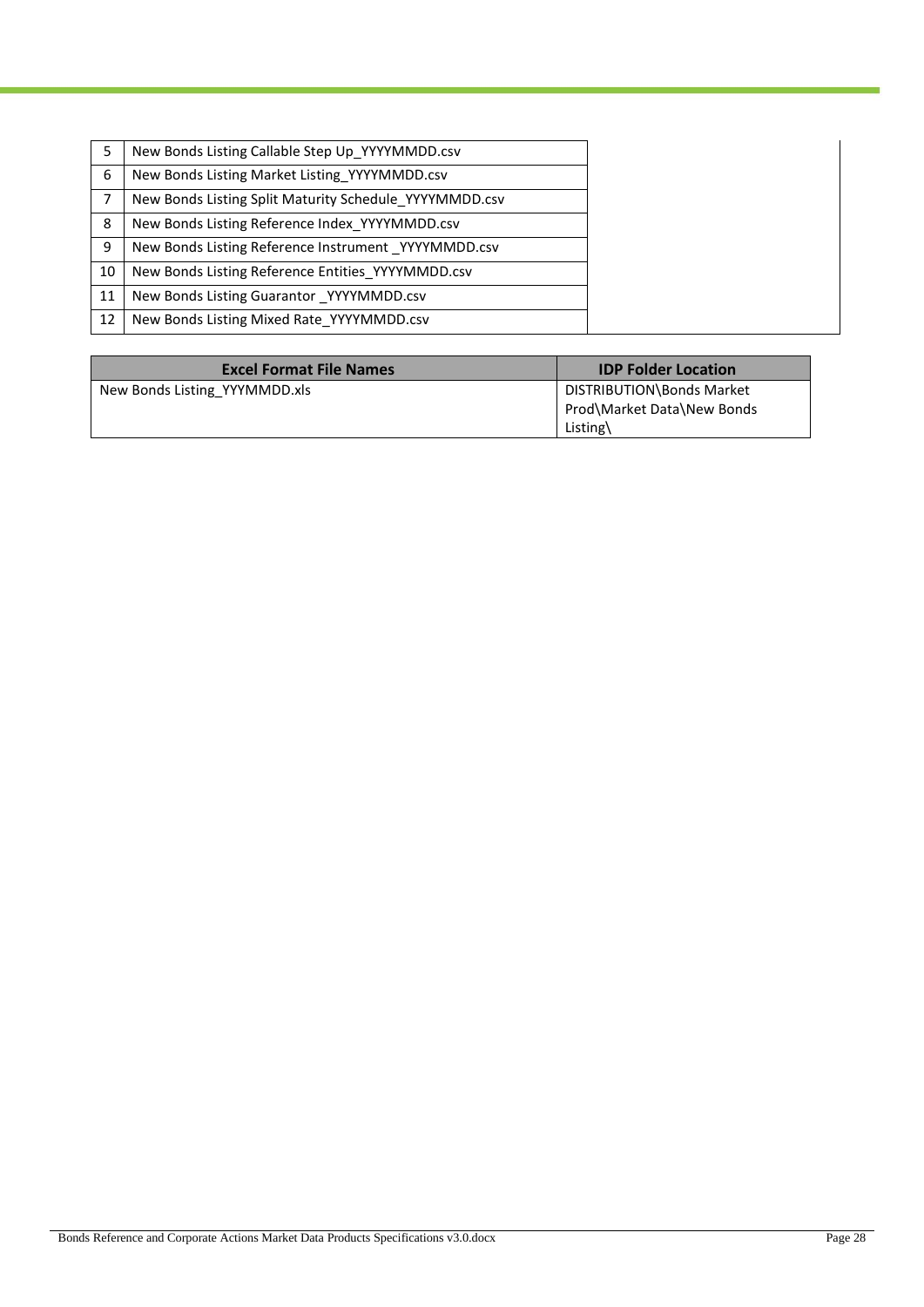| | | |
|---|---|---|
| 5 | New Bonds Listing Callable Step Up_YYYYMMDD.csv | |
| 6 | New Bonds Listing Market Listing_YYYYMMDD.csv | |
| 7 | New Bonds Listing Split Maturity Schedule_YYYYMMDD.csv | |
| 8 | New Bonds Listing Reference Index_YYYYMMDD.csv | |
| 9 | New Bonds Listing Reference Instrument _YYYYMMDD.csv | |
| 10 | New Bonds Listing Reference Entities_YYYYMMDD.csv | |
| 11 | New Bonds Listing Guarantor _YYYYMMDD.csv | |
| 12 | New Bonds Listing Mixed Rate_YYYYMMDD.csv | |

| Excel Format File Names | IDP Folder Location |
|---|---|
| New Bonds Listing_YYYYMMDD.xls | DISTRIBUTION\Bonds Market Prod\Market Data\New Bonds Listing\ |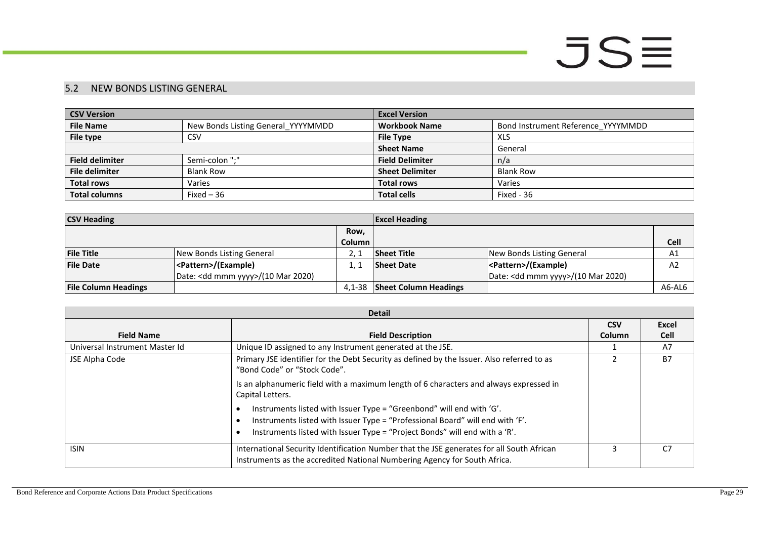## 5.2 NEW BONDS LISTING GENERAL

| CSV Version | | Excel Version | |
|---|---|---|---|
| **File Name** | New Bonds Listing General_YYYYMMDD | **Workbook Name** | Bond Instrument Reference_YYYYMMDD |
| **File type** | CSV | **File Type** | XLS |
| | | **Sheet Name** | General |
| **Field delimiter** | Semi-colon ";" | **Field Delimiter** | n/a |
| **File delimiter** | Blank Row | **Sheet Delimiter** | Blank Row |
| **Total rows** | Varies | **Total rows** | Varies |
| **Total columns** | Fixed – 36 | **Total cells** | Fixed - 36 |

| CSV Heading | | | Excel Heading | | |
|---|---|---|---|---|---|
| | | **Row, Column** | | | **Cell** |
| **File Title** | New Bonds Listing General | 2, 1 | **Sheet Title** | New Bonds Listing General | A1 |
| **File Date** | **<Pattern>/(Example)** Date: <dd mmm yyyy>/(10 Mar 2020) | 1, 1 | **Sheet Date** | **<Pattern>/(Example)** Date: <dd mmm yyyy>/(10 Mar 2020) | A2 |
| **File Column Headings** | | 4,1-38 | **Sheet Column Headings** | | A6-AL6 |

| Detail | | | |
|---|---|---|---|
| **Field Name** | **Field Description** | **CSV Column** | **Excel Cell** |
| Universal Instrument Master Id | Unique ID assigned to any Instrument generated at the JSE. | 1 | A7 |
| JSE Alpha Code | Primary JSE identifier for the Debt Security as defined by the Issuer. Also referred to as "Bond Code" or "Stock Code".<br><br>Is an alphanumeric field with a maximum length of 6 characters and always expressed in Capital Letters.<br><br>• Instruments listed with Issuer Type = "Greenbond" will end with 'G'.<br>• Instruments listed with Issuer Type = "Professional Board" will end with 'F'.<br>• Instruments listed with Issuer Type = "Project Bonds" will end with a 'R'. | 2 | B7 |
| ISIN | International Security Identification Number that the JSE generates for all South African Instruments as the accredited National Numbering Agency for South Africa. | 3 | C7 |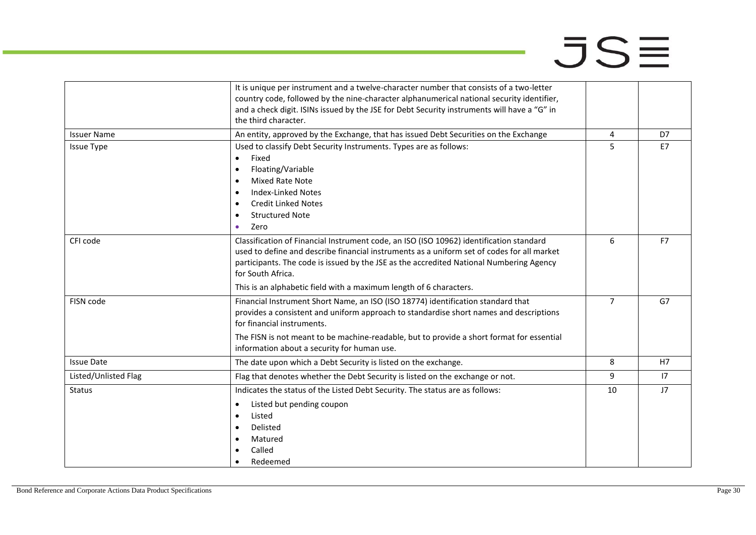|  |  |  |  |
|---|---|---|---|
|  | It is unique per instrument and a twelve-character number that consists of a two-letter country code, followed by the nine-character alphanumerical national security identifier, and a check digit. ISINs issued by the JSE for Debt Security instruments will have a "G" in the third character. |  |  |
| Issuer Name | An entity, approved by the Exchange, that has issued Debt Securities on the Exchange | 4 | D7 |
| Issue Type | Used to classify Debt Security Instruments. Types are as follows:<br>• Fixed<br>• Floating/Variable<br>• Mixed Rate Note<br>• Index-Linked Notes<br>• Credit Linked Notes<br>• Structured Note<br>• Zero | 5 | E7 |
| CFI code | Classification of Financial Instrument code, an ISO (ISO 10962) identification standard used to define and describe financial instruments as a uniform set of codes for all market participants. The code is issued by the JSE as the accredited National Numbering Agency for South Africa.<br>This is an alphabetic field with a maximum length of 6 characters. | 6 | F7 |
| FISN code | Financial Instrument Short Name, an ISO (ISO 18774) identification standard that provides a consistent and uniform approach to standardise short names and descriptions for financial instruments.<br>The FISN is not meant to be machine-readable, but to provide a short format for essential information about a security for human use. | 7 | G7 |
| Issue Date | The date upon which a Debt Security is listed on the exchange. | 8 | H7 |
| Listed/Unlisted Flag | Flag that denotes whether the Debt Security is listed on the exchange or not. | 9 | I7 |
| Status | Indicates the status of the Listed Debt Security. The status are as follows:<br>• Listed but pending coupon<br>• Listed<br>• Delisted<br>• Matured<br>• Called<br>• Redeemed | 10 | J7 |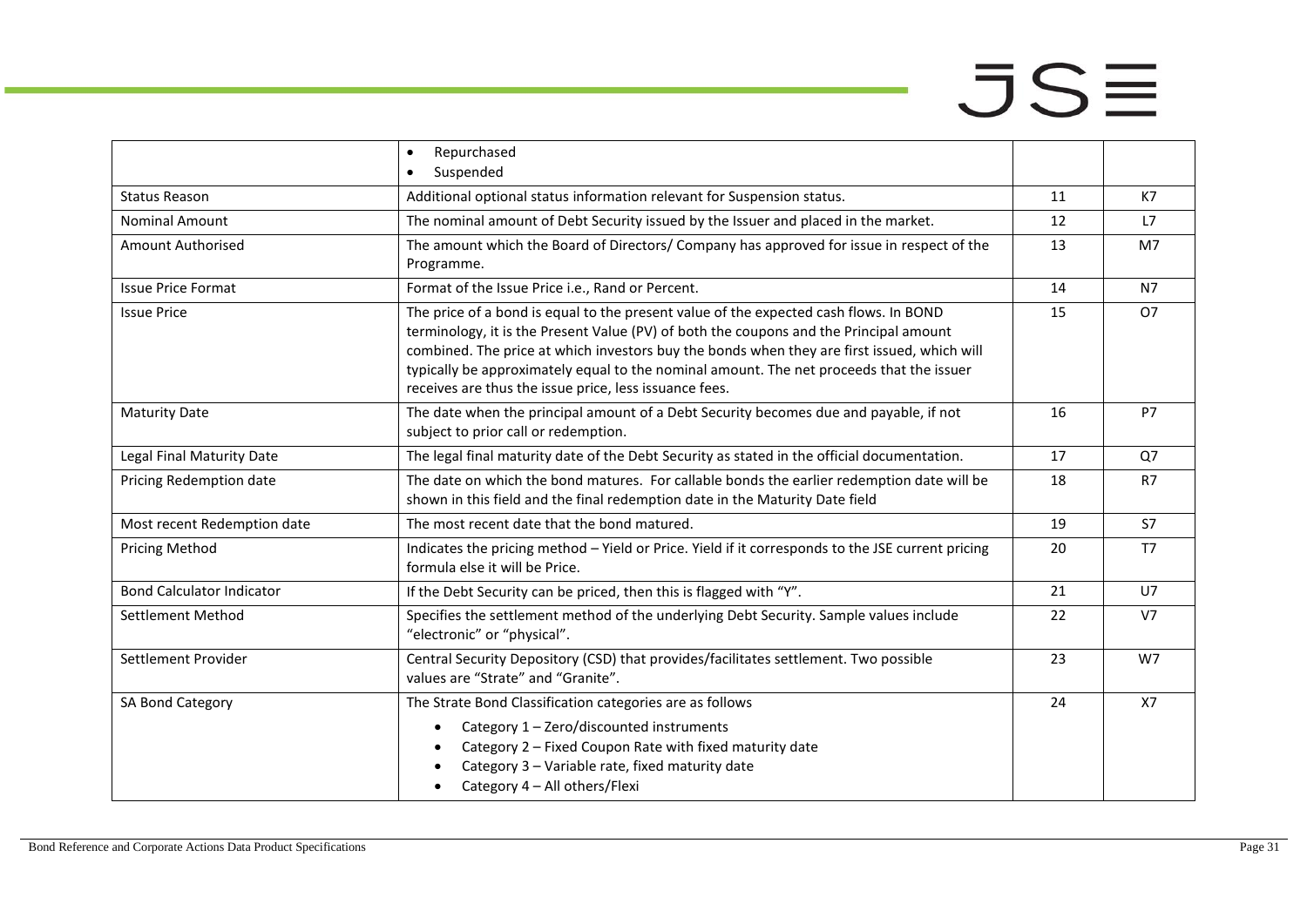| | | | |
|---|---|---|---|
| | • Repurchased<br>• Suspended | | |
| Status Reason | Additional optional status information relevant for Suspension status. | 11 | K7 |
| Nominal Amount | The nominal amount of Debt Security issued by the Issuer and placed in the market. | 12 | L7 |
| Amount Authorised | The amount which the Board of Directors/ Company has approved for issue in respect of the Programme. | 13 | M7 |
| Issue Price Format | Format of the Issue Price i.e., Rand or Percent. | 14 | N7 |
| Issue Price | The price of a bond is equal to the present value of the expected cash flows. In BOND terminology, it is the Present Value (PV) of both the coupons and the Principal amount combined. The price at which investors buy the bonds when they are first issued, which will typically be approximately equal to the nominal amount. The net proceeds that the issuer receives are thus the issue price, less issuance fees. | 15 | O7 |
| Maturity Date | The date when the principal amount of a Debt Security becomes due and payable, if not subject to prior call or redemption. | 16 | P7 |
| Legal Final Maturity Date | The legal final maturity date of the Debt Security as stated in the official documentation. | 17 | Q7 |
| Pricing Redemption date | The date on which the bond matures. For callable bonds the earlier redemption date will be shown in this field and the final redemption date in the Maturity Date field | 18 | R7 |
| Most recent Redemption date | The most recent date that the bond matured. | 19 | S7 |
| Pricing Method | Indicates the pricing method – Yield or Price. Yield if it corresponds to the JSE current pricing formula else it will be Price. | 20 | T7 |
| Bond Calculator Indicator | If the Debt Security can be priced, then this is flagged with "Y". | 21 | U7 |
| Settlement Method | Specifies the settlement method of the underlying Debt Security. Sample values include "electronic" or "physical". | 22 | V7 |
| Settlement Provider | Central Security Depository (CSD) that provides/facilitates settlement. Two possible values are "Strate" and "Granite". | 23 | W7 |
| SA Bond Category | The Strate Bond Classification categories are as follows<br>• Category 1 – Zero/discounted instruments<br>• Category 2 – Fixed Coupon Rate with fixed maturity date<br>• Category 3 – Variable rate, fixed maturity date<br>• Category 4 – All others/Flexi | 24 | X7 |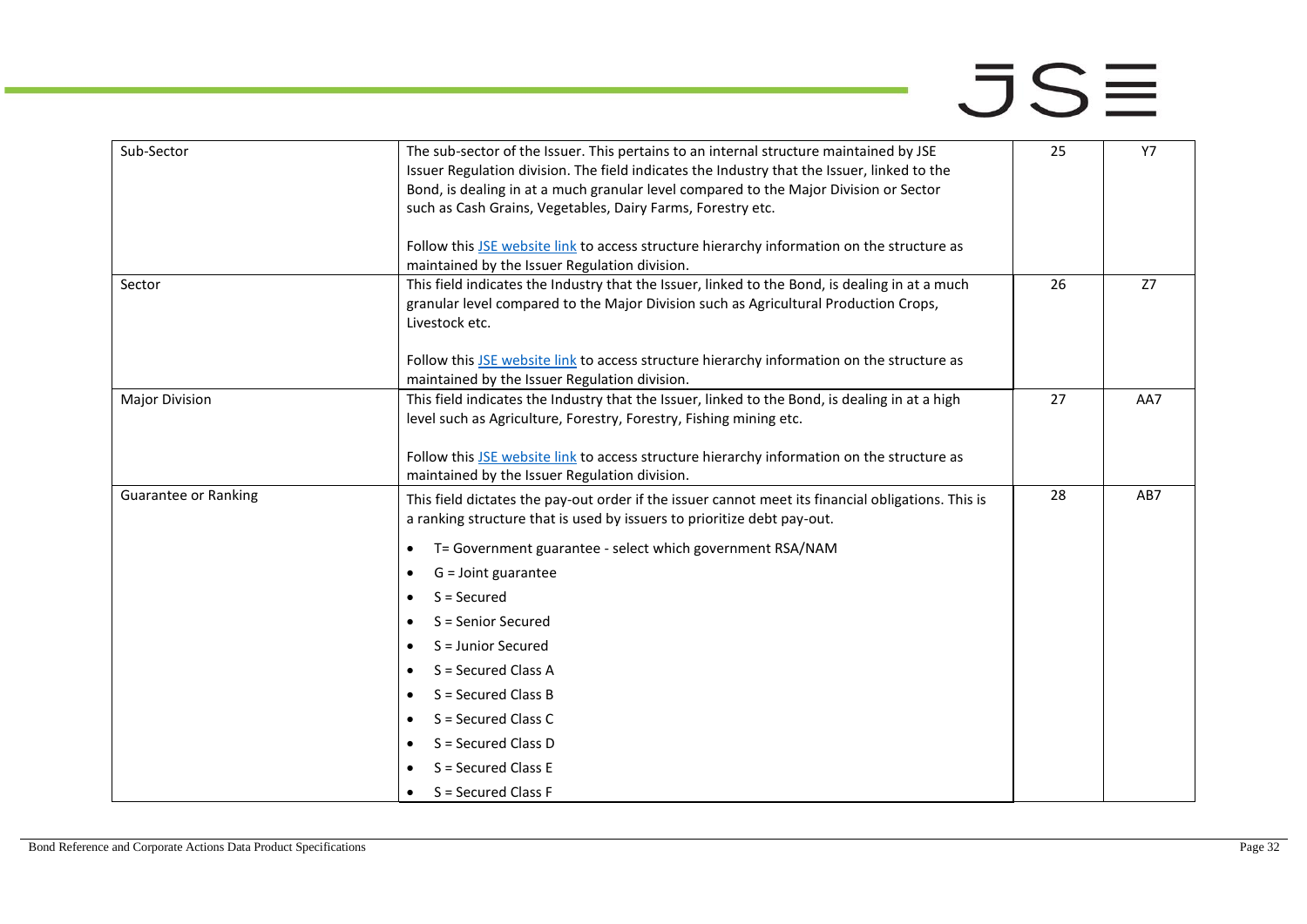| Sub-Sector | The sub-sector of the Issuer. This pertains to an internal structure maintained by JSE Issuer Regulation division. The field indicates the Industry that the Issuer, linked to the Bond, is dealing in at a much granular level compared to the Major Division or Sector such as Cash Grains, Vegetables, Dairy Farms, Forestry etc.<br><br>Follow this [JSE website link] to access structure hierarchy information on the structure as maintained by the Issuer Regulation division. | 25 | Y7 |
|---|---|---|---|
| Sector | This field indicates the Industry that the Issuer, linked to the Bond, is dealing in at a much granular level compared to the Major Division such as Agricultural Production Crops, Livestock etc.<br><br>Follow this [JSE website link] to access structure hierarchy information on the structure as maintained by the Issuer Regulation division. | 26 | Z7 |
| Major Division | This field indicates the Industry that the Issuer, linked to the Bond, is dealing in at a high level such as Agriculture, Forestry, Forestry, Fishing mining etc.<br><br>Follow this [JSE website link] to access structure hierarchy information on the structure as maintained by the Issuer Regulation division. | 27 | AA7 |
| Guarantee or Ranking | This field dictates the pay-out order if the issuer cannot meet its financial obligations. This is a ranking structure that is used by issuers to prioritize debt pay-out.<br><br>• T= Government guarantee - select which government RSA/NAM<br>• G = Joint guarantee<br>• S = Secured<br>• S = Senior Secured<br>• S = Junior Secured<br>• S = Secured Class A<br>• S = Secured Class B<br>• S = Secured Class C<br>• S = Secured Class D<br>• S = Secured Class E<br>• S = Secured Class F | 28 | AB7 |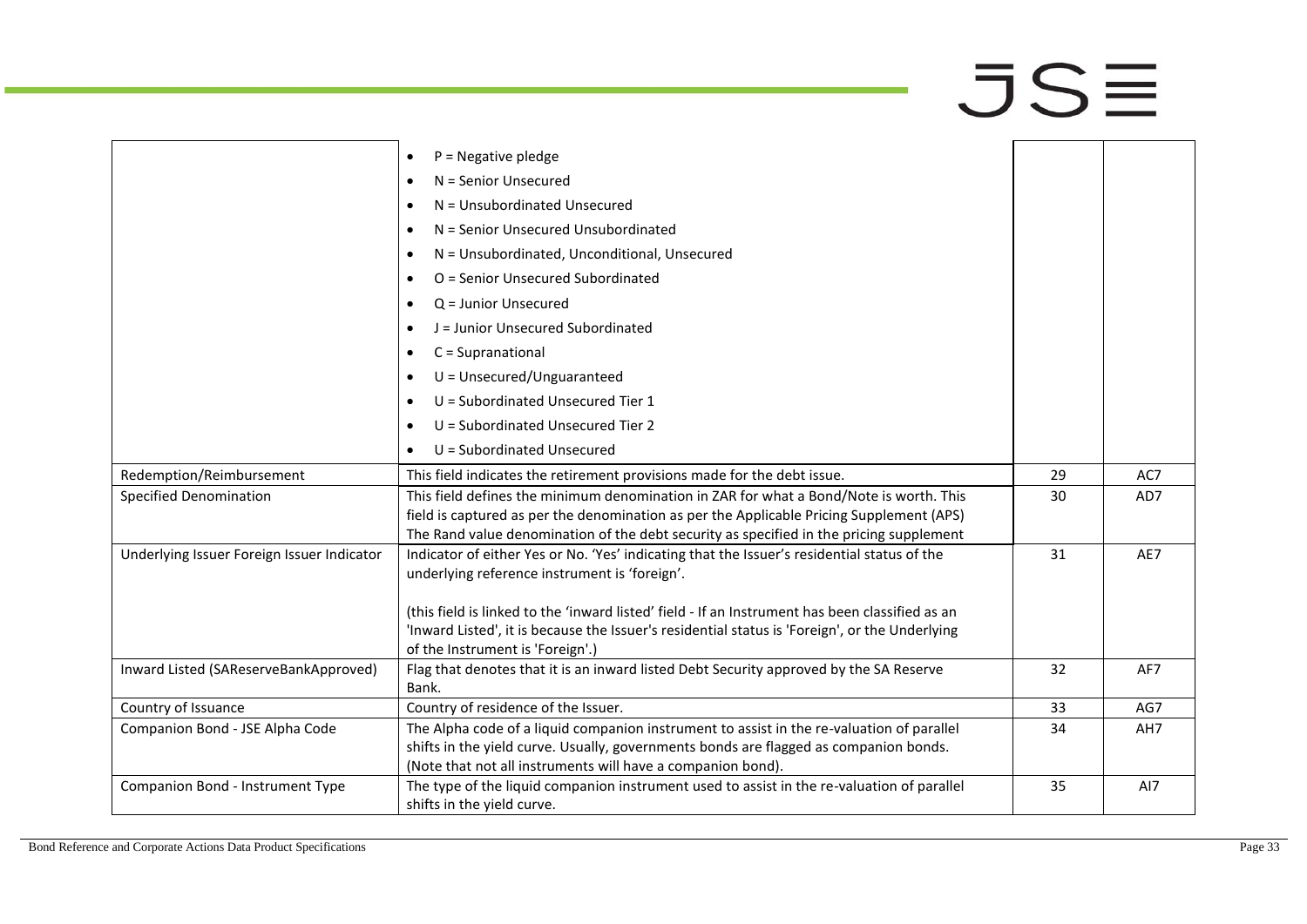| | | | |
|---|---|---|---|
| | • P = Negative pledge<br>• N = Senior Unsecured<br>• N = Unsubordinated Unsecured<br>• N = Senior Unsecured Unsubordinated<br>• N = Unsubordinated, Unconditional, Unsecured<br>• O = Senior Unsecured Subordinated<br>• Q = Junior Unsecured<br>• J = Junior Unsecured Subordinated<br>• C = Supranational<br>• U = Unsecured/Unguaranteed<br>• U = Subordinated Unsecured Tier 1<br>• U = Subordinated Unsecured Tier 2<br>• U = Subordinated Unsecured | | |
| Redemption/Reimbursement | This field indicates the retirement provisions made for the debt issue. | 29 | AC7 |
| Specified Denomination | This field defines the minimum denomination in ZAR for what a Bond/Note is worth. This field is captured as per the denomination as per the Applicable Pricing Supplement (APS) The Rand value denomination of the debt security as specified in the pricing supplement | 30 | AD7 |
| Underlying Issuer Foreign Issuer Indicator | Indicator of either Yes or No. 'Yes' indicating that the Issuer's residential status of the underlying reference instrument is 'foreign'.<br><br>(this field is linked to the 'inward listed' field - If an Instrument has been classified as an 'Inward Listed', it is because the Issuer's residential status is 'Foreign', or the Underlying of the Instrument is 'Foreign'.) | 31 | AE7 |
| Inward Listed (SAReserveBankApproved) | Flag that denotes that it is an inward listed Debt Security approved by the SA Reserve Bank. | 32 | AF7 |
| Country of Issuance | Country of residence of the Issuer. | 33 | AG7 |
| Companion Bond - JSE Alpha Code | The Alpha code of a liquid companion instrument to assist in the re-valuation of parallel shifts in the yield curve. Usually, governments bonds are flagged as companion bonds. (Note that not all instruments will have a companion bond). | 34 | AH7 |
| Companion Bond - Instrument Type | The type of the liquid companion instrument used to assist in the re-valuation of parallel shifts in the yield curve. | 35 | AI7 |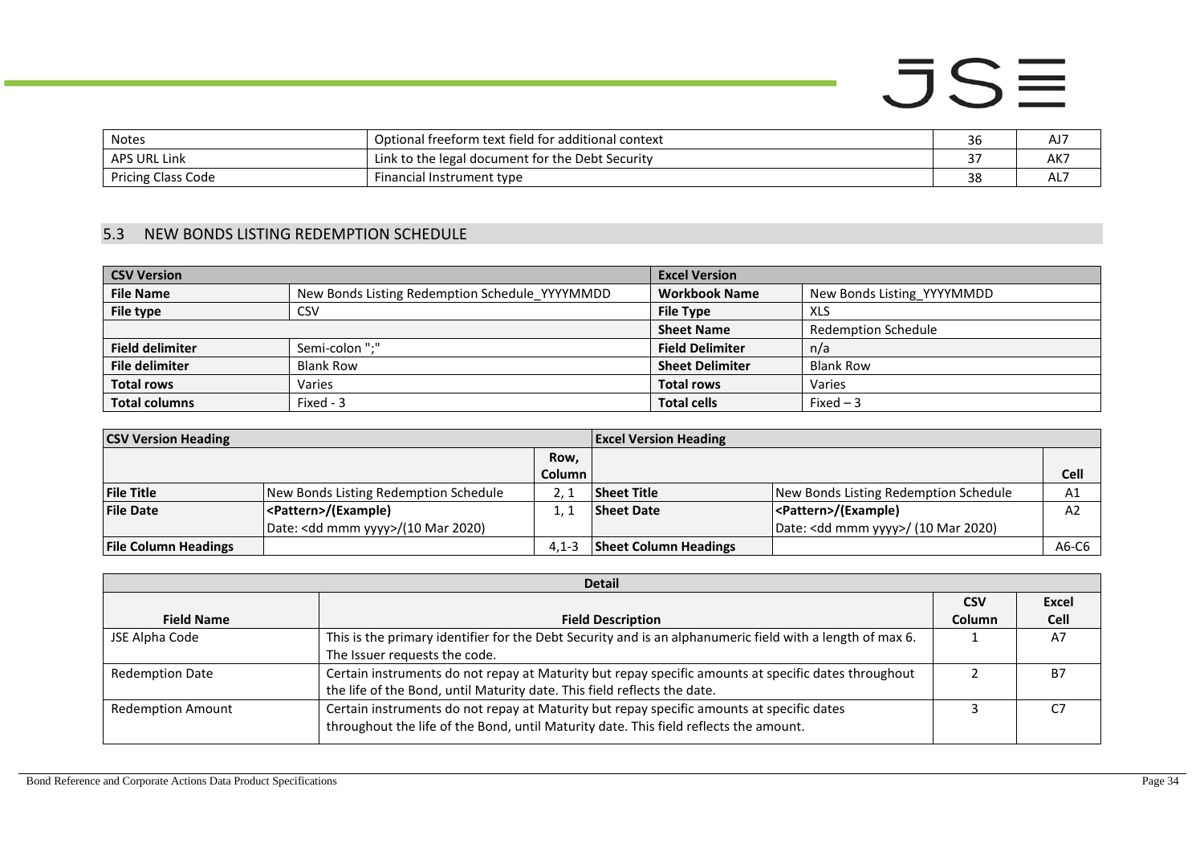| Notes | Optional freeform text field for additional context | 36 | AJ7 |
|---|---|---|---|
| APS URL Link | Link to the legal document for the Debt Security | 37 | AK7 |
| Pricing Class Code | Financial Instrument type | 38 | AL7 |

## 5.3 NEW BONDS LISTING REDEMPTION SCHEDULE

| CSV Version | | Excel Version | |
|---|---|---|---|
| **File Name** | New Bonds Listing Redemption Schedule_YYYYMMDD | **Workbook Name** | New Bonds Listing_YYYYMMDD |
| **File type** | CSV | **File Type** | XLS |
| | | **Sheet Name** | Redemption Schedule |
| **Field delimiter** | Semi-colon ";" | **Field Delimiter** | n/a |
| **File delimiter** | Blank Row | **Sheet Delimiter** | Blank Row |
| **Total rows** | Varies | **Total rows** | Varies |
| **Total columns** | Fixed - 3 | **Total cells** | Fixed – 3 |

| CSV Version Heading | | | Excel Version Heading | | |
|---|---|---|---|---|---|
| | | **Row, Column** | | | **Cell** |
| **File Title** | New Bonds Listing Redemption Schedule | 2, 1 | **Sheet Title** | New Bonds Listing Redemption Schedule | A1 |
| **File Date** | **<Pattern>/(Example)** Date: <dd mmm yyyy>/(10 Mar 2020) | 1, 1 | **Sheet Date** | **<Pattern>/(Example)** Date: <dd mmm yyyy>/ (10 Mar 2020) | A2 |
| **File Column Headings** | | 4,1-3 | **Sheet Column Headings** | | A6-C6 |

| Detail | | | |
|---|---|---|---|
| **Field Name** | **Field Description** | **CSV Column** | **Excel Cell** |
| JSE Alpha Code | This is the primary identifier for the Debt Security and is an alphanumeric field with a length of max 6. The Issuer requests the code. | 1 | A7 |
| Redemption Date | Certain instruments do not repay at Maturity but repay specific amounts at specific dates throughout the life of the Bond, until Maturity date. This field reflects the date. | 2 | B7 |
| Redemption Amount | Certain instruments do not repay at Maturity but repay specific amounts at specific dates throughout the life of the Bond, until Maturity date. This field reflects the amount. | 3 | C7 |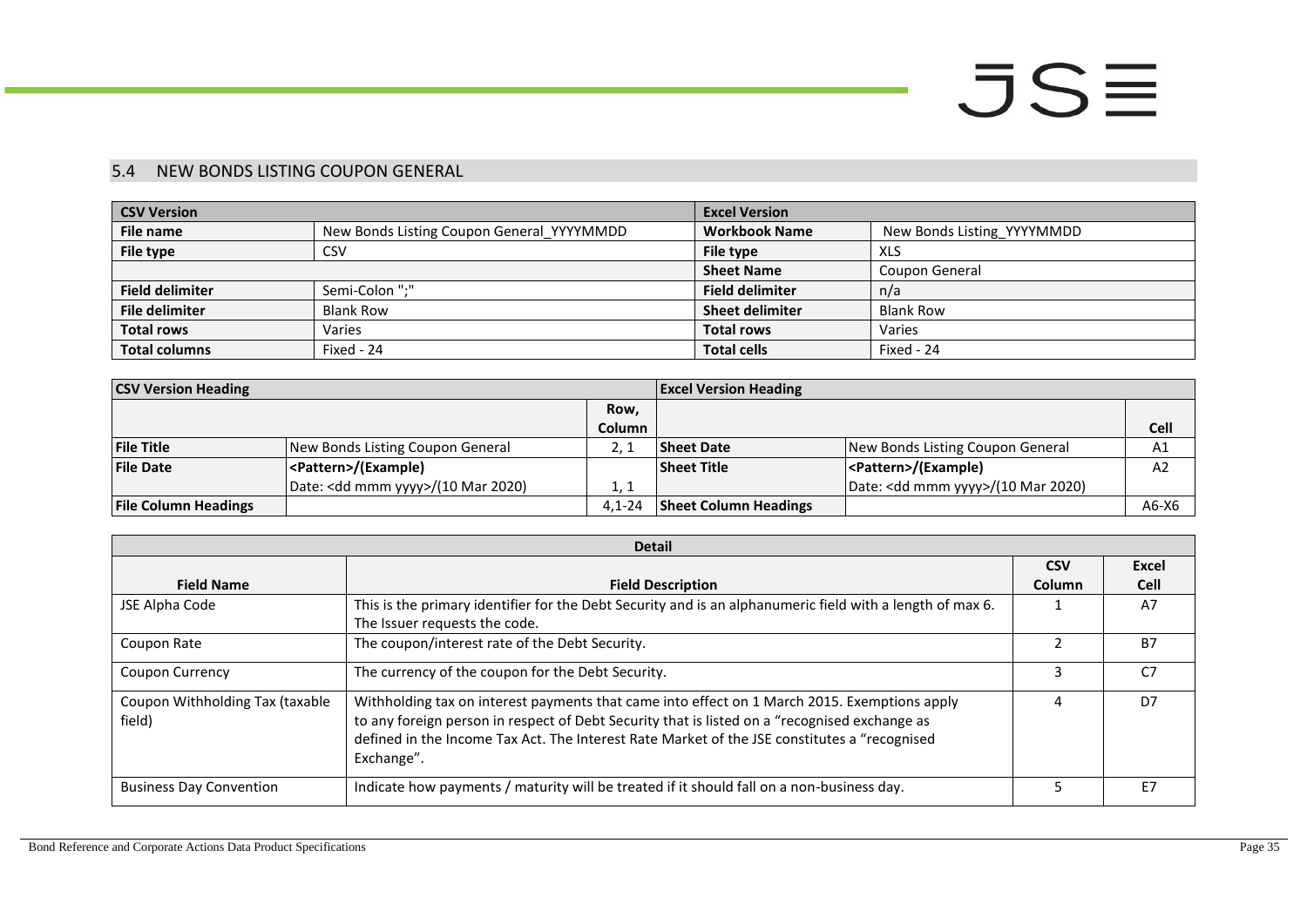## 5.4 NEW BONDS LISTING COUPON GENERAL

| CSV Version | | Excel Version | |
|---|---|---|---|
| **File name** | New Bonds Listing Coupon General_YYYYMMDD | **Workbook Name** | New Bonds Listing_YYYYMMDD |
| **File type** | CSV | **File type** | XLS |
| | | **Sheet Name** | Coupon General |
| **Field delimiter** | Semi-Colon ";" | **Field delimiter** | n/a |
| **File delimiter** | Blank Row | **Sheet delimiter** | Blank Row |
| **Total rows** | Varies | **Total rows** | Varies |
| **Total columns** | Fixed - 24 | **Total cells** | Fixed - 24 |

| CSV Version Heading | | | Excel Version Heading | | |
|---|---|---|---|---|---|
| | | **Row, Column** | | | **Cell** |
| **File Title** | New Bonds Listing Coupon General | 2, 1 | **Sheet Date** | New Bonds Listing Coupon General | A1 |
| **File Date** | <Pattern>/(Example)<br>Date: <dd mmm yyyy>/(10 Mar 2020) | 1, 1 | **Sheet Title** | <Pattern>/(Example)<br>Date: <dd mmm yyyy>/(10 Mar 2020) | A2 |
| **File Column Headings** | | 4,1-24 | **Sheet Column Headings** | | A6-X6 |

| Detail | | | |
|---|---|---|---|
| **Field Name** | **Field Description** | **CSV Column** | **Excel Cell** |
| JSE Alpha Code | This is the primary identifier for the Debt Security and is an alphanumeric field with a length of max 6. The Issuer requests the code. | 1 | A7 |
| Coupon Rate | The coupon/interest rate of the Debt Security. | 2 | B7 |
| Coupon Currency | The currency of the coupon for the Debt Security. | 3 | C7 |
| Coupon Withholding Tax (taxable field) | Withholding tax on interest payments that came into effect on 1 March 2015. Exemptions apply to any foreign person in respect of Debt Security that is listed on a "recognised exchange as defined in the Income Tax Act. The Interest Rate Market of the JSE constitutes a "recognised Exchange". | 4 | D7 |
| Business Day Convention | Indicate how payments / maturity will be treated if it should fall on a non-business day. | 5 | E7 |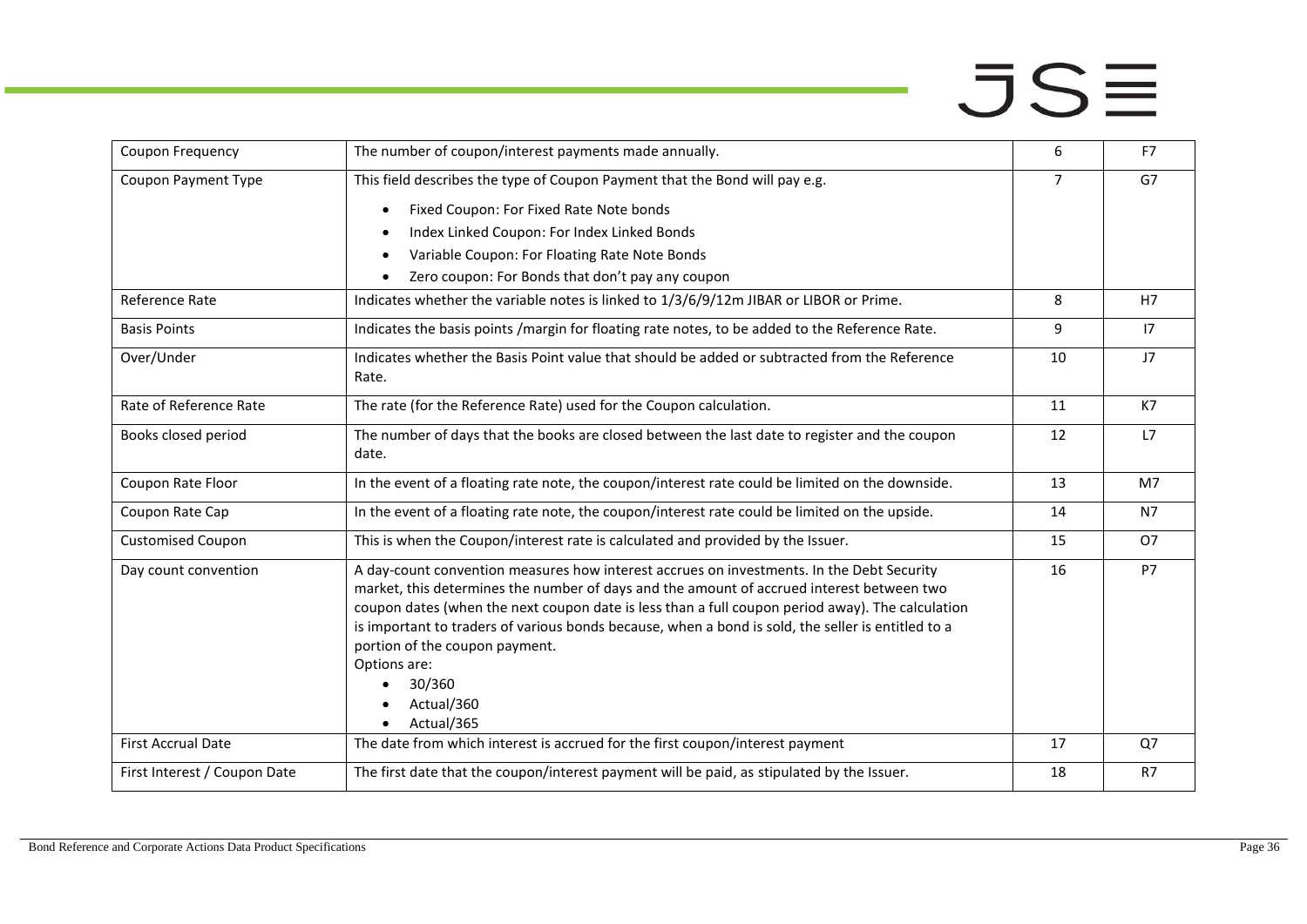| Coupon Frequency | The number of coupon/interest payments made annually. | 6 | F7 |
|---|---|---|---|
| Coupon Payment Type | This field describes the type of Coupon Payment that the Bond will pay e.g.<br>• Fixed Coupon: For Fixed Rate Note bonds<br>• Index Linked Coupon: For Index Linked Bonds<br>• Variable Coupon: For Floating Rate Note Bonds<br>• Zero coupon: For Bonds that don't pay any coupon | 7 | G7 |
| Reference Rate | Indicates whether the variable notes is linked to 1/3/6/9/12m JIBAR or LIBOR or Prime. | 8 | H7 |
| Basis Points | Indicates the basis points /margin for floating rate notes, to be added to the Reference Rate. | 9 | I7 |
| Over/Under | Indicates whether the Basis Point value that should be added or subtracted from the Reference Rate. | 10 | J7 |
| Rate of Reference Rate | The rate (for the Reference Rate) used for the Coupon calculation. | 11 | K7 |
| Books closed period | The number of days that the books are closed between the last date to register and the coupon date. | 12 | L7 |
| Coupon Rate Floor | In the event of a floating rate note, the coupon/interest rate could be limited on the downside. | 13 | M7 |
| Coupon Rate Cap | In the event of a floating rate note, the coupon/interest rate could be limited on the upside. | 14 | N7 |
| Customised Coupon | This is when the Coupon/interest rate is calculated and provided by the Issuer. | 15 | O7 |
| Day count convention | A day-count convention measures how interest accrues on investments. In the Debt Security market, this determines the number of days and the amount of accrued interest between two coupon dates (when the next coupon date is less than a full coupon period away). The calculation is important to traders of various bonds because, when a bond is sold, the seller is entitled to a portion of the coupon payment.<br>Options are:<br>• 30/360<br>• Actual/360<br>• Actual/365 | 16 | P7 |
| First Accrual Date | The date from which interest is accrued for the first coupon/interest payment | 17 | Q7 |
| First Interest / Coupon Date | The first date that the coupon/interest payment will be paid, as stipulated by the Issuer. | 18 | R7 |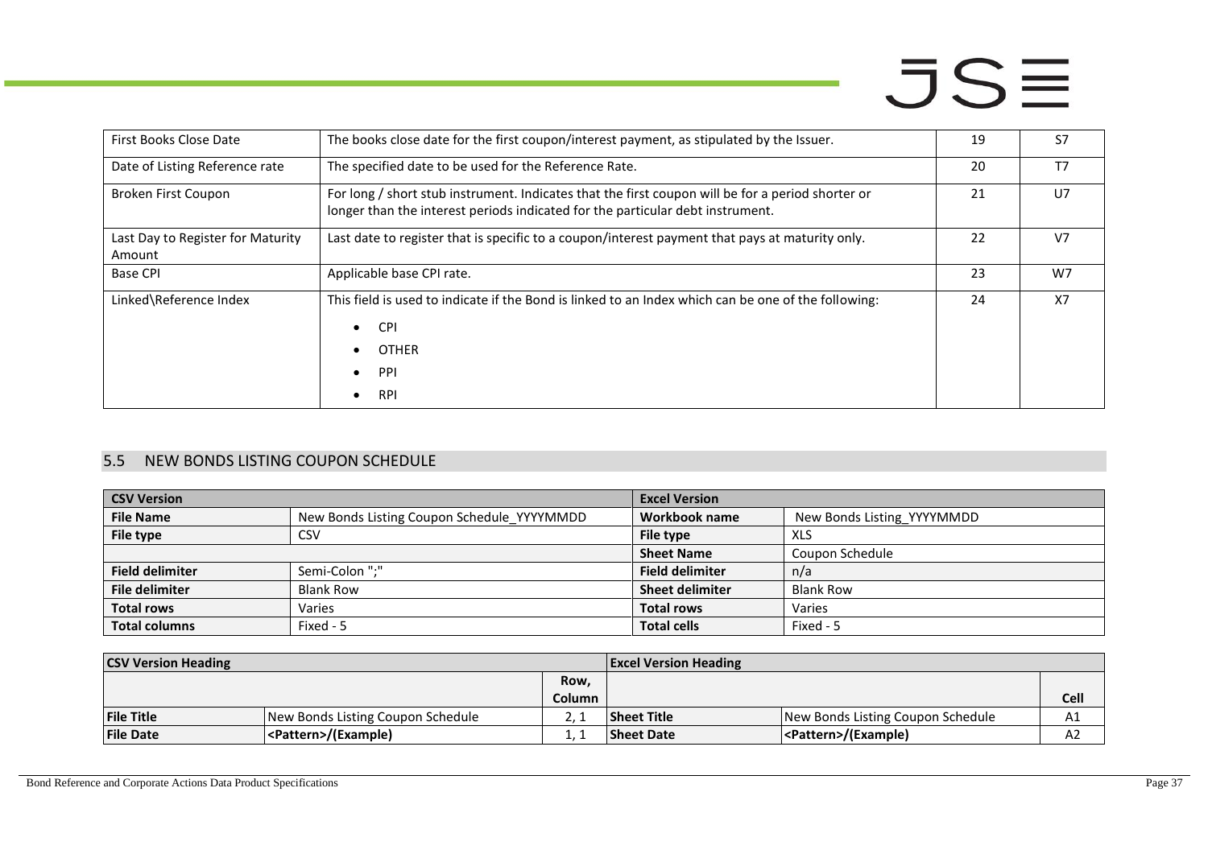| First Books Close Date | The books close date for the first coupon/interest payment, as stipulated by the Issuer. | 19 | S7 |
|---|---|---|---|
| Date of Listing Reference rate | The specified date to be used for the Reference Rate. | 20 | T7 |
| Broken First Coupon | For long / short stub instrument. Indicates that the first coupon will be for a period shorter or longer than the interest periods indicated for the particular debt instrument. | 21 | U7 |
| Last Day to Register for Maturity Amount | Last date to register that is specific to a coupon/interest payment that pays at maturity only. | 22 | V7 |
| Base CPI | Applicable base CPI rate. | 23 | W7 |
| Linked\Reference Index | This field is used to indicate if the Bond is linked to an Index which can be one of the following:<br>• CPI<br>• OTHER<br>• PPI<br>• RPI | 24 | X7 |

## 5.5 NEW BONDS LISTING COUPON SCHEDULE

| **CSV Version** | | **Excel Version** | |
|---|---|---|---|
| **File Name** | New Bonds Listing Coupon Schedule_YYYYMMDD | **Workbook name** | New Bonds Listing_YYYYMMDD |
| **File type** | CSV | **File type** | XLS |
| | | **Sheet Name** | Coupon Schedule |
| **Field delimiter** | Semi-Colon ";" | **Field delimiter** | n/a |
| **File delimiter** | Blank Row | **Sheet delimiter** | Blank Row |
| **Total rows** | Varies | **Total rows** | Varies |
| **Total columns** | Fixed - 5 | **Total cells** | Fixed - 5 |

| **CSV Version Heading** | | | **Excel Version Heading** | | |
|---|---|---|---|---|---|
| | | **Row, Column** | | | **Cell** |
| **File Title** | New Bonds Listing Coupon Schedule | 2, 1 | **Sheet Title** | New Bonds Listing Coupon Schedule | A1 |
| **File Date** | **<Pattern>/(Example)** | 1, 1 | **Sheet Date** | **<Pattern>/(Example)** | A2 |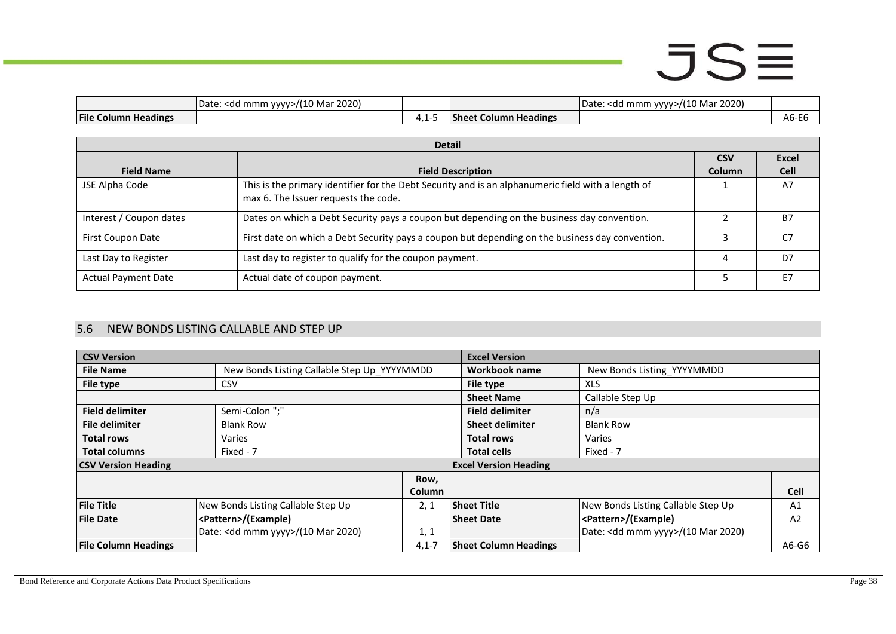|  | Date: <dd mmm yyyy>/(10 Mar 2020) |  |  | Date: <dd mmm yyyy>/(10 Mar 2020) |  |
|---|---|---|---|---|---|
| **File Column Headings** |  | 4,1-5 | **Sheet Column Headings** |  | A6-E6 |

| **Detail** | | | |
|---|---|---|---|
| **Field Name** | **Field Description** | **CSV Column** | **Excel Cell** |
| JSE Alpha Code | This is the primary identifier for the Debt Security and is an alphanumeric field with a length of max 6. The Issuer requests the code. | 1 | A7 |
| Interest / Coupon dates | Dates on which a Debt Security pays a coupon but depending on the business day convention. | 2 | B7 |
| First Coupon Date | First date on which a Debt Security pays a coupon but depending on the business day convention. | 3 | C7 |
| Last Day to Register | Last day to register to qualify for the coupon payment. | 4 | D7 |
| Actual Payment Date | Actual date of coupon payment. | 5 | E7 |

## 5.6 NEW BONDS LISTING CALLABLE AND STEP UP

| **CSV Version** | | | **Excel Version** | | |
|---|---|---|---|---|---|
| **File Name** | New Bonds Listing Callable Step Up_YYYYMMDD | | **Workbook name** | New Bonds Listing_YYYYMMDD | |
| **File type** | CSV | | **File type** | XLS | |
|  |  | | **Sheet Name** | Callable Step Up | |
| **Field delimiter** | Semi-Colon ";" | | **Field delimiter** | n/a | |
| **File delimiter** | Blank Row | | **Sheet delimiter** | Blank Row | |
| **Total rows** | Varies | | **Total rows** | Varies | |
| **Total columns** | Fixed - 7 | | **Total cells** | Fixed - 7 | |
| **CSV Version Heading** | | | **Excel Version Heading** | | |
|  |  | **Row, Column** |  |  | **Cell** |
| **File Title** | New Bonds Listing Callable Step Up | 2, 1 | **Sheet Title** | New Bonds Listing Callable Step Up | A1 |
| **File Date** | **<Pattern>/(Example)** Date: <dd mmm yyyy>/(10 Mar 2020) | 1, 1 | **Sheet Date** | **<Pattern>/(Example)** Date: <dd mmm yyyy>/(10 Mar 2020) | A2 |
| **File Column Headings** |  | 4,1-7 | **Sheet Column Headings** |  | A6-G6 |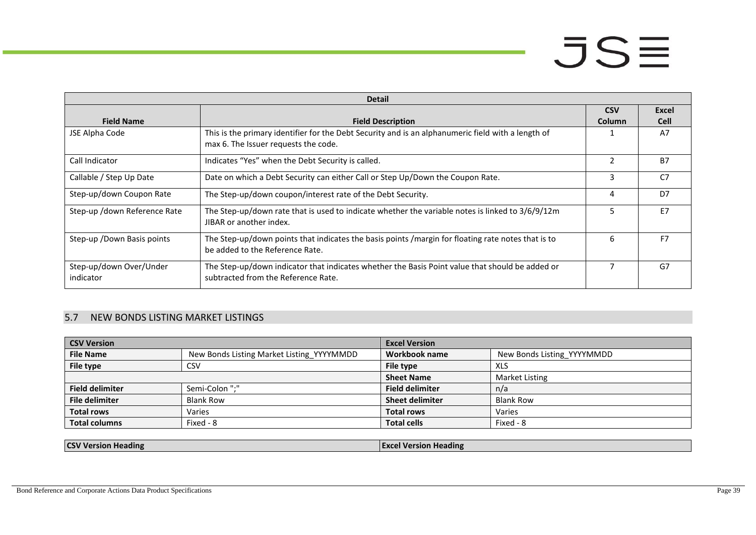| Detail | | | |
|---|---|---|---|
| **Field Name** | **Field Description** | **CSV Column** | **Excel Cell** |
| JSE Alpha Code | This is the primary identifier for the Debt Security and is an alphanumeric field with a length of max 6. The Issuer requests the code. | 1 | A7 |
| Call Indicator | Indicates "Yes" when the Debt Security is called. | 2 | B7 |
| Callable / Step Up Date | Date on which a Debt Security can either Call or Step Up/Down the Coupon Rate. | 3 | C7 |
| Step-up/down Coupon Rate | The Step-up/down coupon/interest rate of the Debt Security. | 4 | D7 |
| Step-up /down Reference Rate | The Step-up/down rate that is used to indicate whether the variable notes is linked to 3/6/9/12m JIBAR or another index. | 5 | E7 |
| Step-up /Down Basis points | The Step-up/down points that indicates the basis points /margin for floating rate notes that is to be added to the Reference Rate. | 6 | F7 |
| Step-up/down Over/Under indicator | The Step-up/down indicator that indicates whether the Basis Point value that should be added or subtracted from the Reference Rate. | 7 | G7 |

## 5.7 NEW BONDS LISTING MARKET LISTINGS

| CSV Version | | Excel Version | |
|---|---|---|---|
| **File Name** | New Bonds Listing Market Listing_YYYYMMDD | **Workbook name** | New Bonds Listing_YYYYMMDD |
| **File type** | CSV | **File type** | XLS |
| | | **Sheet Name** | Market Listing |
| **Field delimiter** | Semi-Colon ";" | **Field delimiter** | n/a |
| **File delimiter** | Blank Row | **Sheet delimiter** | Blank Row |
| **Total rows** | Varies | **Total rows** | Varies |
| **Total columns** | Fixed - 8 | **Total cells** | Fixed - 8 |

| CSV Version Heading | Excel Version Heading |
|---|---|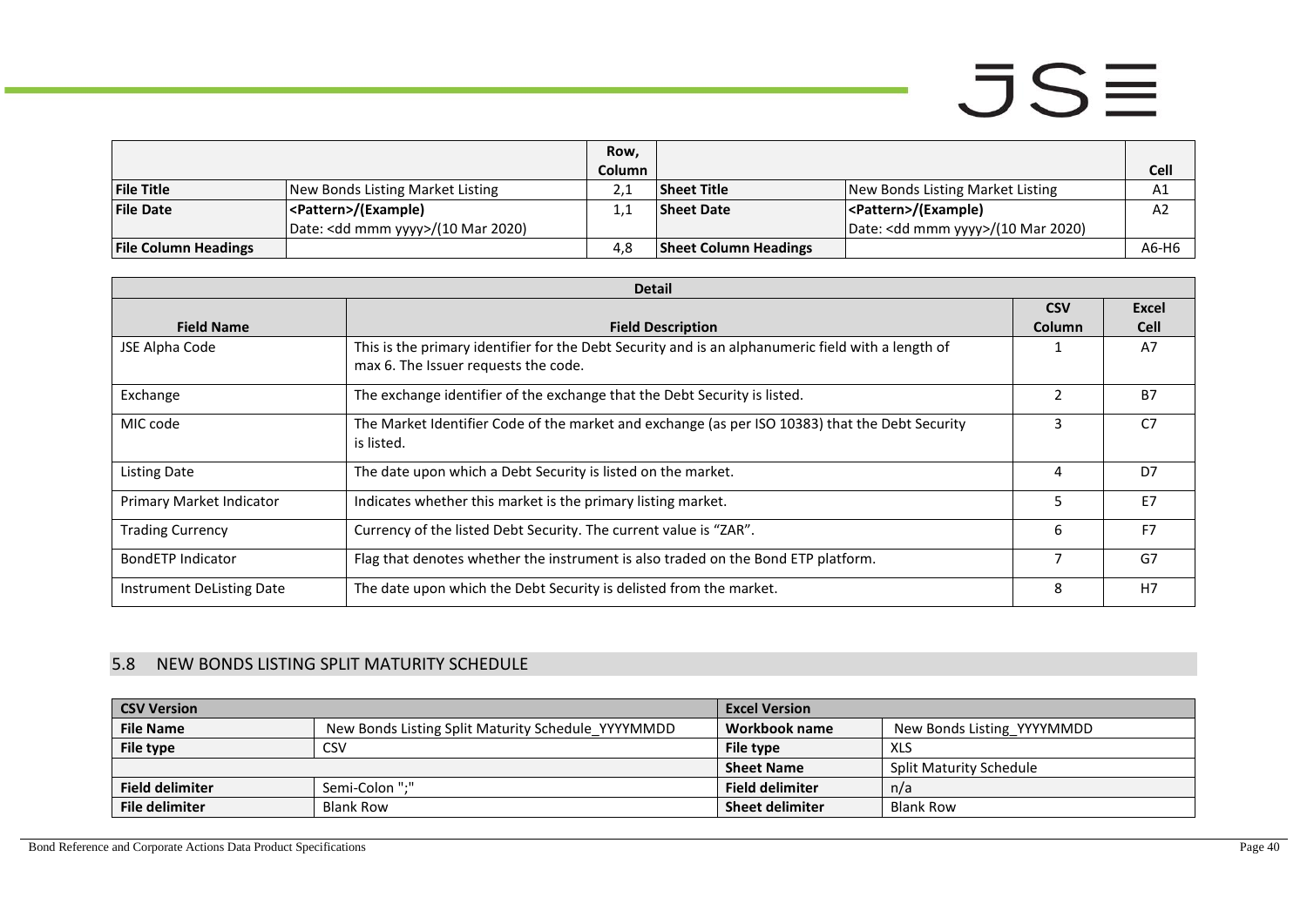| | | Row, Column | | | Cell |
|---|---|---|---|---|---|
| **File Title** | New Bonds Listing Market Listing | 2,1 | **Sheet Title** | New Bonds Listing Market Listing | A1 |
| **File Date** | **<Pattern>/(Example)** Date: <dd mmm yyyy>/(10 Mar 2020) | 1,1 | **Sheet Date** | **<Pattern>/(Example)** Date: <dd mmm yyyy>/(10 Mar 2020) | A2 |
| **File Column Headings** | | 4,8 | **Sheet Column Headings** | | A6-H6 |

| Detail | | | |
|---|---|---|---|
| **Field Name** | **Field Description** | **CSV Column** | **Excel Cell** |
| JSE Alpha Code | This is the primary identifier for the Debt Security and is an alphanumeric field with a length of max 6. The Issuer requests the code. | 1 | A7 |
| Exchange | The exchange identifier of the exchange that the Debt Security is listed. | 2 | B7 |
| MIC code | The Market Identifier Code of the market and exchange (as per ISO 10383) that the Debt Security is listed. | 3 | C7 |
| Listing Date | The date upon which a Debt Security is listed on the market. | 4 | D7 |
| Primary Market Indicator | Indicates whether this market is the primary listing market. | 5 | E7 |
| Trading Currency | Currency of the listed Debt Security. The current value is "ZAR". | 6 | F7 |
| BondETP Indicator | Flag that denotes whether the instrument is also traded on the Bond ETP platform. | 7 | G7 |
| Instrument DeListing Date | The date upon which the Debt Security is delisted from the market. | 8 | H7 |

## 5.8 NEW BONDS LISTING SPLIT MATURITY SCHEDULE

| CSV Version | | Excel Version | |
|---|---|---|---|
| **File Name** | New Bonds Listing Split Maturity Schedule_YYYYMMDD | **Workbook name** | New Bonds Listing_YYYYMMDD |
| **File type** | CSV | **File type** | XLS |
| | | **Sheet Name** | Split Maturity Schedule |
| **Field delimiter** | Semi-Colon ";" | **Field delimiter** | n/a |
| **File delimiter** | Blank Row | **Sheet delimiter** | Blank Row |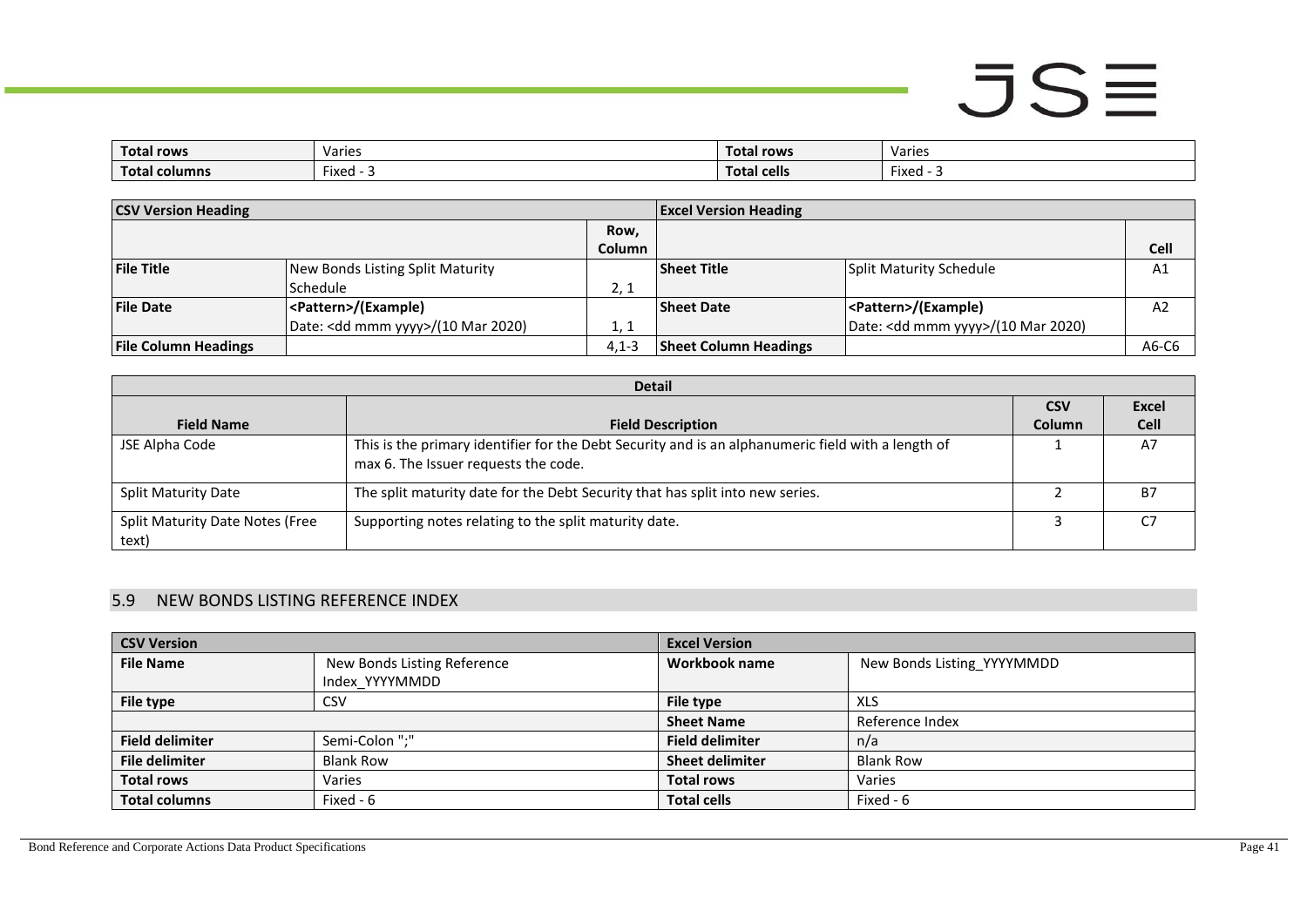| Total rows | Varies | Total rows | Varies |
|---|---|---|---|
| Total columns | Fixed - 3 | Total cells | Fixed - 3 |

| CSV Version Heading | | | Excel Version Heading | | |
|---|---|---|---|---|---|
| | | Row, Column | | | Cell |
| File Title | New Bonds Listing Split Maturity Schedule | 2, 1 | Sheet Title | Split Maturity Schedule | A1 |
| File Date | <Pattern>/(Example) Date: <dd mmm yyyy>/(10 Mar 2020) | 1, 1 | Sheet Date | <Pattern>/(Example) Date: <dd mmm yyyy>/(10 Mar 2020) | A2 |
| File Column Headings | | 4,1-3 | Sheet Column Headings | | A6-C6 |

| Detail | | | |
|---|---|---|---|
| Field Name | Field Description | CSV Column | Excel Cell |
| JSE Alpha Code | This is the primary identifier for the Debt Security and is an alphanumeric field with a length of max 6. The Issuer requests the code. | 1 | A7 |
| Split Maturity Date | The split maturity date for the Debt Security that has split into new series. | 2 | B7 |
| Split Maturity Date Notes (Free text) | Supporting notes relating to the split maturity date. | 3 | C7 |

## 5.9 NEW BONDS LISTING REFERENCE INDEX

| CSV Version | | Excel Version | |
|---|---|---|---|
| File Name | New Bonds Listing Reference Index_YYYYMMDD | Workbook name | New Bonds Listing_YYYYMMDD |
| File type | CSV | File type | XLS |
| | | Sheet Name | Reference Index |
| Field delimiter | Semi-Colon ";" | Field delimiter | n/a |
| File delimiter | Blank Row | Sheet delimiter | Blank Row |
| Total rows | Varies | Total rows | Varies |
| Total columns | Fixed - 6 | Total cells | Fixed - 6 |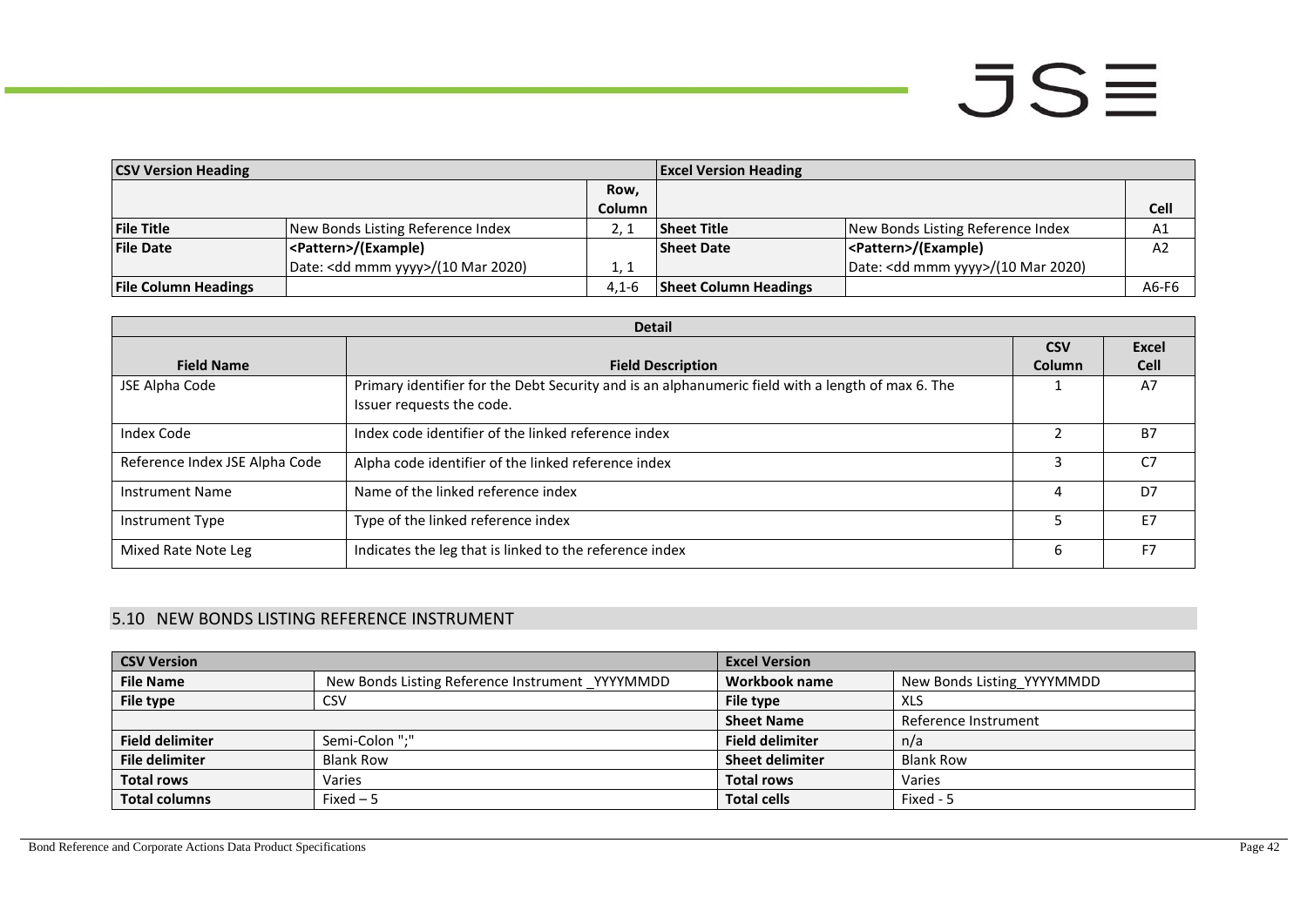| CSV Version Heading | | | Excel Version Heading | | |
|---|---|---|---|---|---|
| | | Row, Column | | | Cell |
| **File Title** | New Bonds Listing Reference Index | 2, 1 | **Sheet Title** | New Bonds Listing Reference Index | A1 |
| **File Date** | <Pattern>/(Example)<br>Date: <dd mmm yyyy>/(10 Mar 2020) | 1, 1 | **Sheet Date** | <Pattern>/(Example)<br>Date: <dd mmm yyyy>/(10 Mar 2020) | A2 |
| **File Column Headings** | | 4,1-6 | **Sheet Column Headings** | | A6-F6 |

| Detail | | | |
|---|---|---|---|
| **Field Name** | **Field Description** | **CSV Column** | **Excel Cell** |
| JSE Alpha Code | Primary identifier for the Debt Security and is an alphanumeric field with a length of max 6. The Issuer requests the code. | 1 | A7 |
| Index Code | Index code identifier of the linked reference index | 2 | B7 |
| Reference Index JSE Alpha Code | Alpha code identifier of the linked reference index | 3 | C7 |
| Instrument Name | Name of the linked reference index | 4 | D7 |
| Instrument Type | Type of the linked reference index | 5 | E7 |
| Mixed Rate Note Leg | Indicates the leg that is linked to the reference index | 6 | F7 |

## 5.10 NEW BONDS LISTING REFERENCE INSTRUMENT

| CSV Version | | Excel Version | |
|---|---|---|---|
| **File Name** | New Bonds Listing Reference Instrument _YYYYMMDD | **Workbook name** | New Bonds Listing_YYYYMMDD |
| **File type** | CSV | **File type** | XLS |
| | | **Sheet Name** | Reference Instrument |
| **Field delimiter** | Semi-Colon ";" | **Field delimiter** | n/a |
| **File delimiter** | Blank Row | **Sheet delimiter** | Blank Row |
| **Total rows** | Varies | **Total rows** | Varies |
| **Total columns** | Fixed – 5 | **Total cells** | Fixed - 5 |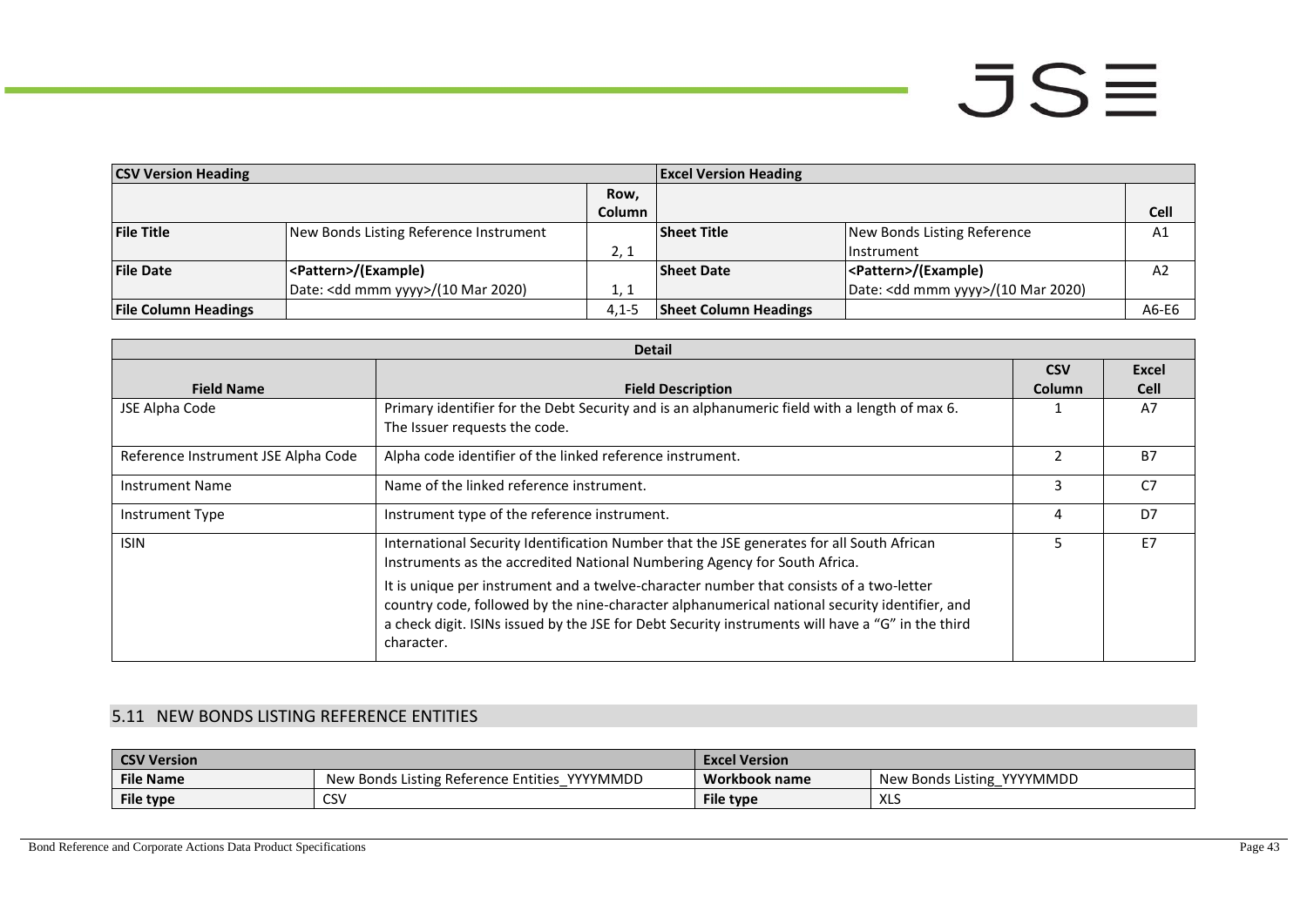| CSV Version Heading | | | Excel Version Heading | | |
|---|---|---|---|---|---|
| | | Row, Column | | | Cell |
| **File Title** | New Bonds Listing Reference Instrument | 2, 1 | **Sheet Title** | New Bonds Listing Reference Instrument | A1 |
| **File Date** | **<Pattern>/(Example)** Date: <dd mmm yyyy>/(10 Mar 2020) | 1, 1 | **Sheet Date** | **<Pattern>/(Example)** Date: <dd mmm yyyy>/(10 Mar 2020) | A2 |
| **File Column Headings** | | 4,1-5 | **Sheet Column Headings** | | A6-E6 |

| Detail | | | |
|---|---|---|---|
| **Field Name** | **Field Description** | **CSV Column** | **Excel Cell** |
| JSE Alpha Code | Primary identifier for the Debt Security and is an alphanumeric field with a length of max 6. The Issuer requests the code. | 1 | A7 |
| Reference Instrument JSE Alpha Code | Alpha code identifier of the linked reference instrument. | 2 | B7 |
| Instrument Name | Name of the linked reference instrument. | 3 | C7 |
| Instrument Type | Instrument type of the reference instrument. | 4 | D7 |
| ISIN | International Security Identification Number that the JSE generates for all South African Instruments as the accredited National Numbering Agency for South Africa.<br><br>It is unique per instrument and a twelve-character number that consists of a two-letter country code, followed by the nine-character alphanumerical national security identifier, and a check digit. ISINs issued by the JSE for Debt Security instruments will have a “G” in the third character. | 5 | E7 |

## 5.11 NEW BONDS LISTING REFERENCE ENTITIES

| CSV Version | | Excel Version | |
|---|---|---|---|
| **File Name** | New Bonds Listing Reference Entities_YYYYMMDD | **Workbook name** | New Bonds Listing_YYYYMMDD |
| **File type** | CSV | **File type** | XLS |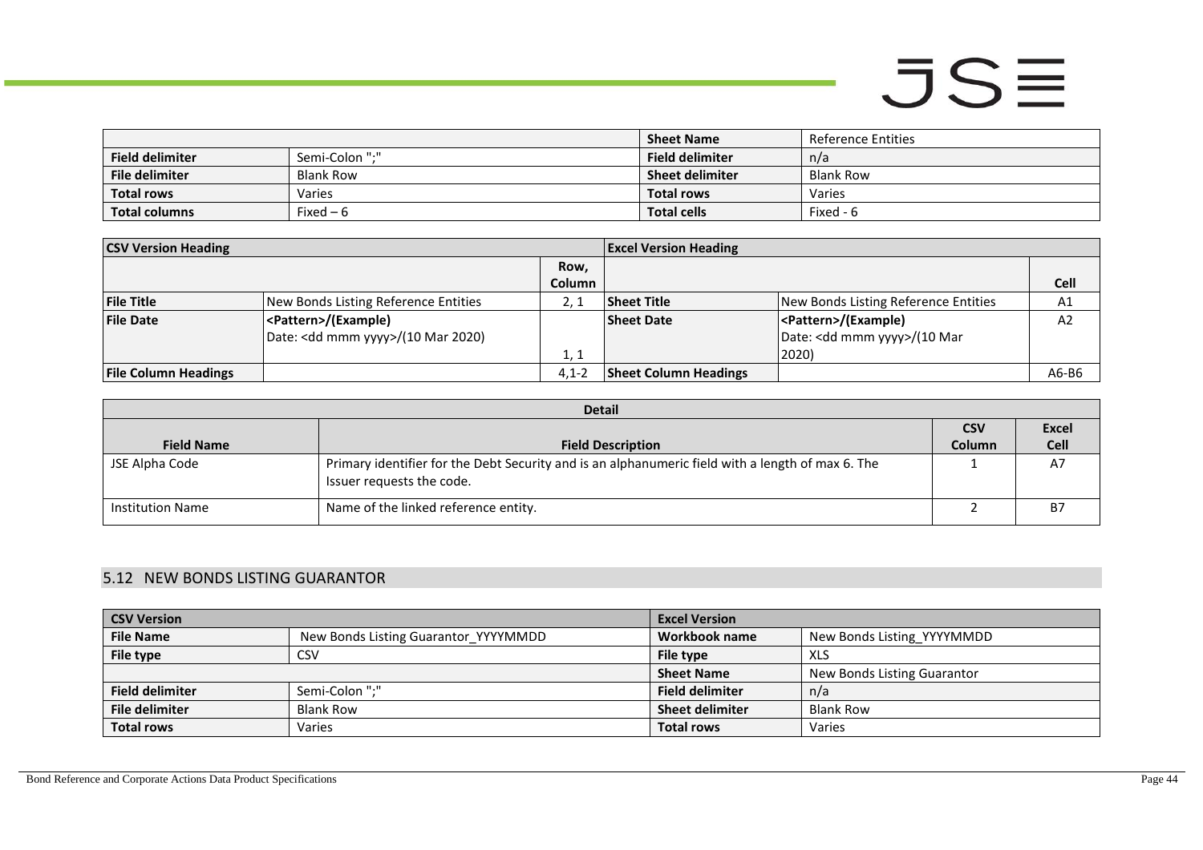| | | Sheet Name | Reference Entities |
|---|---|---|---|
| **Field delimiter** | Semi-Colon ";" | **Field delimiter** | n/a |
| **File delimiter** | Blank Row | **Sheet delimiter** | Blank Row |
| **Total rows** | Varies | **Total rows** | Varies |
| **Total columns** | Fixed – 6 | **Total cells** | Fixed - 6 |

| **CSV Version Heading** | | | **Excel Version Heading** | | |
|---|---|---|---|---|---|
| | | **Row, Column** | | | **Cell** |
| **File Title** | New Bonds Listing Reference Entities | 2, 1 | **Sheet Title** | New Bonds Listing Reference Entities | A1 |
| **File Date** | **<Pattern>/(Example)** Date: <dd mmm yyyy>/(10 Mar 2020) | 1, 1 | **Sheet Date** | **<Pattern>/(Example)** Date: <dd mmm yyyy>/(10 Mar 2020) | A2 |
| **File Column Headings** | | 4,1-2 | **Sheet Column Headings** | | A6-B6 |

| **Detail** | | | |
|---|---|---|---|
| **Field Name** | **Field Description** | **CSV Column** | **Excel Cell** |
| JSE Alpha Code | Primary identifier for the Debt Security and is an alphanumeric field with a length of max 6. The Issuer requests the code. | 1 | A7 |
| Institution Name | Name of the linked reference entity. | 2 | B7 |

## 5.12 NEW BONDS LISTING GUARANTOR

| **CSV Version** | | **Excel Version** | |
|---|---|---|---|
| **File Name** | New Bonds Listing Guarantor_YYYYMMDD | **Workbook name** | New Bonds Listing_YYYYMMDD |
| **File type** | CSV | **File type** | XLS |
| | | **Sheet Name** | New Bonds Listing Guarantor |
| **Field delimiter** | Semi-Colon ";" | **Field delimiter** | n/a |
| **File delimiter** | Blank Row | **Sheet delimiter** | Blank Row |
| **Total rows** | Varies | **Total rows** | Varies |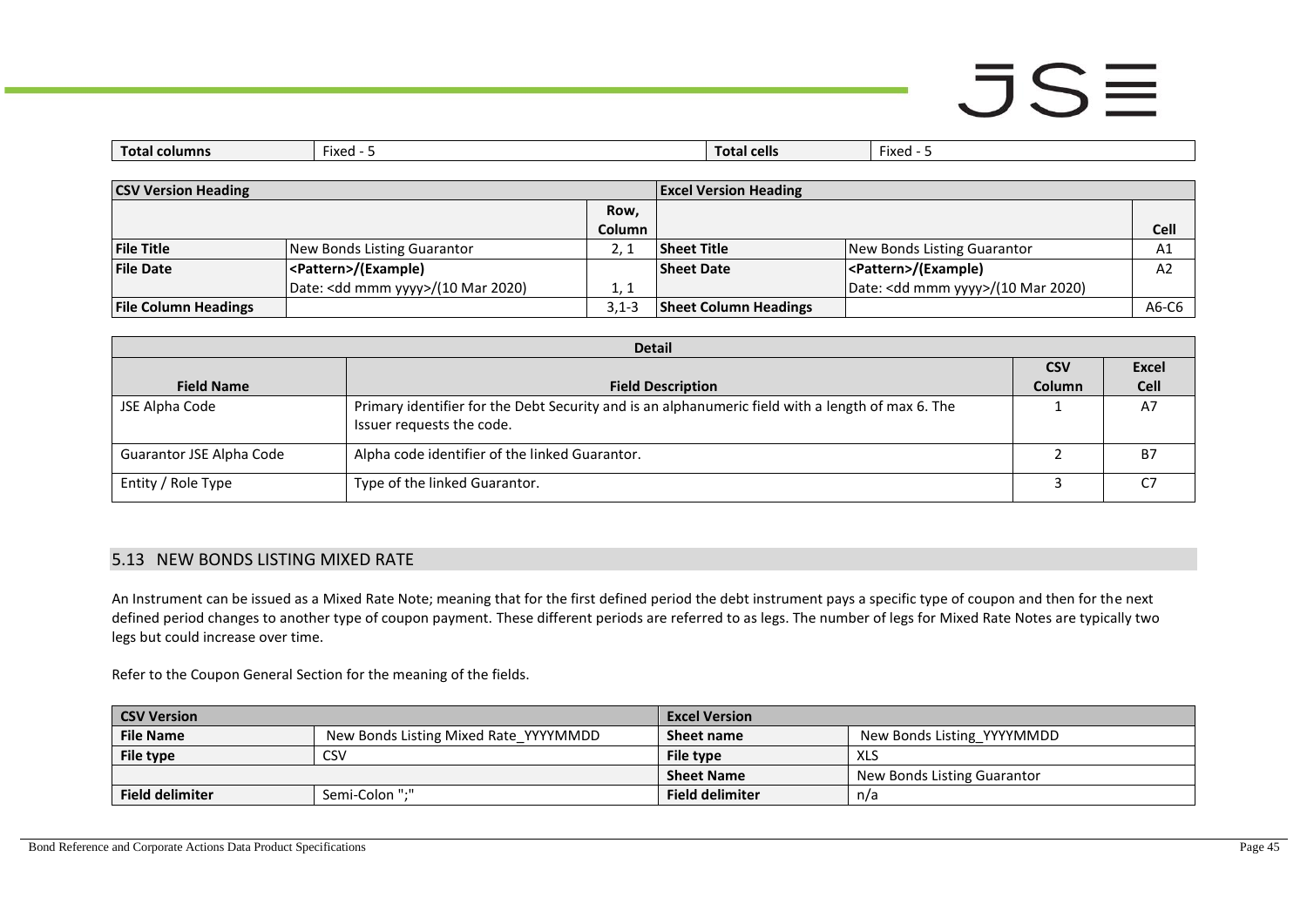| Total columns | Fixed - 5 | Total cells | Fixed - 5 |
|---|---|---|---|

| CSV Version Heading | | | Excel Version Heading | | |
|---|---|---|---|---|---|
| | | Row, Column | | | Cell |
| **File Title** | New Bonds Listing Guarantor | 2, 1 | **Sheet Title** | New Bonds Listing Guarantor | A1 |
| **File Date** | **<Pattern>/(Example)** Date: <dd mmm yyyy>/(10 Mar 2020) | 1, 1 | **Sheet Date** | **<Pattern>/(Example)** Date: <dd mmm yyyy>/(10 Mar 2020) | A2 |
| **File Column Headings** | | 3,1-3 | **Sheet Column Headings** | | A6-C6 |

| Detail | | | |
|---|---|---|---|
| **Field Name** | **Field Description** | **CSV Column** | **Excel Cell** |
| JSE Alpha Code | Primary identifier for the Debt Security and is an alphanumeric field with a length of max 6. The Issuer requests the code. | 1 | A7 |
| Guarantor JSE Alpha Code | Alpha code identifier of the linked Guarantor. | 2 | B7 |
| Entity / Role Type | Type of the linked Guarantor. | 3 | C7 |

## 5.13 NEW BONDS LISTING MIXED RATE

An Instrument can be issued as a Mixed Rate Note; meaning that for the first defined period the debt instrument pays a specific type of coupon and then for the next defined period changes to another type of coupon payment. These different periods are referred to as legs. The number of legs for Mixed Rate Notes are typically two legs but could increase over time.

Refer to the Coupon General Section for the meaning of the fields.

| CSV Version | | Excel Version | |
|---|---|---|---|
| **File Name** | New Bonds Listing Mixed Rate_YYYYMMDD | **Sheet name** | New Bonds Listing_YYYYMMDD |
| **File type** | CSV | **File type** | XLS |
| | | **Sheet Name** | New Bonds Listing Guarantor |
| **Field delimiter** | Semi-Colon ";" | **Field delimiter** | n/a |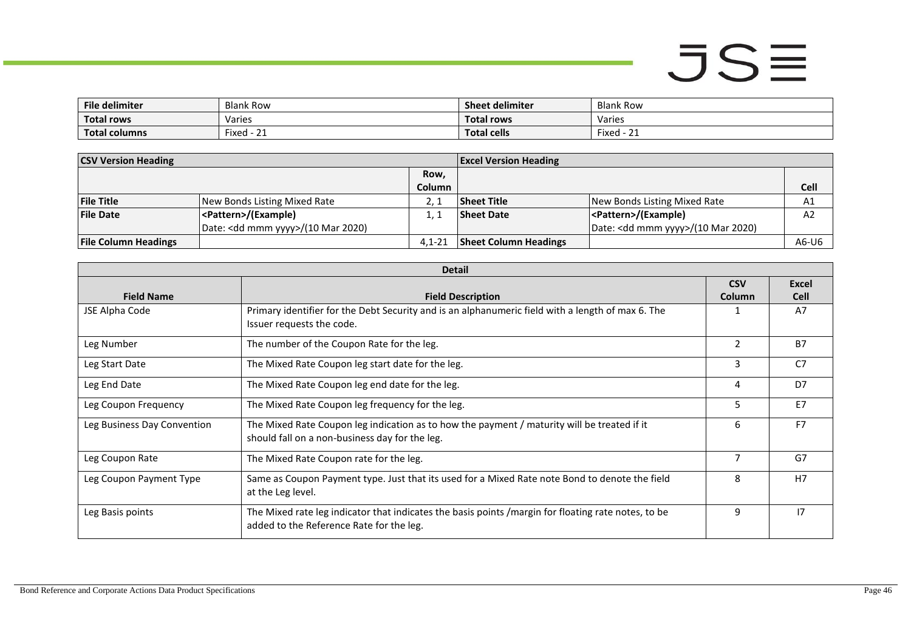| File delimiter | Blank Row | Sheet delimiter | Blank Row |
|---|---|---|---|
| Total rows | Varies | Total rows | Varies |
| Total columns | Fixed - 21 | Total cells | Fixed - 21 |

| CSV Version Heading | | | Excel Version Heading | | |
|---|---|---|---|---|---|
| | | Row, Column | | | Cell |
| File Title | New Bonds Listing Mixed Rate | 2, 1 | Sheet Title | New Bonds Listing Mixed Rate | A1 |
| File Date | <Pattern>/(Example) Date: <dd mmm yyyy>/(10 Mar 2020) | 1, 1 | Sheet Date | <Pattern>/(Example) Date: <dd mmm yyyy>/(10 Mar 2020) | A2 |
| File Column Headings | | 4,1-21 | Sheet Column Headings | | A6-U6 |

| Detail | | | |
|---|---|---|---|
| Field Name | Field Description | CSV Column | Excel Cell |
| JSE Alpha Code | Primary identifier for the Debt Security and is an alphanumeric field with a length of max 6. The Issuer requests the code. | 1 | A7 |
| Leg Number | The number of the Coupon Rate for the leg. | 2 | B7 |
| Leg Start Date | The Mixed Rate Coupon leg start date for the leg. | 3 | C7 |
| Leg End Date | The Mixed Rate Coupon leg end date for the leg. | 4 | D7 |
| Leg Coupon Frequency | The Mixed Rate Coupon leg frequency for the leg. | 5 | E7 |
| Leg Business Day Convention | The Mixed Rate Coupon leg indication as to how the payment / maturity will be treated if it should fall on a non-business day for the leg. | 6 | F7 |
| Leg Coupon Rate | The Mixed Rate Coupon rate for the leg. | 7 | G7 |
| Leg Coupon Payment Type | Same as Coupon Payment type. Just that its used for a Mixed Rate note Bond to denote the field at the Leg level. | 8 | H7 |
| Leg Basis points | The Mixed rate leg indicator that indicates the basis points /margin for floating rate notes, to be added to the Reference Rate for the leg. | 9 | I7 |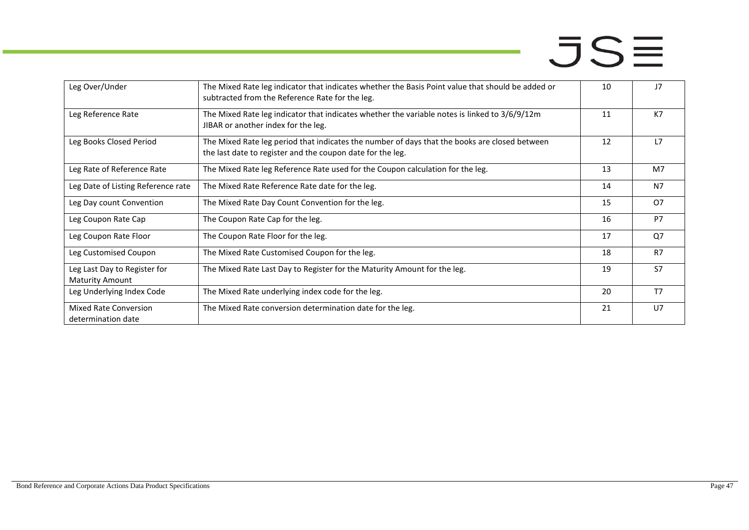| Leg Over/Under | The Mixed Rate leg indicator that indicates whether the Basis Point value that should be added or subtracted from the Reference Rate for the leg. | 10 | J7 |
|---|---|---|---|
| Leg Reference Rate | The Mixed Rate leg indicator that indicates whether the variable notes is linked to 3/6/9/12m JIBAR or another index for the leg. | 11 | K7 |
| Leg Books Closed Period | The Mixed Rate leg period that indicates the number of days that the books are closed between the last date to register and the coupon date for the leg. | 12 | L7 |
| Leg Rate of Reference Rate | The Mixed Rate leg Reference Rate used for the Coupon calculation for the leg. | 13 | M7 |
| Leg Date of Listing Reference rate | The Mixed Rate Reference Rate date for the leg. | 14 | N7 |
| Leg Day count Convention | The Mixed Rate Day Count Convention for the leg. | 15 | O7 |
| Leg Coupon Rate Cap | The Coupon Rate Cap for the leg. | 16 | P7 |
| Leg Coupon Rate Floor | The Coupon Rate Floor for the leg. | 17 | Q7 |
| Leg Customised Coupon | The Mixed Rate Customised Coupon for the leg. | 18 | R7 |
| Leg Last Day to Register for Maturity Amount | The Mixed Rate Last Day to Register for the Maturity Amount for the leg. | 19 | S7 |
| Leg Underlying Index Code | The Mixed Rate underlying index code for the leg. | 20 | T7 |
| Mixed Rate Conversion determination date | The Mixed Rate conversion determination date for the leg. | 21 | U7 |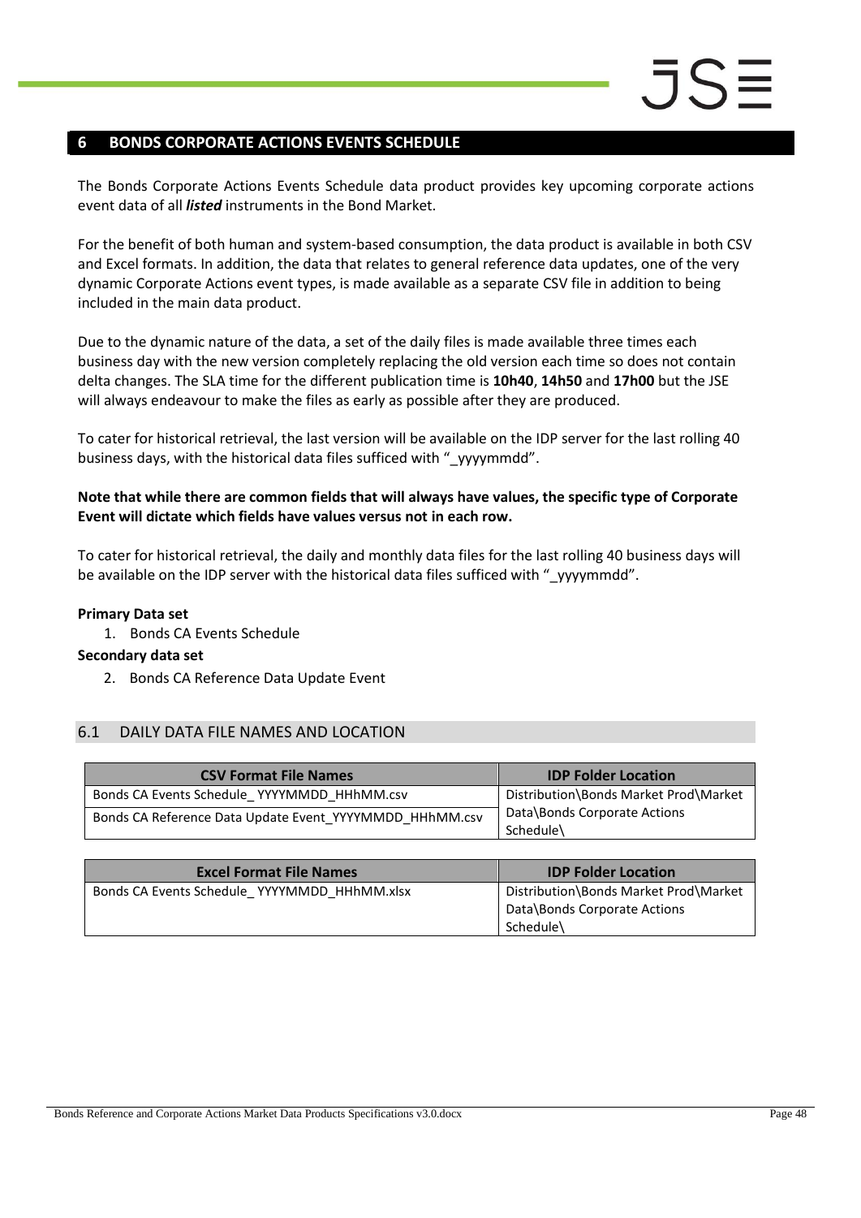## 6 BONDS CORPORATE ACTIONS EVENTS SCHEDULE

The Bonds Corporate Actions Events Schedule data product provides key upcoming corporate actions event data of all ***listed*** instruments in the Bond Market.

For the benefit of both human and system-based consumption, the data product is available in both CSV and Excel formats. In addition, the data that relates to general reference data updates, one of the very dynamic Corporate Actions event types, is made available as a separate CSV file in addition to being included in the main data product.

Due to the dynamic nature of the data, a set of the daily files is made available three times each business day with the new version completely replacing the old version each time so does not contain delta changes. The SLA time for the different publication time is **10h40**, **14h50** and **17h00** but the JSE will always endeavour to make the files as early as possible after they are produced.

To cater for historical retrieval, the last version will be available on the IDP server for the last rolling 40 business days, with the historical data files sufficed with "_yyyymmdd".

**Note that while there are common fields that will always have values, the specific type of Corporate Event will dictate which fields have values versus not in each row.**

To cater for historical retrieval, the daily and monthly data files for the last rolling 40 business days will be available on the IDP server with the historical data files sufficed with "_yyyymmdd".

**Primary Data set**

1. Bonds CA Events Schedule

**Secondary data set**

2. Bonds CA Reference Data Update Event

### 6.1 DAILY DATA FILE NAMES AND LOCATION

| CSV Format File Names | IDP Folder Location |
|---|---|
| Bonds CA Events Schedule_ YYYYMMDD_HHhMM.csv | Distribution\Bonds Market Prod\Market Data\Bonds Corporate Actions Schedule\ |
| Bonds CA Reference Data Update Event_YYYYMMDD_HHhMM.csv | |

| Excel Format File Names | IDP Folder Location |
|---|---|
| Bonds CA Events Schedule_ YYYYMMDD_HHhMM.xlsx | Distribution\Bonds Market Prod\Market Data\Bonds Corporate Actions Schedule\ |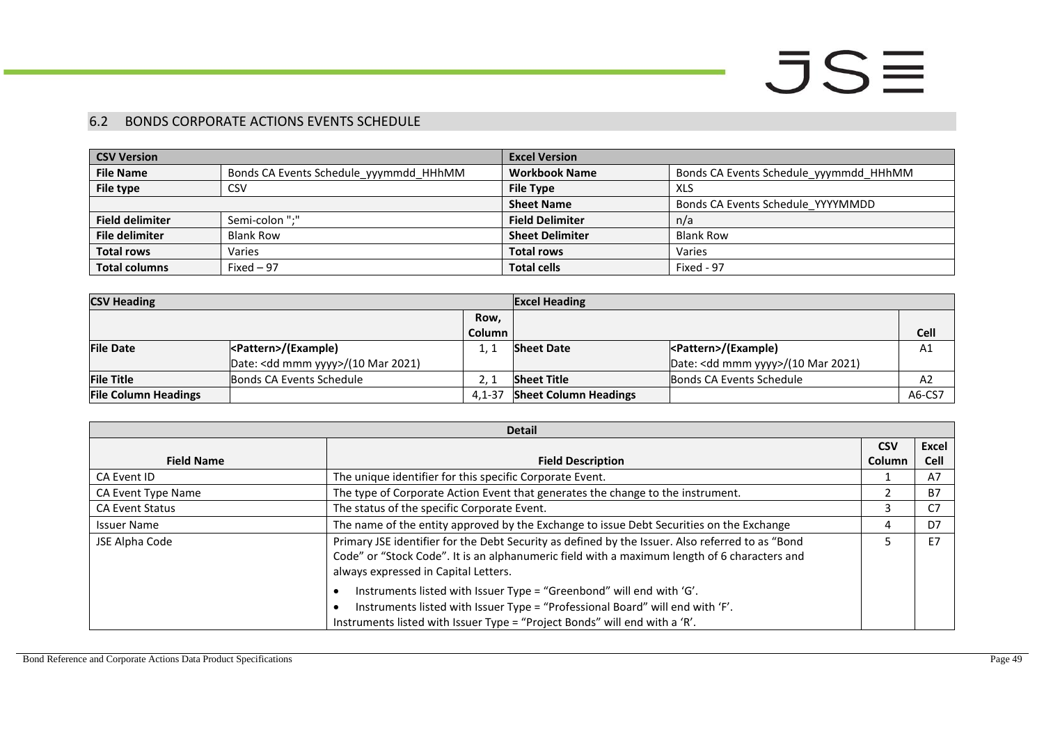## 6.2 BONDS CORPORATE ACTIONS EVENTS SCHEDULE

| CSV Version | | Excel Version | |
|---|---|---|---|
| **File Name** | Bonds CA Events Schedule_yyymmdd_HHhMM | **Workbook Name** | Bonds CA Events Schedule_yyymmdd_HHhMM |
| **File type** | CSV | **File Type** | XLS |
| | | **Sheet Name** | Bonds CA Events Schedule_YYYMMDD |
| **Field delimiter** | Semi-colon ";" | **Field Delimiter** | n/a |
| **File delimiter** | Blank Row | **Sheet Delimiter** | Blank Row |
| **Total rows** | Varies | **Total rows** | Varies |
| **Total columns** | Fixed – 97 | **Total cells** | Fixed - 97 |

| CSV Heading | | | Excel Heading | | |
|---|---|---|---|---|---|
| | | Row, Column | | | Cell |
| **File Date** | <Pattern>/(Example)<br>Date: <dd mmm yyyy>/(10 Mar 2021) | 1, 1 | **Sheet Date** | <Pattern>/(Example)<br>Date: <dd mmm yyyy>/(10 Mar 2021) | A1 |
| **File Title** | Bonds CA Events Schedule | 2, 1 | **Sheet Title** | Bonds CA Events Schedule | A2 |
| **File Column Headings** | | 4,1-37 | **Sheet Column Headings** | | A6-CS7 |

| Detail | | | |
|---|---|---|---|
| **Field Name** | **Field Description** | **CSV Column** | **Excel Cell** |
| CA Event ID | The unique identifier for this specific Corporate Event. | 1 | A7 |
| CA Event Type Name | The type of Corporate Action Event that generates the change to the instrument. | 2 | B7 |
| CA Event Status | The status of the specific Corporate Event. | 3 | C7 |
| Issuer Name | The name of the entity approved by the Exchange to issue Debt Securities on the Exchange | 4 | D7 |
| JSE Alpha Code | Primary JSE identifier for the Debt Security as defined by the Issuer. Also referred to as "Bond Code" or "Stock Code". It is an alphanumeric field with a maximum length of 6 characters and always expressed in Capital Letters.<br>• Instruments listed with Issuer Type = "Greenbond" will end with 'G'.<br>• Instruments listed with Issuer Type = "Professional Board" will end with 'F'.<br>Instruments listed with Issuer Type = "Project Bonds" will end with a 'R'. | 5 | E7 |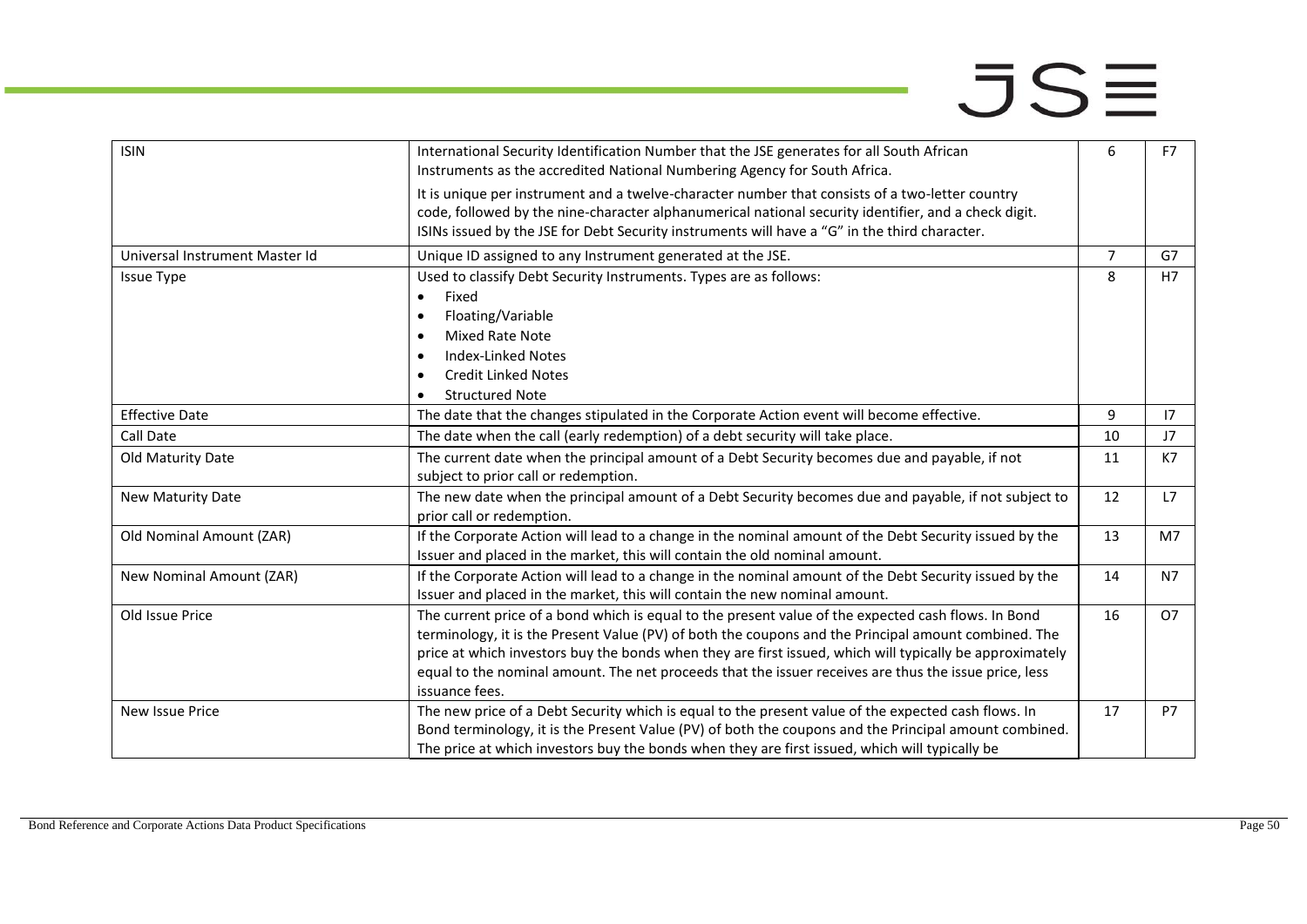| ISIN | International Security Identification Number that the JSE generates for all South African Instruments as the accredited National Numbering Agency for South Africa.<br><br>It is unique per instrument and a twelve-character number that consists of a two-letter country code, followed by the nine-character alphanumerical national security identifier, and a check digit. ISINs issued by the JSE for Debt Security instruments will have a "G" in the third character. | 6 | F7 |
|---|---|---|---|
| Universal Instrument Master Id | Unique ID assigned to any Instrument generated at the JSE. | 7 | G7 |
| Issue Type | Used to classify Debt Security Instruments. Types are as follows:<br>• Fixed<br>• Floating/Variable<br>• Mixed Rate Note<br>• Index-Linked Notes<br>• Credit Linked Notes<br>• Structured Note | 8 | H7 |
| Effective Date | The date that the changes stipulated in the Corporate Action event will become effective. | 9 | I7 |
| Call Date | The date when the call (early redemption) of a debt security will take place. | 10 | J7 |
| Old Maturity Date | The current date when the principal amount of a Debt Security becomes due and payable, if not subject to prior call or redemption. | 11 | K7 |
| New Maturity Date | The new date when the principal amount of a Debt Security becomes due and payable, if not subject to prior call or redemption. | 12 | L7 |
| Old Nominal Amount (ZAR) | If the Corporate Action will lead to a change in the nominal amount of the Debt Security issued by the Issuer and placed in the market, this will contain the old nominal amount. | 13 | M7 |
| New Nominal Amount (ZAR) | If the Corporate Action will lead to a change in the nominal amount of the Debt Security issued by the Issuer and placed in the market, this will contain the new nominal amount. | 14 | N7 |
| Old Issue Price | The current price of a bond which is equal to the present value of the expected cash flows. In Bond terminology, it is the Present Value (PV) of both the coupons and the Principal amount combined. The price at which investors buy the bonds when they are first issued, which will typically be approximately equal to the nominal amount. The net proceeds that the issuer receives are thus the issue price, less issuance fees. | 16 | O7 |
| New Issue Price | The new price of a Debt Security which is equal to the present value of the expected cash flows. In Bond terminology, it is the Present Value (PV) of both the coupons and the Principal amount combined. The price at which investors buy the bonds when they are first issued, which will typically be | 17 | P7 |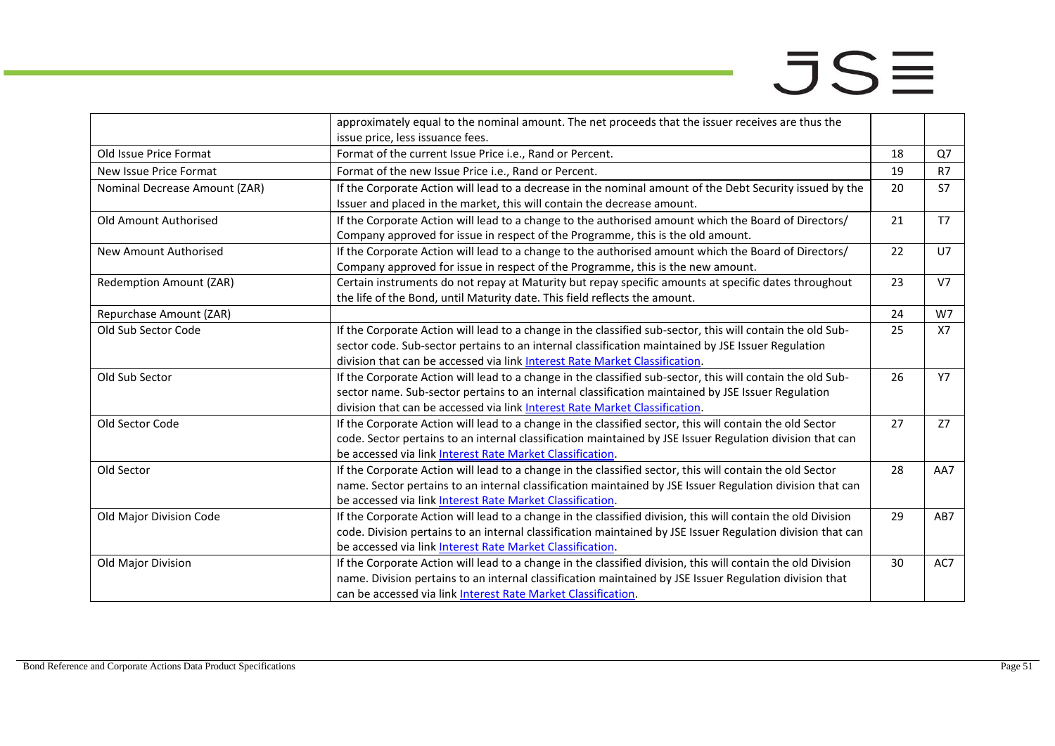| | | | |
|---|---|---|---|
| | approximately equal to the nominal amount. The net proceeds that the issuer receives are thus the issue price, less issuance fees. | | |
| Old Issue Price Format | Format of the current Issue Price i.e., Rand or Percent. | 18 | Q7 |
| New Issue Price Format | Format of the new Issue Price i.e., Rand or Percent. | 19 | R7 |
| Nominal Decrease Amount (ZAR) | If the Corporate Action will lead to a decrease in the nominal amount of the Debt Security issued by the Issuer and placed in the market, this will contain the decrease amount. | 20 | S7 |
| Old Amount Authorised | If the Corporate Action will lead to a change to the authorised amount which the Board of Directors/ Company approved for issue in respect of the Programme, this is the old amount. | 21 | T7 |
| New Amount Authorised | If the Corporate Action will lead to a change to the authorised amount which the Board of Directors/ Company approved for issue in respect of the Programme, this is the new amount. | 22 | U7 |
| Redemption Amount (ZAR) | Certain instruments do not repay at Maturity but repay specific amounts at specific dates throughout the life of the Bond, until Maturity date. This field reflects the amount. | 23 | V7 |
| Repurchase Amount (ZAR) | | 24 | W7 |
| Old Sub Sector Code | If the Corporate Action will lead to a change in the classified sub-sector, this will contain the old Sub-sector code. Sub-sector pertains to an internal classification maintained by JSE Issuer Regulation division that can be accessed via link Interest Rate Market Classification. | 25 | X7 |
| Old Sub Sector | If the Corporate Action will lead to a change in the classified sub-sector, this will contain the old Sub-sector name. Sub-sector pertains to an internal classification maintained by JSE Issuer Regulation division that can be accessed via link Interest Rate Market Classification. | 26 | Y7 |
| Old Sector Code | If the Corporate Action will lead to a change in the classified sector, this will contain the old Sector code. Sector pertains to an internal classification maintained by JSE Issuer Regulation division that can be accessed via link Interest Rate Market Classification. | 27 | Z7 |
| Old Sector | If the Corporate Action will lead to a change in the classified sector, this will contain the old Sector name. Sector pertains to an internal classification maintained by JSE Issuer Regulation division that can be accessed via link Interest Rate Market Classification. | 28 | AA7 |
| Old Major Division Code | If the Corporate Action will lead to a change in the classified division, this will contain the old Division code. Division pertains to an internal classification maintained by JSE Issuer Regulation division that can be accessed via link Interest Rate Market Classification. | 29 | AB7 |
| Old Major Division | If the Corporate Action will lead to a change in the classified division, this will contain the old Division name. Division pertains to an internal classification maintained by JSE Issuer Regulation division that can be accessed via link Interest Rate Market Classification. | 30 | AC7 |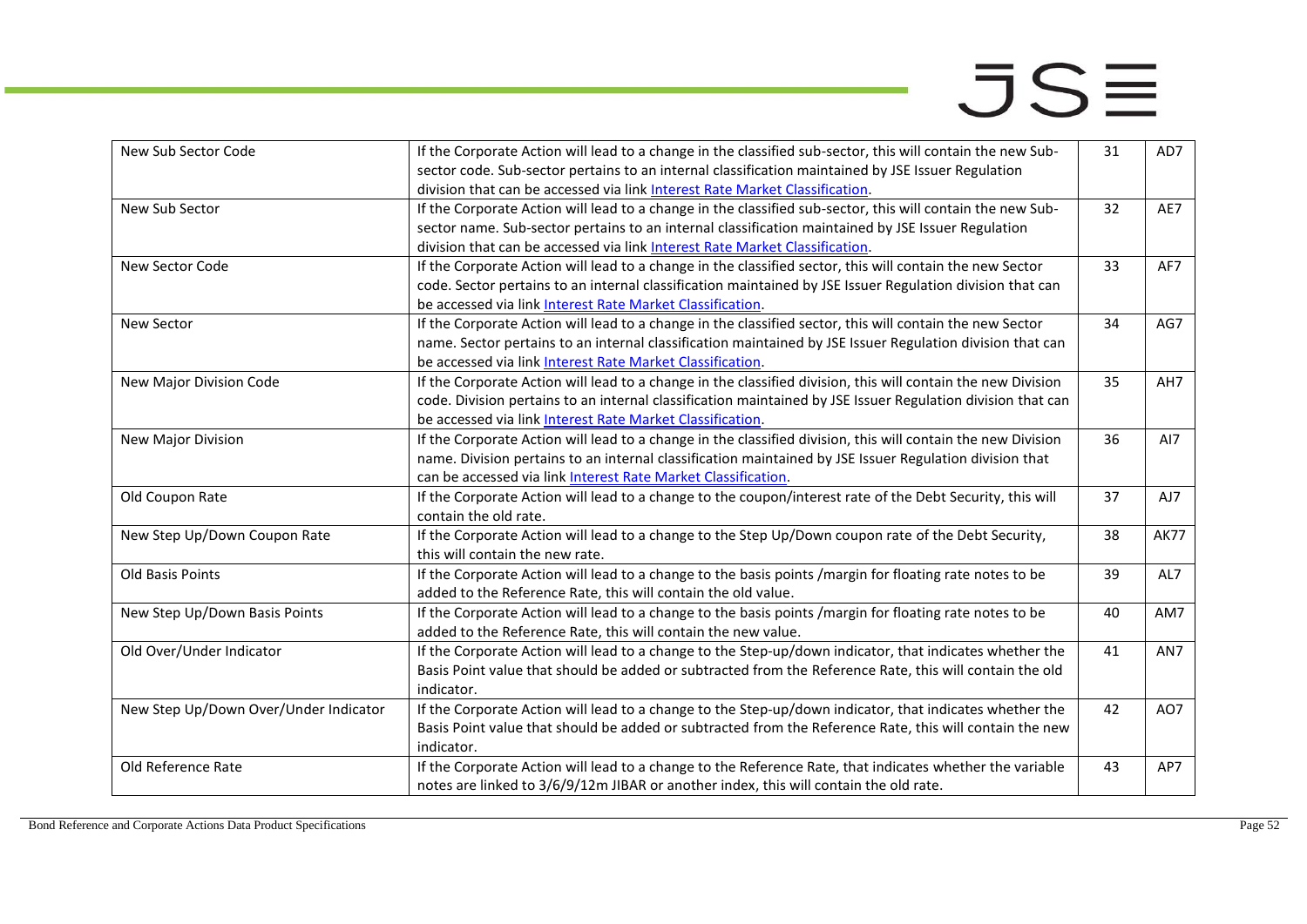| New Sub Sector Code | If the Corporate Action will lead to a change in the classified sub-sector, this will contain the new Sub-sector code. Sub-sector pertains to an internal classification maintained by JSE Issuer Regulation division that can be accessed via link Interest Rate Market Classification. | 31 | AD7 |
|---|---|---|---|
| New Sub Sector | If the Corporate Action will lead to a change in the classified sub-sector, this will contain the new Sub-sector name. Sub-sector pertains to an internal classification maintained by JSE Issuer Regulation division that can be accessed via link Interest Rate Market Classification. | 32 | AE7 |
| New Sector Code | If the Corporate Action will lead to a change in the classified sector, this will contain the new Sector code. Sector pertains to an internal classification maintained by JSE Issuer Regulation division that can be accessed via link Interest Rate Market Classification. | 33 | AF7 |
| New Sector | If the Corporate Action will lead to a change in the classified sector, this will contain the new Sector name. Sector pertains to an internal classification maintained by JSE Issuer Regulation division that can be accessed via link Interest Rate Market Classification. | 34 | AG7 |
| New Major Division Code | If the Corporate Action will lead to a change in the classified division, this will contain the new Division code. Division pertains to an internal classification maintained by JSE Issuer Regulation division that can be accessed via link Interest Rate Market Classification. | 35 | AH7 |
| New Major Division | If the Corporate Action will lead to a change in the classified division, this will contain the new Division name. Division pertains to an internal classification maintained by JSE Issuer Regulation division that can be accessed via link Interest Rate Market Classification. | 36 | AI7 |
| Old Coupon Rate | If the Corporate Action will lead to a change to the coupon/interest rate of the Debt Security, this will contain the old rate. | 37 | AJ7 |
| New Step Up/Down Coupon Rate | If the Corporate Action will lead to a change to the Step Up/Down coupon rate of the Debt Security, this will contain the new rate. | 38 | AK77 |
| Old Basis Points | If the Corporate Action will lead to a change to the basis points /margin for floating rate notes to be added to the Reference Rate, this will contain the old value. | 39 | AL7 |
| New Step Up/Down Basis Points | If the Corporate Action will lead to a change to the basis points /margin for floating rate notes to be added to the Reference Rate, this will contain the new value. | 40 | AM7 |
| Old Over/Under Indicator | If the Corporate Action will lead to a change to the Step-up/down indicator, that indicates whether the Basis Point value that should be added or subtracted from the Reference Rate, this will contain the old indicator. | 41 | AN7 |
| New Step Up/Down Over/Under Indicator | If the Corporate Action will lead to a change to the Step-up/down indicator, that indicates whether the Basis Point value that should be added or subtracted from the Reference Rate, this will contain the new indicator. | 42 | AO7 |
| Old Reference Rate | If the Corporate Action will lead to a change to the Reference Rate, that indicates whether the variable notes are linked to 3/6/9/12m JIBAR or another index, this will contain the old rate. | 43 | AP7 |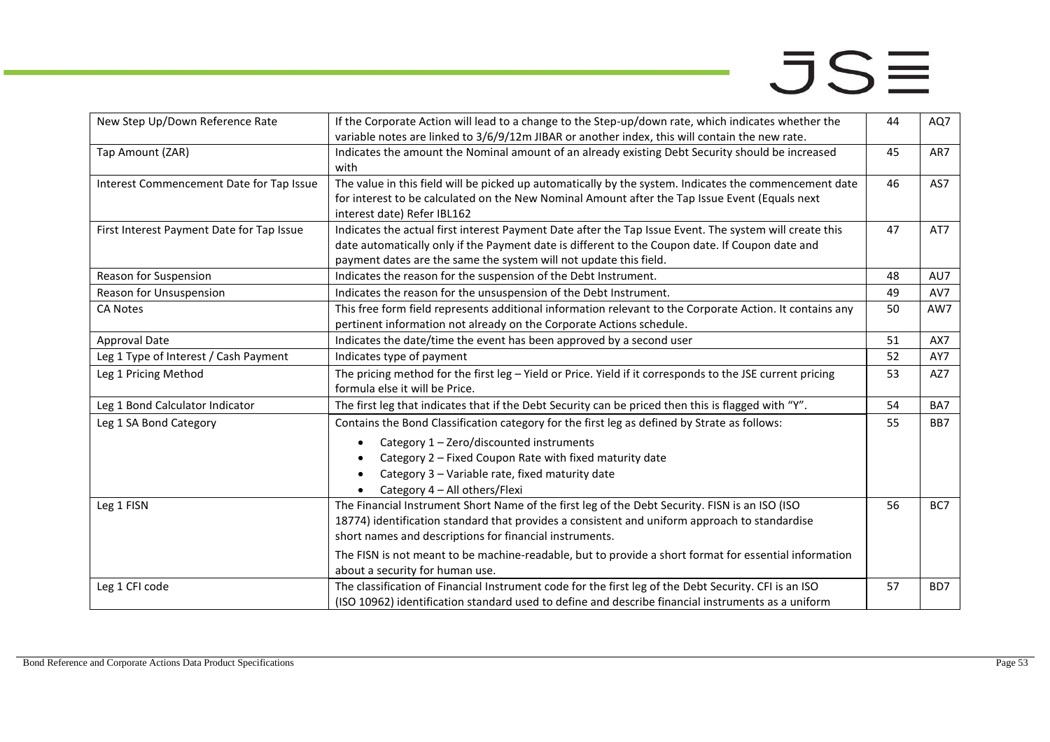| New Step Up/Down Reference Rate | If the Corporate Action will lead to a change to the Step-up/down rate, which indicates whether the variable notes are linked to 3/6/9/12m JIBAR or another index, this will contain the new rate. | 44 | AQ7 |
|---|---|---|---|
| Tap Amount (ZAR) | Indicates the amount the Nominal amount of an already existing Debt Security should be increased with | 45 | AR7 |
| Interest Commencement Date for Tap Issue | The value in this field will be picked up automatically by the system. Indicates the commencement date for interest to be calculated on the New Nominal Amount after the Tap Issue Event (Equals next interest date) Refer IBL162 | 46 | AS7 |
| First Interest Payment Date for Tap Issue | Indicates the actual first interest Payment Date after the Tap Issue Event. The system will create this date automatically only if the Payment date is different to the Coupon date. If Coupon date and payment dates are the same the system will not update this field. | 47 | AT7 |
| Reason for Suspension | Indicates the reason for the suspension of the Debt Instrument. | 48 | AU7 |
| Reason for Unsuspension | Indicates the reason for the unsuspension of the Debt Instrument. | 49 | AV7 |
| CA Notes | This free form field represents additional information relevant to the Corporate Action. It contains any pertinent information not already on the Corporate Actions schedule. | 50 | AW7 |
| Approval Date | Indicates the date/time the event has been approved by a second user | 51 | AX7 |
| Leg 1 Type of Interest / Cash Payment | Indicates type of payment | 52 | AY7 |
| Leg 1 Pricing Method | The pricing method for the first leg – Yield or Price. Yield if it corresponds to the JSE current pricing formula else it will be Price. | 53 | AZ7 |
| Leg 1 Bond Calculator Indicator | The first leg that indicates that if the Debt Security can be priced then this is flagged with "Y". | 54 | BA7 |
| Leg 1 SA Bond Category | Contains the Bond Classification category for the first leg as defined by Strate as follows:<br>• Category 1 – Zero/discounted instruments<br>• Category 2 – Fixed Coupon Rate with fixed maturity date<br>• Category 3 – Variable rate, fixed maturity date<br>• Category 4 – All others/Flexi | 55 | BB7 |
| Leg 1 FISN | The Financial Instrument Short Name of the first leg of the Debt Security. FISN is an ISO (ISO 18774) identification standard that provides a consistent and uniform approach to standardise short names and descriptions for financial instruments.<br>The FISN is not meant to be machine-readable, but to provide a short format for essential information about a security for human use. | 56 | BC7 |
| Leg 1 CFI code | The classification of Financial Instrument code for the first leg of the Debt Security. CFI is an ISO (ISO 10962) identification standard used to define and describe financial instruments as a uniform | 57 | BD7 |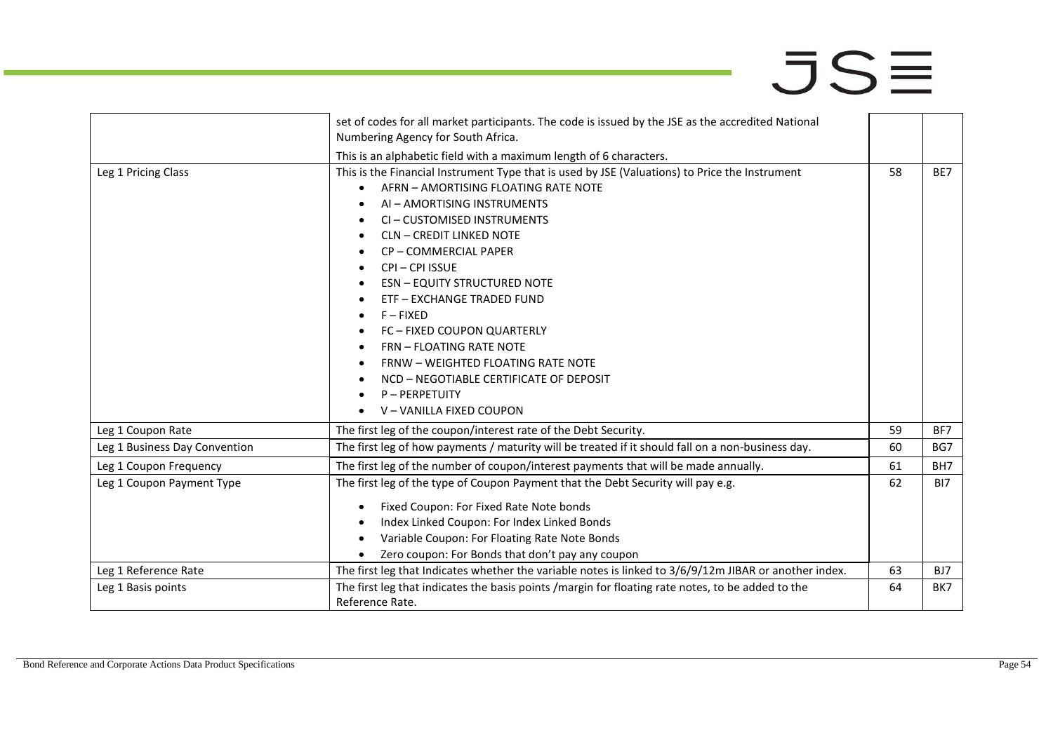| | | | |
|---|---|---|---|
| | set of codes for all market participants. The code is issued by the JSE as the accredited National Numbering Agency for South Africa.<br><br>This is an alphabetic field with a maximum length of 6 characters. | | |
| Leg 1 Pricing Class | This is the Financial Instrument Type that is used by JSE (Valuations) to Price the Instrument<br>• AFRN – AMORTISING FLOATING RATE NOTE<br>• AI – AMORTISING INSTRUMENTS<br>• CI – CUSTOMISED INSTRUMENTS<br>• CLN – CREDIT LINKED NOTE<br>• CP – COMMERCIAL PAPER<br>• CPI – CPI ISSUE<br>• ESN – EQUITY STRUCTURED NOTE<br>• ETF – EXCHANGE TRADED FUND<br>• F – FIXED<br>• FC – FIXED COUPON QUARTERLY<br>• FRN – FLOATING RATE NOTE<br>• FRNW – WEIGHTED FLOATING RATE NOTE<br>• NCD – NEGOTIABLE CERTIFICATE OF DEPOSIT<br>• P – PERPETUITY<br>• V – VANILLA FIXED COUPON | 58 | BE7 |
| Leg 1 Coupon Rate | The first leg of the coupon/interest rate of the Debt Security. | 59 | BF7 |
| Leg 1 Business Day Convention | The first leg of how payments / maturity will be treated if it should fall on a non-business day. | 60 | BG7 |
| Leg 1 Coupon Frequency | The first leg of the number of coupon/interest payments that will be made annually. | 61 | BH7 |
| Leg 1 Coupon Payment Type | The first leg of the type of Coupon Payment that the Debt Security will pay e.g.<br>• Fixed Coupon: For Fixed Rate Note bonds<br>• Index Linked Coupon: For Index Linked Bonds<br>• Variable Coupon: For Floating Rate Note Bonds<br>• Zero coupon: For Bonds that don't pay any coupon | 62 | BI7 |
| Leg 1 Reference Rate | The first leg that Indicates whether the variable notes is linked to 3/6/9/12m JIBAR or another index. | 63 | BJ7 |
| Leg 1 Basis points | The first leg that indicates the basis points /margin for floating rate notes, to be added to the Reference Rate. | 64 | BK7 |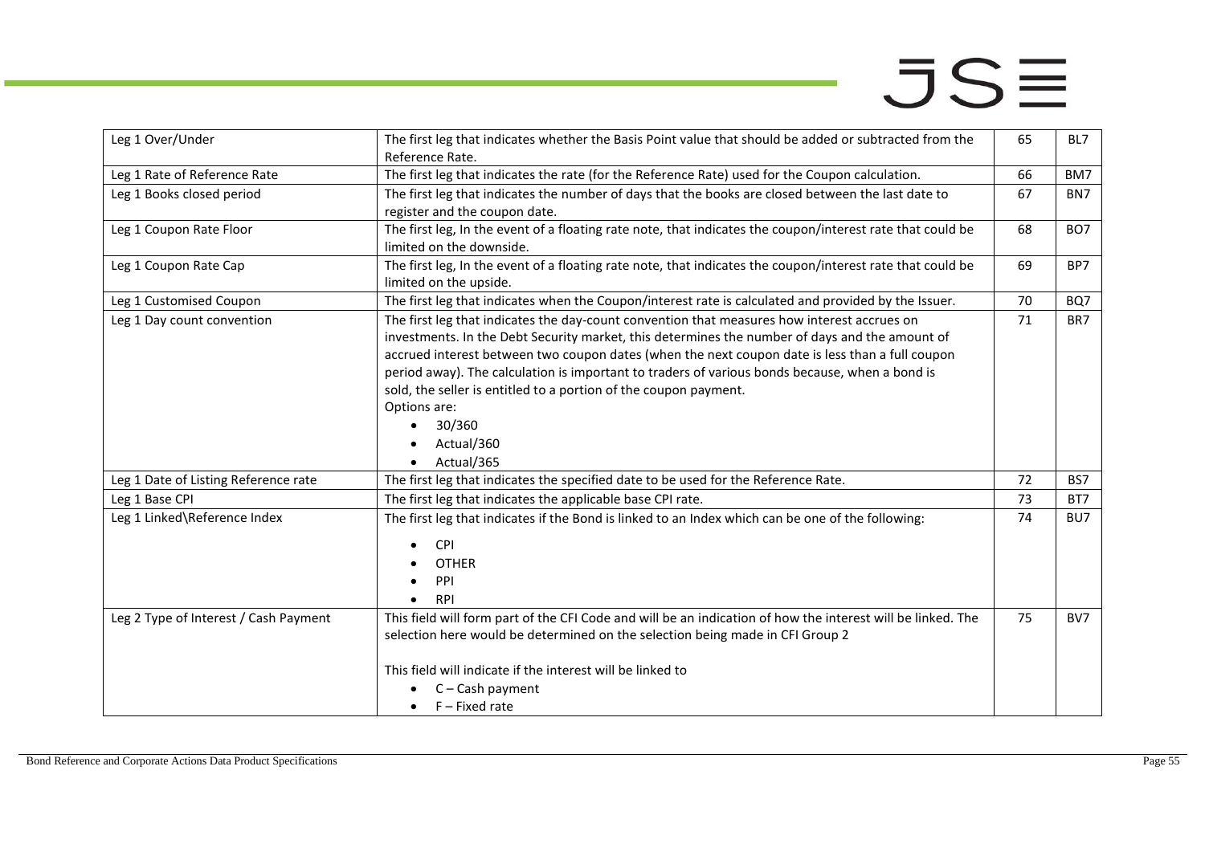| Leg 1 Over/Under | The first leg that indicates whether the Basis Point value that should be added or subtracted from the Reference Rate. | 65 | BL7 |
|---|---|---|---|
| Leg 1 Rate of Reference Rate | The first leg that indicates the rate (for the Reference Rate) used for the Coupon calculation. | 66 | BM7 |
| Leg 1 Books closed period | The first leg that indicates the number of days that the books are closed between the last date to register and the coupon date. | 67 | BN7 |
| Leg 1 Coupon Rate Floor | The first leg, In the event of a floating rate note, that indicates the coupon/interest rate that could be limited on the downside. | 68 | BO7 |
| Leg 1 Coupon Rate Cap | The first leg, In the event of a floating rate note, that indicates the coupon/interest rate that could be limited on the upside. | 69 | BP7 |
| Leg 1 Customised Coupon | The first leg that indicates when the Coupon/interest rate is calculated and provided by the Issuer. | 70 | BQ7 |
| Leg 1 Day count convention | The first leg that indicates the day-count convention that measures how interest accrues on investments. In the Debt Security market, this determines the number of days and the amount of accrued interest between two coupon dates (when the next coupon date is less than a full coupon period away). The calculation is important to traders of various bonds because, when a bond is sold, the seller is entitled to a portion of the coupon payment.<br>Options are:<br>• 30/360<br>• Actual/360<br>• Actual/365 | 71 | BR7 |
| Leg 1 Date of Listing Reference rate | The first leg that indicates the specified date to be used for the Reference Rate. | 72 | BS7 |
| Leg 1 Base CPI | The first leg that indicates the applicable base CPI rate. | 73 | BT7 |
| Leg 1 Linked\Reference Index | The first leg that indicates if the Bond is linked to an Index which can be one of the following:<br>• CPI<br>• OTHER<br>• PPI<br>• RPI | 74 | BU7 |
| Leg 2 Type of Interest / Cash Payment | This field will form part of the CFI Code and will be an indication of how the interest will be linked. The selection here would be determined on the selection being made in CFI Group 2<br><br>This field will indicate if the interest will be linked to<br>• C – Cash payment<br>• F – Fixed rate | 75 | BV7 |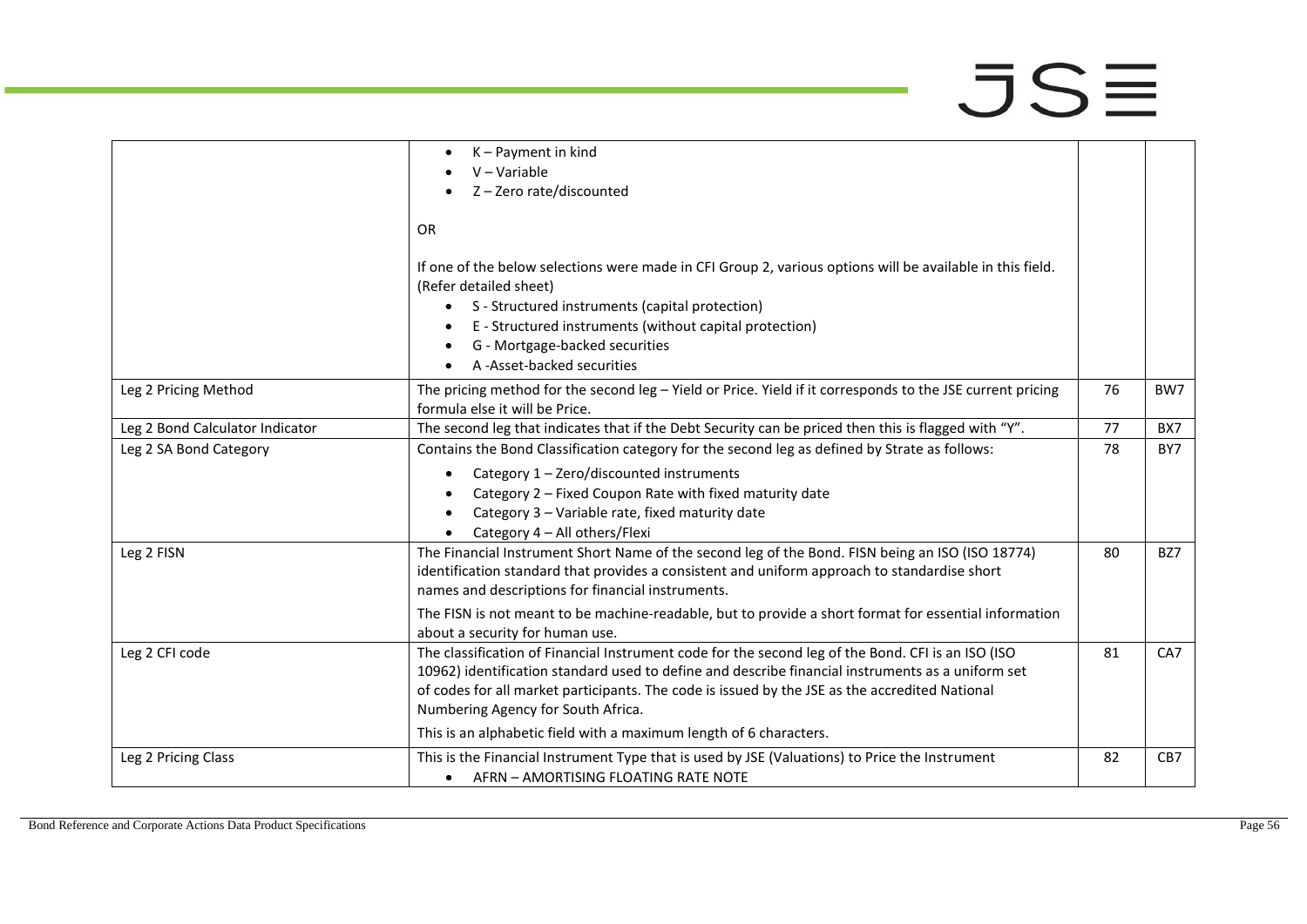| | | | |
|---|---|---|---|
| | • K – Payment in kind<br>• V – Variable<br>• Z – Zero rate/discounted<br><br>OR<br><br>If one of the below selections were made in CFI Group 2, various options will be available in this field. (Refer detailed sheet)<br>• S - Structured instruments (capital protection)<br>• E - Structured instruments (without capital protection)<br>• G - Mortgage-backed securities<br>• A -Asset-backed securities | | |
| Leg 2 Pricing Method | The pricing method for the second leg – Yield or Price. Yield if it corresponds to the JSE current pricing formula else it will be Price. | 76 | BW7 |
| Leg 2 Bond Calculator Indicator | The second leg that indicates that if the Debt Security can be priced then this is flagged with "Y". | 77 | BX7 |
| Leg 2 SA Bond Category | Contains the Bond Classification category for the second leg as defined by Strate as follows:<br>• Category 1 – Zero/discounted instruments<br>• Category 2 – Fixed Coupon Rate with fixed maturity date<br>• Category 3 – Variable rate, fixed maturity date<br>• Category 4 – All others/Flexi | 78 | BY7 |
| Leg 2 FISN | The Financial Instrument Short Name of the second leg of the Bond. FISN being an ISO (ISO 18774) identification standard that provides a consistent and uniform approach to standardise short names and descriptions for financial instruments.<br><br>The FISN is not meant to be machine-readable, but to provide a short format for essential information about a security for human use. | 80 | BZ7 |
| Leg 2 CFI code | The classification of Financial Instrument code for the second leg of the Bond. CFI is an ISO (ISO 10962) identification standard used to define and describe financial instruments as a uniform set of codes for all market participants. The code is issued by the JSE as the accredited National Numbering Agency for South Africa.<br><br>This is an alphabetic field with a maximum length of 6 characters. | 81 | CA7 |
| Leg 2 Pricing Class | This is the Financial Instrument Type that is used by JSE (Valuations) to Price the Instrument<br>• AFRN – AMORTISING FLOATING RATE NOTE | 82 | CB7 |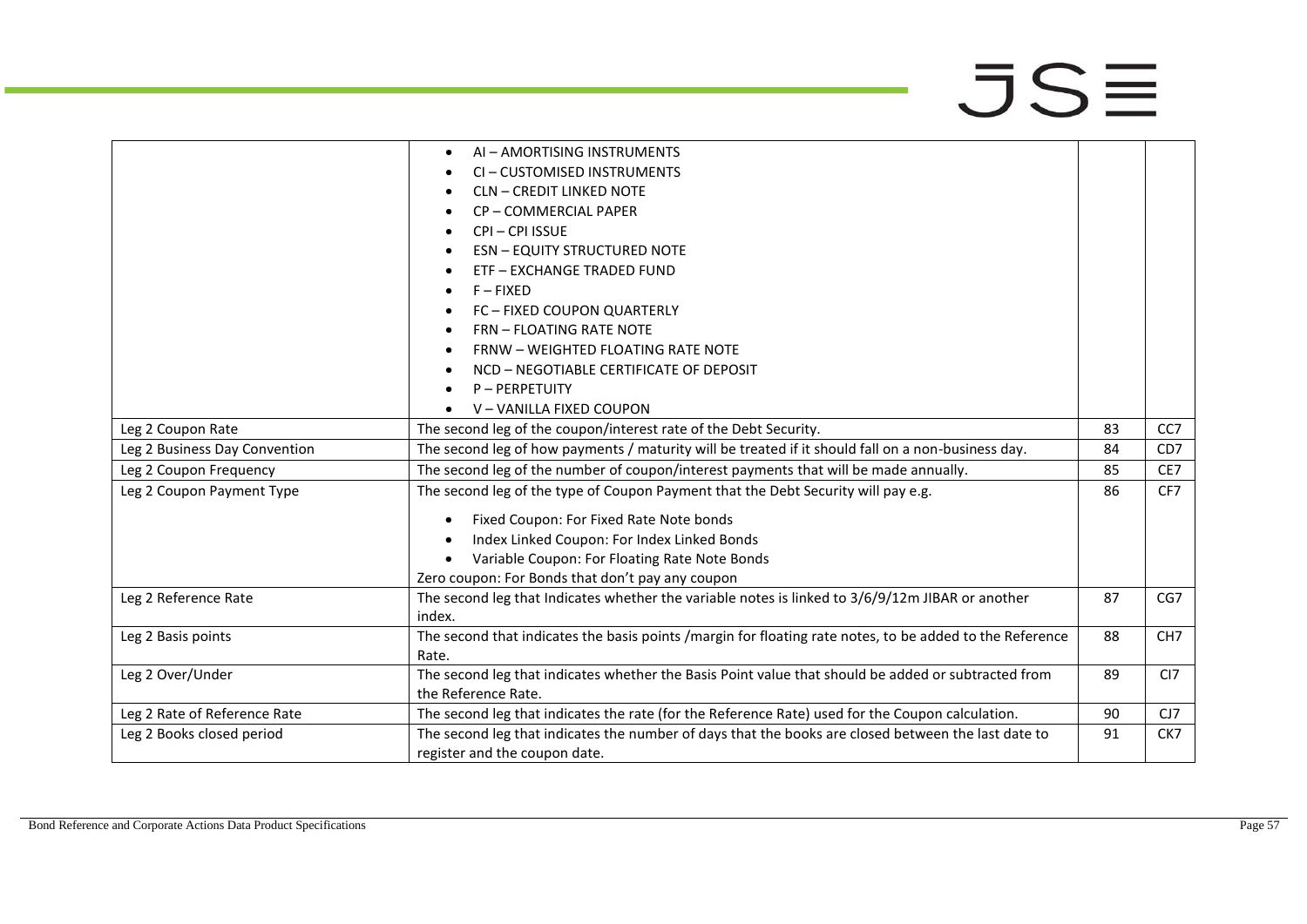| | | | |
|---|---|---|---|
| | • AI – AMORTISING INSTRUMENTS<br>• CI – CUSTOMISED INSTRUMENTS<br>• CLN – CREDIT LINKED NOTE<br>• CP – COMMERCIAL PAPER<br>• CPI – CPI ISSUE<br>• ESN – EQUITY STRUCTURED NOTE<br>• ETF – EXCHANGE TRADED FUND<br>• F – FIXED<br>• FC – FIXED COUPON QUARTERLY<br>• FRN – FLOATING RATE NOTE<br>• FRNW – WEIGHTED FLOATING RATE NOTE<br>• NCD – NEGOTIABLE CERTIFICATE OF DEPOSIT<br>• P – PERPETUITY<br>• V – VANILLA FIXED COUPON | | |
| Leg 2 Coupon Rate | The second leg of the coupon/interest rate of the Debt Security. | 83 | CC7 |
| Leg 2 Business Day Convention | The second leg of how payments / maturity will be treated if it should fall on a non-business day. | 84 | CD7 |
| Leg 2 Coupon Frequency | The second leg of the number of coupon/interest payments that will be made annually. | 85 | CE7 |
| Leg 2 Coupon Payment Type | The second leg of the type of Coupon Payment that the Debt Security will pay e.g.<br>• Fixed Coupon: For Fixed Rate Note bonds<br>• Index Linked Coupon: For Index Linked Bonds<br>• Variable Coupon: For Floating Rate Note Bonds<br>Zero coupon: For Bonds that don't pay any coupon | 86 | CF7 |
| Leg 2 Reference Rate | The second leg that Indicates whether the variable notes is linked to 3/6/9/12m JIBAR or another index. | 87 | CG7 |
| Leg 2 Basis points | The second that indicates the basis points /margin for floating rate notes, to be added to the Reference Rate. | 88 | CH7 |
| Leg 2 Over/Under | The second leg that indicates whether the Basis Point value that should be added or subtracted from the Reference Rate. | 89 | CI7 |
| Leg 2 Rate of Reference Rate | The second leg that indicates the rate (for the Reference Rate) used for the Coupon calculation. | 90 | CJ7 |
| Leg 2 Books closed period | The second leg that indicates the number of days that the books are closed between the last date to register and the coupon date. | 91 | CK7 |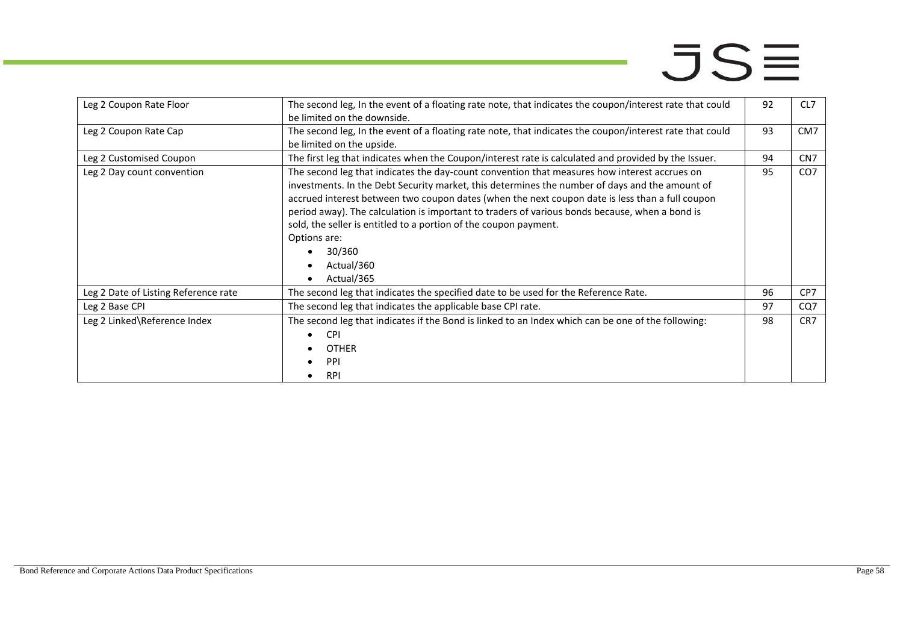| Leg 2 Coupon Rate Floor | The second leg, In the event of a floating rate note, that indicates the coupon/interest rate that could be limited on the downside. | 92 | CL7 |
|---|---|---|---|
| Leg 2 Coupon Rate Cap | The second leg, In the event of a floating rate note, that indicates the coupon/interest rate that could be limited on the upside. | 93 | CM7 |
| Leg 2 Customised Coupon | The first leg that indicates when the Coupon/interest rate is calculated and provided by the Issuer. | 94 | CN7 |
| Leg 2 Day count convention | The second leg that indicates the day-count convention that measures how interest accrues on investments. In the Debt Security market, this determines the number of days and the amount of accrued interest between two coupon dates (when the next coupon date is less than a full coupon period away). The calculation is important to traders of various bonds because, when a bond is sold, the seller is entitled to a portion of the coupon payment.<br>Options are:<br>• 30/360<br>• Actual/360<br>• Actual/365 | 95 | CO7 |
| Leg 2 Date of Listing Reference rate | The second leg that indicates the specified date to be used for the Reference Rate. | 96 | CP7 |
| Leg 2 Base CPI | The second leg that indicates the applicable base CPI rate. | 97 | CQ7 |
| Leg 2 Linked\Reference Index | The second leg that indicates if the Bond is linked to an Index which can be one of the following:<br>• CPI<br>• OTHER<br>• PPI<br>• RPI | 98 | CR7 |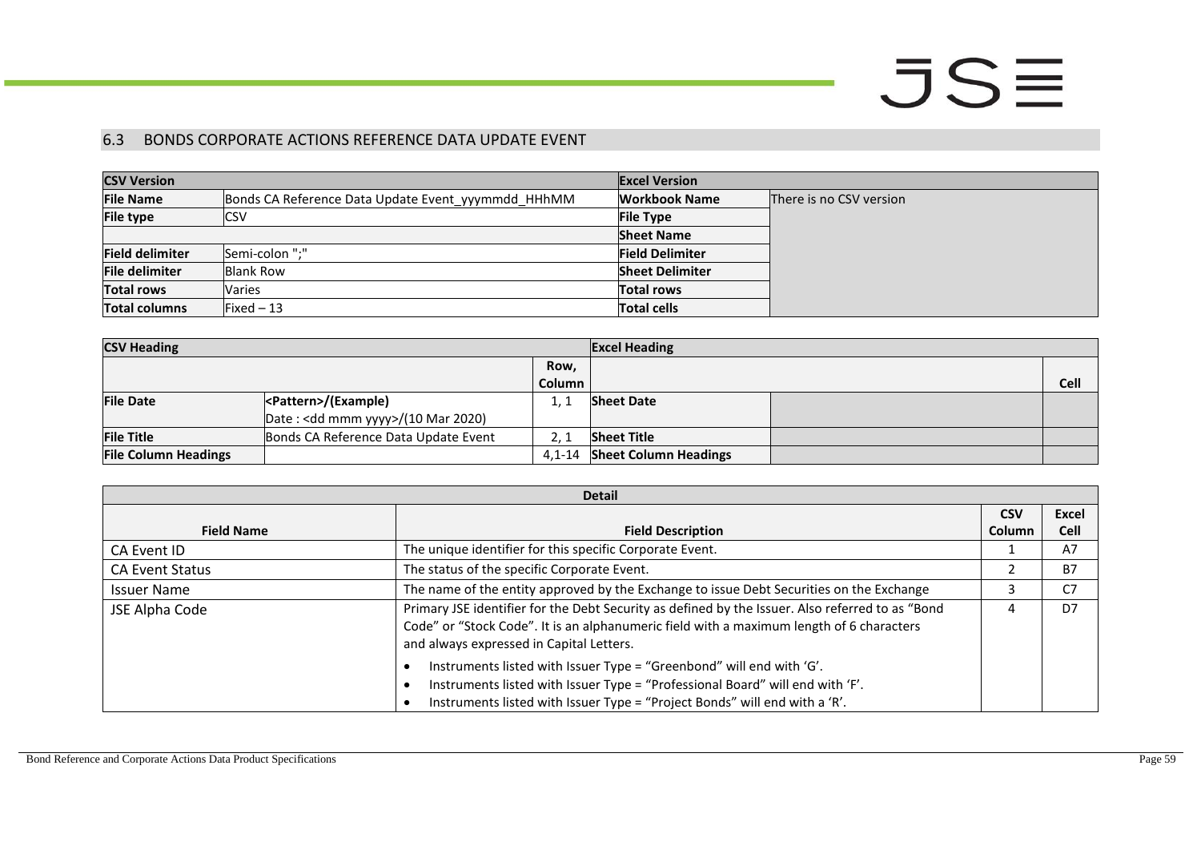## 6.3 BONDS CORPORATE ACTIONS REFERENCE DATA UPDATE EVENT

| CSV Version | | Excel Version | |
|---|---|---|---|
| **File Name** | Bonds CA Reference Data Update Event_yyymmdd_HHhMM | **Workbook Name** | There is no CSV version |
| **File type** | CSV | **File Type** | |
| | | **Sheet Name** | |
| **Field delimiter** | Semi-colon ";" | **Field Delimiter** | |
| **File delimiter** | Blank Row | **Sheet Delimiter** | |
| **Total rows** | Varies | **Total rows** | |
| **Total columns** | Fixed – 13 | **Total cells** | |

| CSV Heading | | | Excel Heading | | |
|---|---|---|---|---|---|
| | | **Row, Column** | | | **Cell** |
| **File Date** | **<Pattern>/(Example)** Date : <dd mmm yyyy>/(10 Mar 2020) | 1, 1 | **Sheet Date** | | |
| **File Title** | Bonds CA Reference Data Update Event | 2, 1 | **Sheet Title** | | |
| **File Column Headings** | | 4,1-14 | **Sheet Column Headings** | | |

| Detail | | | |
|---|---|---|---|
| **Field Name** | **Field Description** | **CSV Column** | **Excel Cell** |
| CA Event ID | The unique identifier for this specific Corporate Event. | 1 | A7 |
| CA Event Status | The status of the specific Corporate Event. | 2 | B7 |
| Issuer Name | The name of the entity approved by the Exchange to issue Debt Securities on the Exchange | 3 | C7 |
| JSE Alpha Code | Primary JSE identifier for the Debt Security as defined by the Issuer. Also referred to as "Bond Code" or "Stock Code". It is an alphanumeric field with a maximum length of 6 characters and always expressed in Capital Letters.<br>• Instruments listed with Issuer Type = "Greenbond" will end with 'G'.<br>• Instruments listed with Issuer Type = "Professional Board" will end with 'F'.<br>• Instruments listed with Issuer Type = "Project Bonds" will end with a 'R'. | 4 | D7 |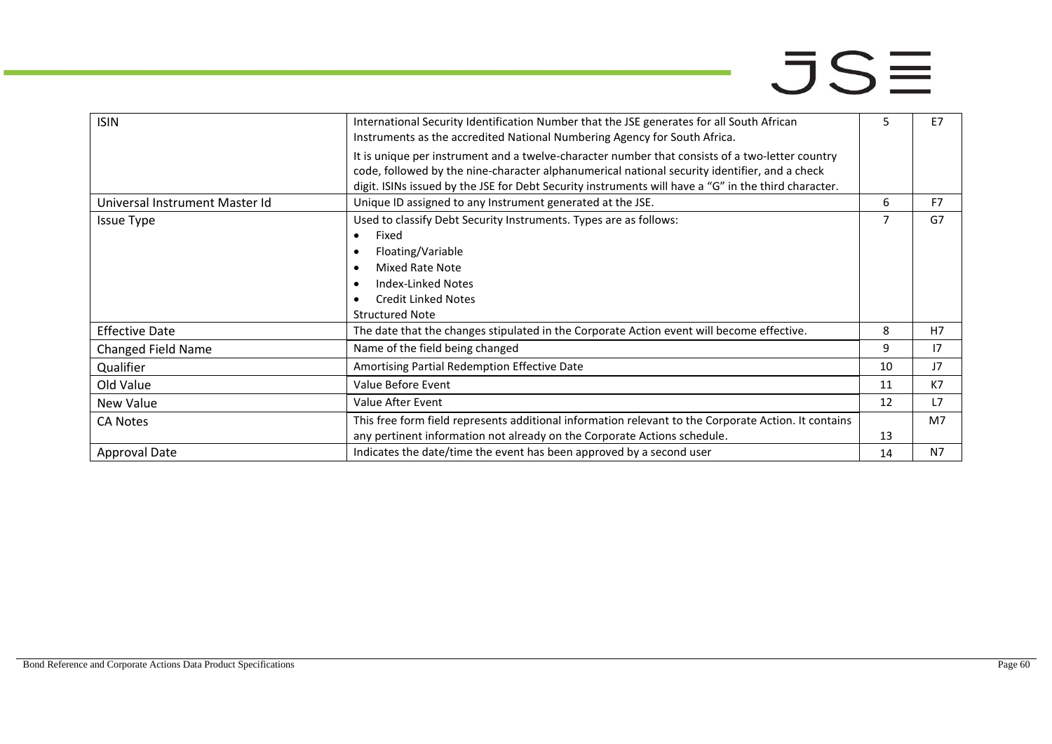| ISIN | International Security Identification Number that the JSE generates for all South African Instruments as the accredited National Numbering Agency for South Africa.<br>It is unique per instrument and a twelve-character number that consists of a two-letter country code, followed by the nine-character alphanumerical national security identifier, and a check digit. ISINs issued by the JSE for Debt Security instruments will have a "G" in the third character. | 5 | E7 |
|---|---|---|---|
| Universal Instrument Master Id | Unique ID assigned to any Instrument generated at the JSE. | 6 | F7 |
| Issue Type | Used to classify Debt Security Instruments. Types are as follows:<br>• Fixed<br>• Floating/Variable<br>• Mixed Rate Note<br>• Index-Linked Notes<br>• Credit Linked Notes<br>Structured Note | 7 | G7 |
| Effective Date | The date that the changes stipulated in the Corporate Action event will become effective. | 8 | H7 |
| Changed Field Name | Name of the field being changed | 9 | I7 |
| Qualifier | Amortising Partial Redemption Effective Date | 10 | J7 |
| Old Value | Value Before Event | 11 | K7 |
| New Value | Value After Event | 12 | L7 |
| CA Notes | This free form field represents additional information relevant to the Corporate Action. It contains any pertinent information not already on the Corporate Actions schedule. | 13 | M7 |
| Approval Date | Indicates the date/time the event has been approved by a second user | 14 | N7 |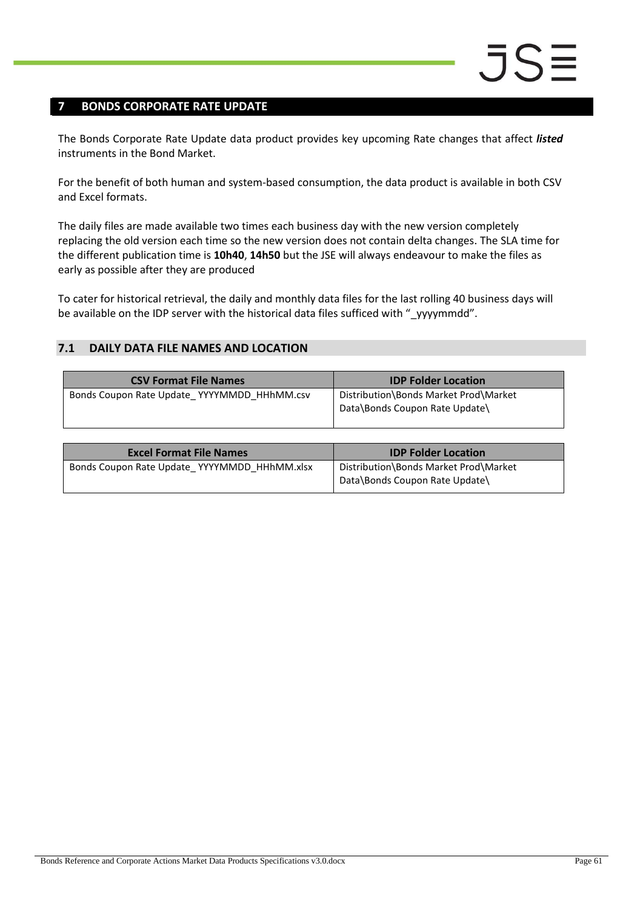## 7 BONDS CORPORATE RATE UPDATE

The Bonds Corporate Rate Update data product provides key upcoming Rate changes that affect ***listed*** instruments in the Bond Market.

For the benefit of both human and system-based consumption, the data product is available in both CSV and Excel formats.

The daily files are made available two times each business day with the new version completely replacing the old version each time so the new version does not contain delta changes. The SLA time for the different publication time is **10h40**, **14h50** but the JSE will always endeavour to make the files as early as possible after they are produced

To cater for historical retrieval, the daily and monthly data files for the last rolling 40 business days will be available on the IDP server with the historical data files sufficed with "_yyyymmdd".

### 7.1 DAILY DATA FILE NAMES AND LOCATION

| CSV Format File Names | IDP Folder Location |
|---|---|
| Bonds Coupon Rate Update_ YYYYMMDD_HHhMM.csv | Distribution\Bonds Market Prod\Market Data\Bonds Coupon Rate Update\ |

| Excel Format File Names | IDP Folder Location |
|---|---|
| Bonds Coupon Rate Update_ YYYYMMDD_HHhMM.xlsx | Distribution\Bonds Market Prod\Market Data\Bonds Coupon Rate Update\ |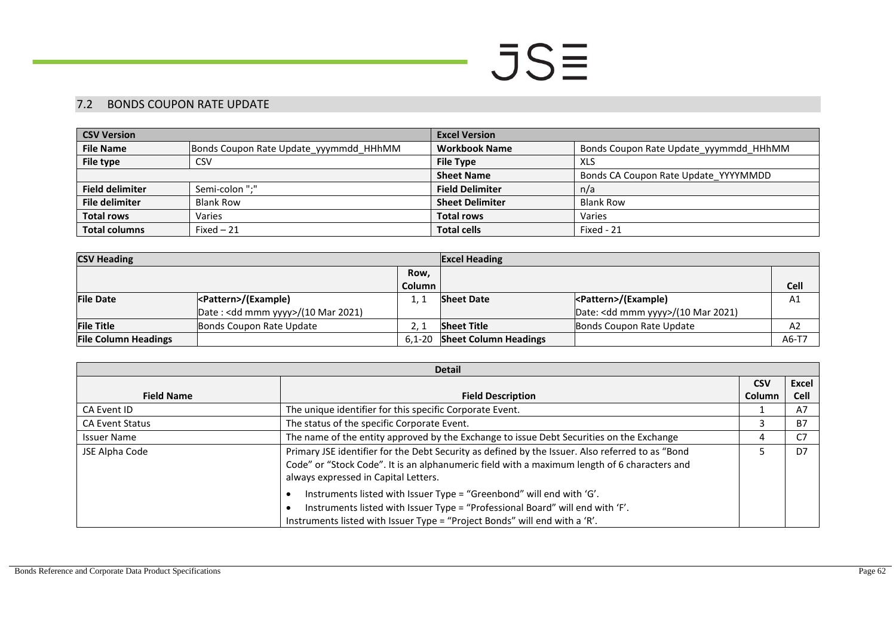## 7.2 BONDS COUPON RATE UPDATE

| CSV Version | | Excel Version | |
|---|---|---|---|
| **File Name** | Bonds Coupon Rate Update_yyymmdd_HHhMM | **Workbook Name** | Bonds Coupon Rate Update_yyymmdd_HHhMM |
| **File type** | CSV | **File Type** | XLS |
| | | **Sheet Name** | Bonds CA Coupon Rate Update_YYYYMMDD |
| **Field delimiter** | Semi-colon ";" | **Field Delimiter** | n/a |
| **File delimiter** | Blank Row | **Sheet Delimiter** | Blank Row |
| **Total rows** | Varies | **Total rows** | Varies |
| **Total columns** | Fixed – 21 | **Total cells** | Fixed - 21 |

| CSV Heading | | | Excel Heading | | |
|---|---|---|---|---|---|
| | | Row, Column | | | Cell |
| **File Date** | <Pattern>/(Example)<br>Date : <dd mmm yyyy>/(10 Mar 2021) | 1, 1 | **Sheet Date** | <Pattern>/(Example)<br>Date: <dd mmm yyyy>/(10 Mar 2021) | A1 |
| **File Title** | Bonds Coupon Rate Update | 2, 1 | **Sheet Title** | Bonds Coupon Rate Update | A2 |
| **File Column Headings** | | 6,1-20 | **Sheet Column Headings** | | A6-T7 |

| Detail | | | |
|---|---|---|---|
| **Field Name** | **Field Description** | **CSV Column** | **Excel Cell** |
| CA Event ID | The unique identifier for this specific Corporate Event. | 1 | A7 |
| CA Event Status | The status of the specific Corporate Event. | 3 | B7 |
| Issuer Name | The name of the entity approved by the Exchange to issue Debt Securities on the Exchange | 4 | C7 |
| JSE Alpha Code | Primary JSE identifier for the Debt Security as defined by the Issuer. Also referred to as "Bond Code" or "Stock Code". It is an alphanumeric field with a maximum length of 6 characters and always expressed in Capital Letters.<br>• Instruments listed with Issuer Type = "Greenbond" will end with 'G'.<br>• Instruments listed with Issuer Type = "Professional Board" will end with 'F'.<br>Instruments listed with Issuer Type = "Project Bonds" will end with a 'R'. | 5 | D7 |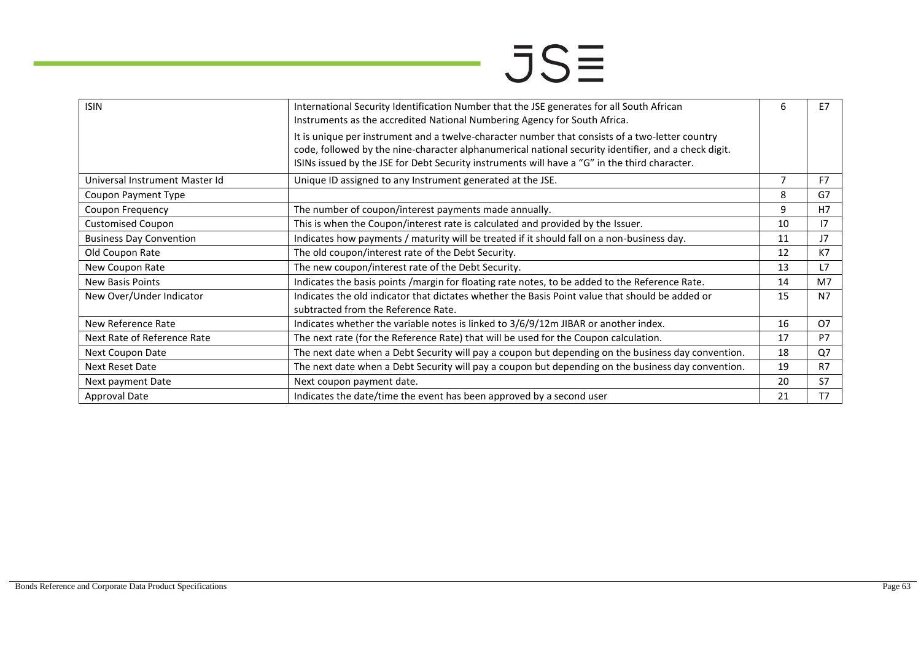| | | | |
|---|---|---|---|
| ISIN | International Security Identification Number that the JSE generates for all South African Instruments as the accredited National Numbering Agency for South Africa.<br><br>It is unique per instrument and a twelve-character number that consists of a two-letter country code, followed by the nine-character alphanumerical national security identifier, and a check digit. ISINs issued by the JSE for Debt Security instruments will have a "G" in the third character. | 6 | E7 |
| Universal Instrument Master Id | Unique ID assigned to any Instrument generated at the JSE. | 7 | F7 |
| Coupon Payment Type | | 8 | G7 |
| Coupon Frequency | The number of coupon/interest payments made annually. | 9 | H7 |
| Customised Coupon | This is when the Coupon/interest rate is calculated and provided by the Issuer. | 10 | I7 |
| Business Day Convention | Indicates how payments / maturity will be treated if it should fall on a non-business day. | 11 | J7 |
| Old Coupon Rate | The old coupon/interest rate of the Debt Security. | 12 | K7 |
| New Coupon Rate | The new coupon/interest rate of the Debt Security. | 13 | L7 |
| New Basis Points | Indicates the basis points /margin for floating rate notes, to be added to the Reference Rate. | 14 | M7 |
| New Over/Under Indicator | Indicates the old indicator that dictates whether the Basis Point value that should be added or subtracted from the Reference Rate. | 15 | N7 |
| New Reference Rate | Indicates whether the variable notes is linked to 3/6/9/12m JIBAR or another index. | 16 | O7 |
| Next Rate of Reference Rate | The next rate (for the Reference Rate) that will be used for the Coupon calculation. | 17 | P7 |
| Next Coupon Date | The next date when a Debt Security will pay a coupon but depending on the business day convention. | 18 | Q7 |
| Next Reset Date | The next date when a Debt Security will pay a coupon but depending on the business day convention. | 19 | R7 |
| Next payment Date | Next coupon payment date. | 20 | S7 |
| Approval Date | Indicates the date/time the event has been approved by a second user | 21 | T7 |